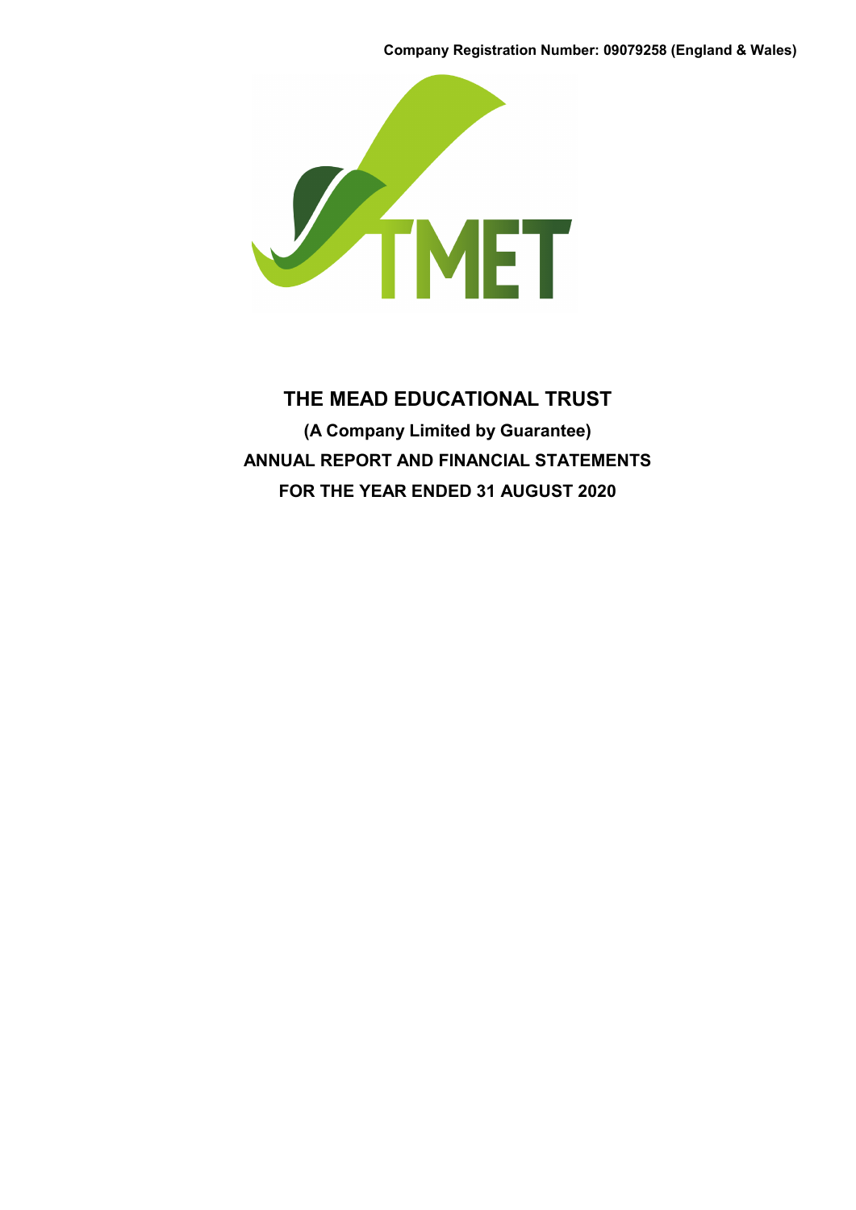**Company Registration Number: 09079258 (England & Wales)**

# THE MEAD EDUCATIONAL TRUST

**(A Company Limited by Guarantee)**

**ANNUAL REPORT AND FINANCIAL STATEMENTS**

**FOR THE YEAR ENDED 31 AUGUST 2020**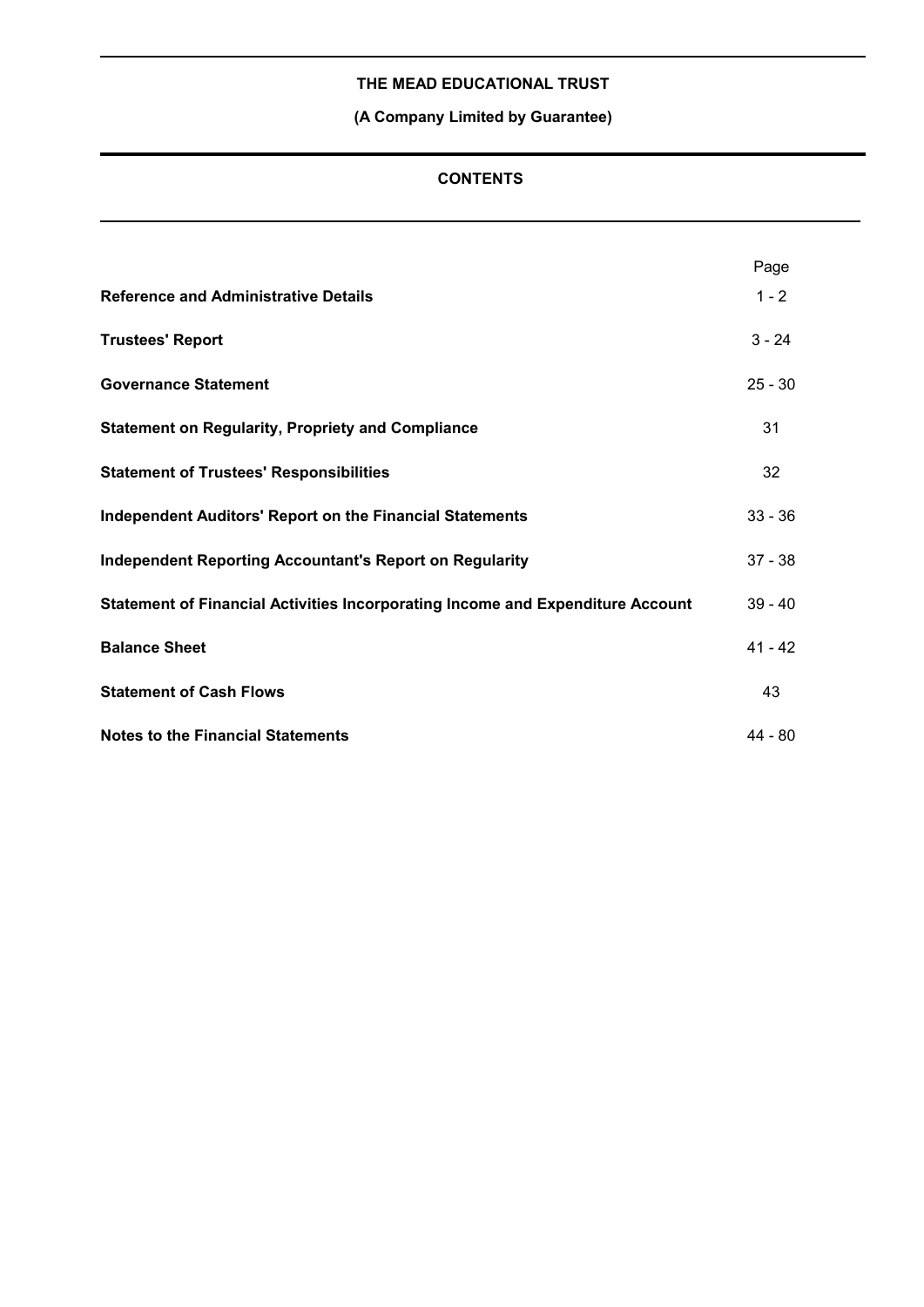# THE MEAD EDUCATIONAL TRUST

**(A Company Limited by Guarantee)**

## CONTENTS

| | Page |
|---|---|
| **Reference and Administrative Details** | 1 - 2 |
| **Trustees' Report** | 3 - 24 |
| **Governance Statement** | 25 - 30 |
| **Statement on Regularity, Propriety and Compliance** | 31 |
| **Statement of Trustees' Responsibilities** | 32 |
| **Independent Auditors' Report on the Financial Statements** | 33 - 36 |
| **Independent Reporting Accountant's Report on Regularity** | 37 - 38 |
| **Statement of Financial Activities Incorporating Income and Expenditure Account** | 39 - 40 |
| **Balance Sheet** | 41 - 42 |
| **Statement of Cash Flows** | 43 |
| **Notes to the Financial Statements** | 44 - 80 |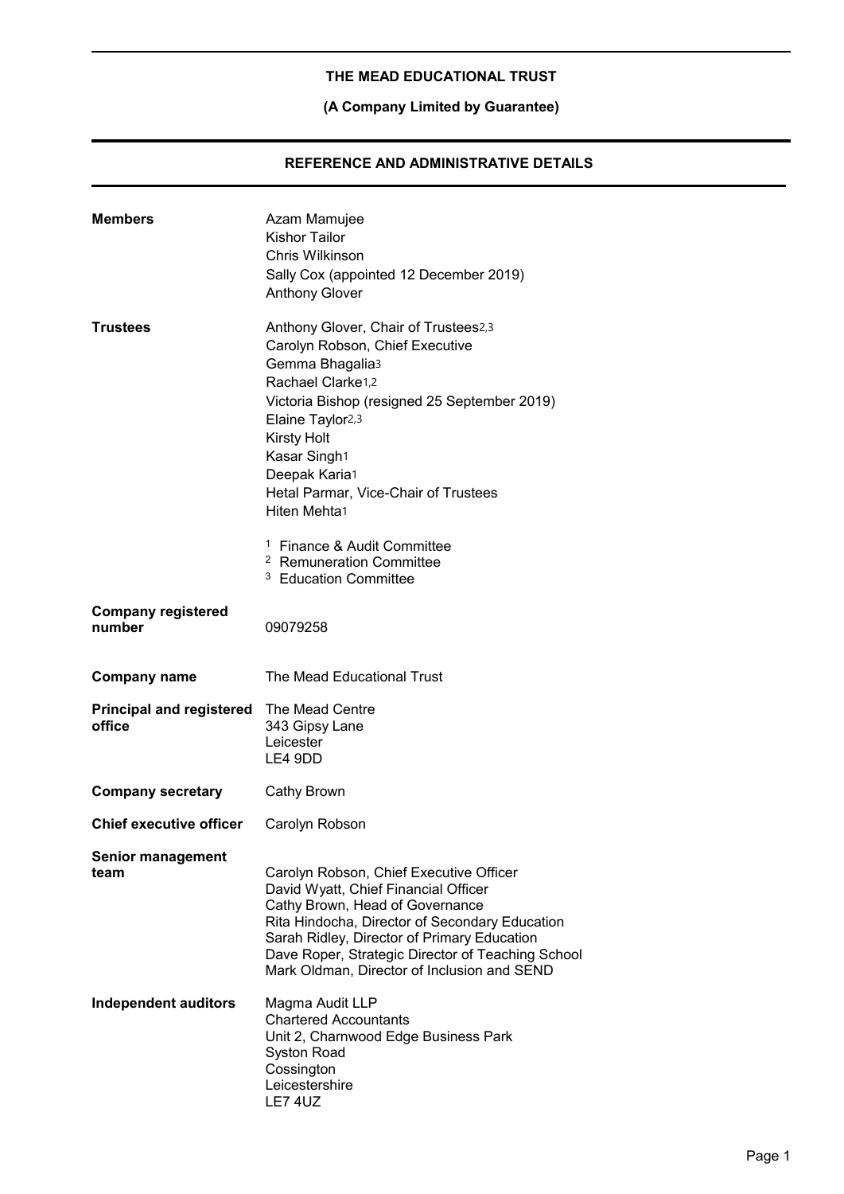# THE MEAD EDUCATIONAL TRUST

## (A Company Limited by Guarantee)

## REFERENCE AND ADMINISTRATIVE DETAILS

**Members**

Azam Mamujee
Kishor Tailor
Chris Wilkinson
Sally Cox (appointed 12 December 2019)
Anthony Glover

**Trustees**

Anthony Glover, Chair of Trustees[2,3]
Carolyn Robson, Chief Executive
Gemma Bhagalia[3]
Rachael Clarke[1,2]
Victoria Bishop (resigned 25 September 2019)
Elaine Taylor[2,3]
Kirsty Holt
Kasar Singh[1]
Deepak Karia[1]
Hetal Parmar, Vice-Chair of Trustees
Hiten Mehta[1]

[1] Finance & Audit Committee
[2] Remuneration Committee
[3] Education Committee

**Company registered number**

09079258

**Company name**

The Mead Educational Trust

**Principal and registered office**

The Mead Centre
343 Gipsy Lane
Leicester
LE4 9DD

**Company secretary**

Cathy Brown

**Chief executive officer**

Carolyn Robson

**Senior management team**

Carolyn Robson, Chief Executive Officer
David Wyatt, Chief Financial Officer
Cathy Brown, Head of Governance
Rita Hindocha, Director of Secondary Education
Sarah Ridley, Director of Primary Education
Dave Roper, Strategic Director of Teaching School
Mark Oldman, Director of Inclusion and SEND

**Independent auditors**

Magma Audit LLP
Chartered Accountants
Unit 2, Charnwood Edge Business Park
Syston Road
Cossington
Leicestershire
LE7 4UZ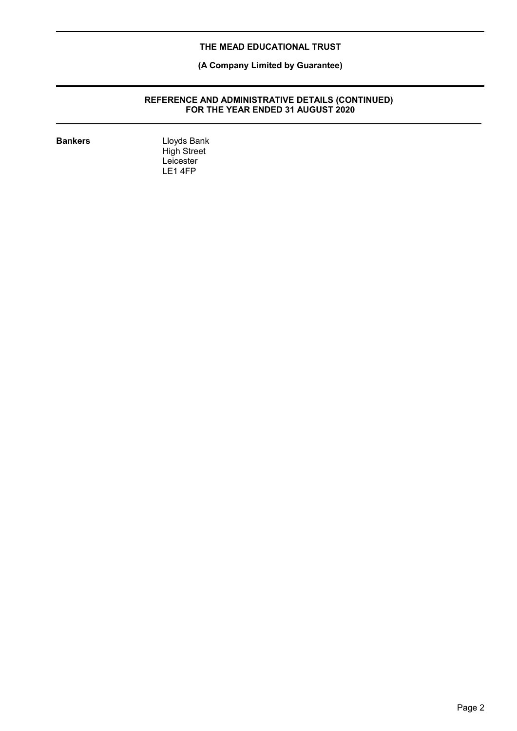## REFERENCE AND ADMINISTRATIVE DETAILS (CONTINUED) FOR THE YEAR ENDED 31 AUGUST 2020

**Bankers**

Lloyds Bank
High Street
Leicester
LE1 4FP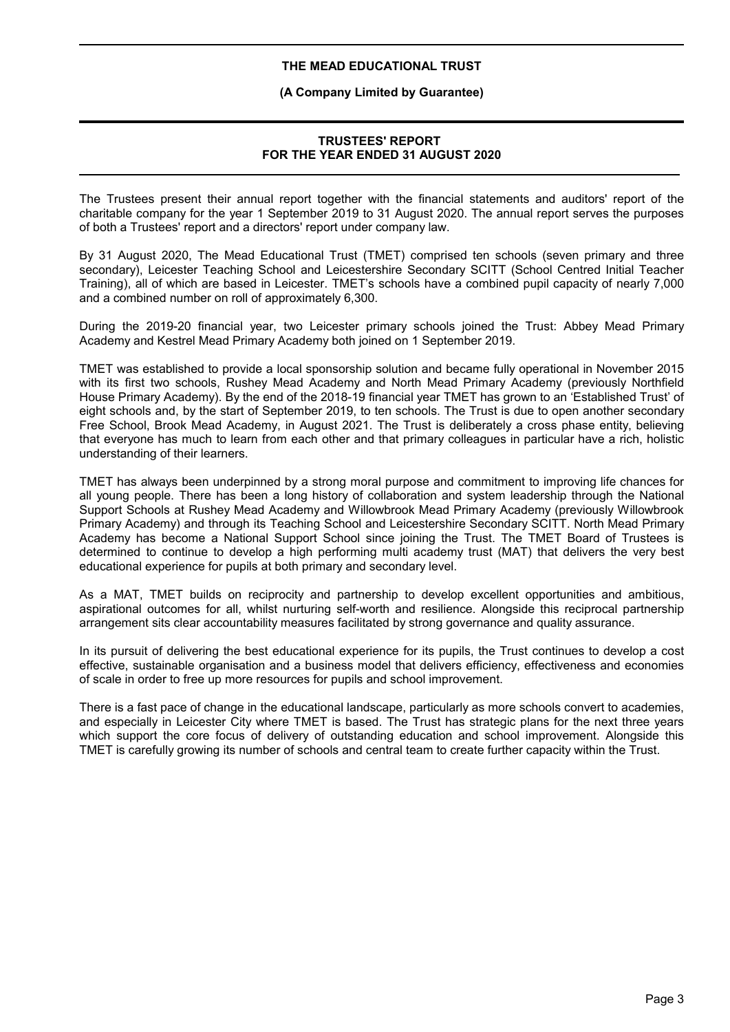# TRUSTEES' REPORT FOR THE YEAR ENDED 31 AUGUST 2020

The Trustees present their annual report together with the financial statements and auditors' report of the charitable company for the year 1 September 2019 to 31 August 2020. The annual report serves the purposes of both a Trustees' report and a directors' report under company law.

By 31 August 2020, The Mead Educational Trust (TMET) comprised ten schools (seven primary and three secondary), Leicester Teaching School and Leicestershire Secondary SCITT (School Centred Initial Teacher Training), all of which are based in Leicester. TMET's schools have a combined pupil capacity of nearly 7,000 and a combined number on roll of approximately 6,300.

During the 2019-20 financial year, two Leicester primary schools joined the Trust: Abbey Mead Primary Academy and Kestrel Mead Primary Academy both joined on 1 September 2019.

TMET was established to provide a local sponsorship solution and became fully operational in November 2015 with its first two schools, Rushey Mead Academy and North Mead Primary Academy (previously Northfield House Primary Academy). By the end of the 2018-19 financial year TMET has grown to an 'Established Trust' of eight schools and, by the start of September 2019, to ten schools. The Trust is due to open another secondary Free School, Brook Mead Academy, in August 2021. The Trust is deliberately a cross phase entity, believing that everyone has much to learn from each other and that primary colleagues in particular have a rich, holistic understanding of their learners.

TMET has always been underpinned by a strong moral purpose and commitment to improving life chances for all young people. There has been a long history of collaboration and system leadership through the National Support Schools at Rushey Mead Academy and Willowbrook Mead Primary Academy (previously Willowbrook Primary Academy) and through its Teaching School and Leicestershire Secondary SCITT. North Mead Primary Academy has become a National Support School since joining the Trust. The TMET Board of Trustees is determined to continue to develop a high performing multi academy trust (MAT) that delivers the very best educational experience for pupils at both primary and secondary level.

As a MAT, TMET builds on reciprocity and partnership to develop excellent opportunities and ambitious, aspirational outcomes for all, whilst nurturing self-worth and resilience. Alongside this reciprocal partnership arrangement sits clear accountability measures facilitated by strong governance and quality assurance.

In its pursuit of delivering the best educational experience for its pupils, the Trust continues to develop a cost effective, sustainable organisation and a business model that delivers efficiency, effectiveness and economies of scale in order to free up more resources for pupils and school improvement.

There is a fast pace of change in the educational landscape, particularly as more schools convert to academies, and especially in Leicester City where TMET is based. The Trust has strategic plans for the next three years which support the core focus of delivery of outstanding education and school improvement. Alongside this TMET is carefully growing its number of schools and central team to create further capacity within the Trust.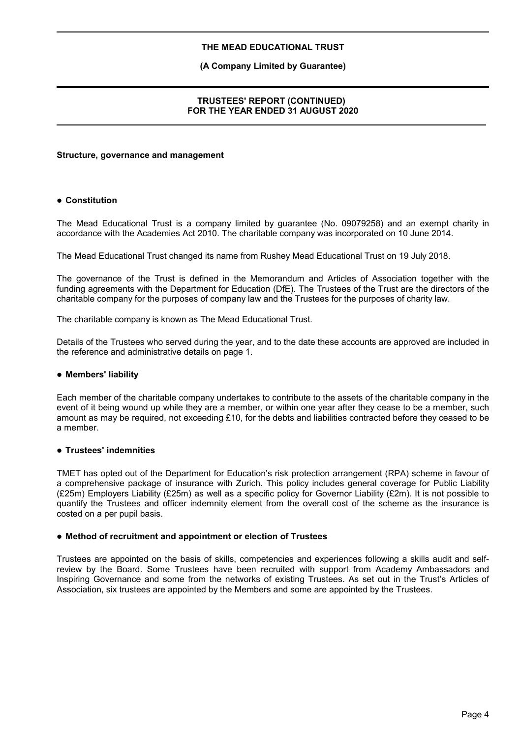## Structure, governance and management

### ● Constitution

The Mead Educational Trust is a company limited by guarantee (No. 09079258) and an exempt charity in accordance with the Academies Act 2010. The charitable company was incorporated on 10 June 2014.

The Mead Educational Trust changed its name from Rushey Mead Educational Trust on 19 July 2018.

The governance of the Trust is defined in the Memorandum and Articles of Association together with the funding agreements with the Department for Education (DfE). The Trustees of the Trust are the directors of the charitable company for the purposes of company law and the Trustees for the purposes of charity law.

The charitable company is known as The Mead Educational Trust.

Details of the Trustees who served during the year, and to the date these accounts are approved are included in the reference and administrative details on page 1.

### ● Members' liability

Each member of the charitable company undertakes to contribute to the assets of the charitable company in the event of it being wound up while they are a member, or within one year after they cease to be a member, such amount as may be required, not exceeding £10, for the debts and liabilities contracted before they ceased to be a member.

### ● Trustees' indemnities

TMET has opted out of the Department for Education's risk protection arrangement (RPA) scheme in favour of a comprehensive package of insurance with Zurich. This policy includes general coverage for Public Liability (£25m) Employers Liability (£25m) as well as a specific policy for Governor Liability (£2m). It is not possible to quantify the Trustees and officer indemnity element from the overall cost of the scheme as the insurance is costed on a per pupil basis.

### ● Method of recruitment and appointment or election of Trustees

Trustees are appointed on the basis of skills, competencies and experiences following a skills audit and self-review by the Board. Some Trustees have been recruited with support from Academy Ambassadors and Inspiring Governance and some from the networks of existing Trustees. As set out in the Trust's Articles of Association, six trustees are appointed by the Members and some are appointed by the Trustees.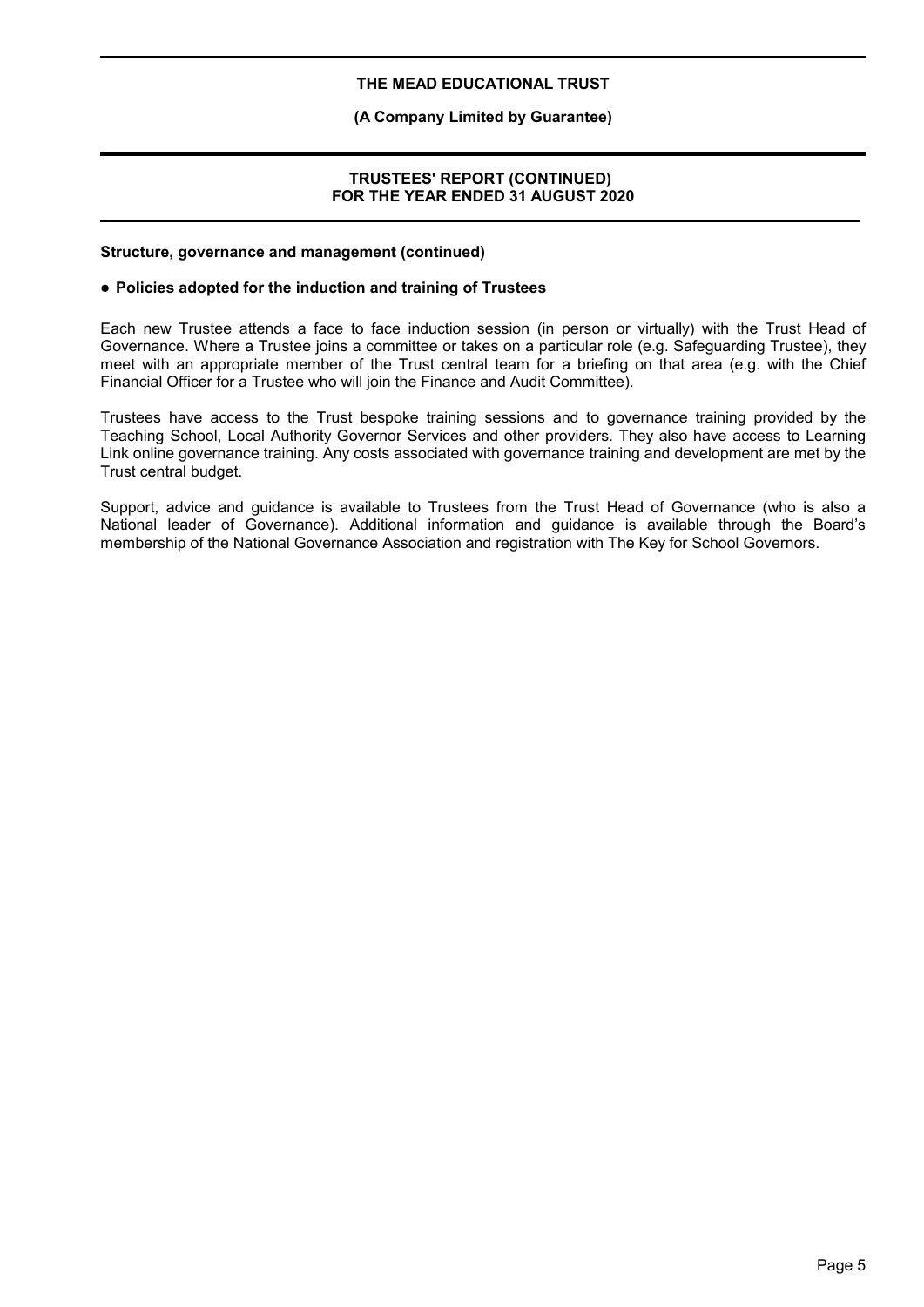**Structure, governance and management (continued)**

- **Policies adopted for the induction and training of Trustees**

Each new Trustee attends a face to face induction session (in person or virtually) with the Trust Head of Governance. Where a Trustee joins a committee or takes on a particular role (e.g. Safeguarding Trustee), they meet with an appropriate member of the Trust central team for a briefing on that area (e.g. with the Chief Financial Officer for a Trustee who will join the Finance and Audit Committee).

Trustees have access to the Trust bespoke training sessions and to governance training provided by the Teaching School, Local Authority Governor Services and other providers. They also have access to Learning Link online governance training. Any costs associated with governance training and development are met by the Trust central budget.

Support, advice and guidance is available to Trustees from the Trust Head of Governance (who is also a National leader of Governance). Additional information and guidance is available through the Board's membership of the National Governance Association and registration with The Key for School Governors.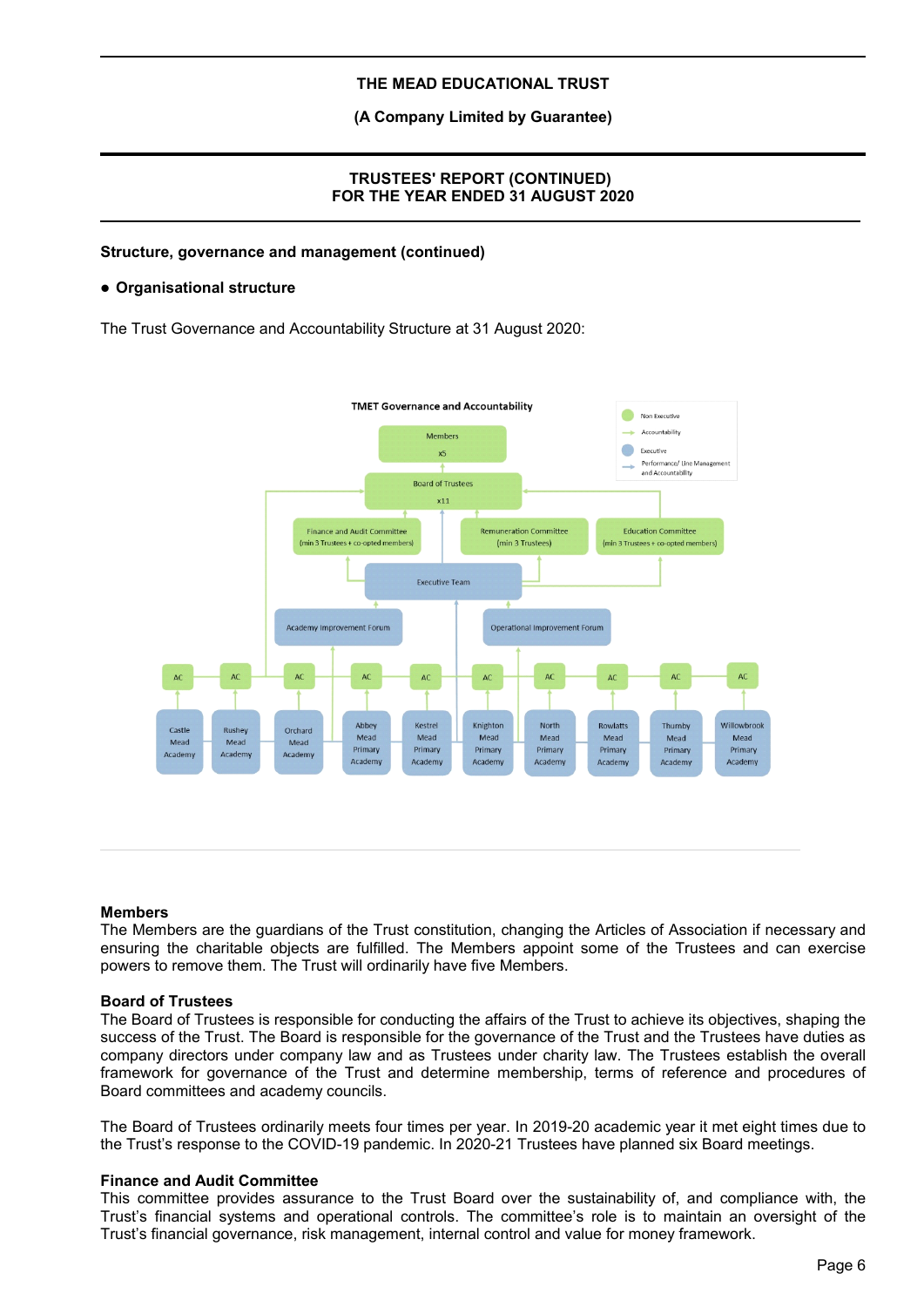## Structure, governance and management (continued)

- **Organisational structure**

The Trust Governance and Accountability Structure at 31 August 2020:

**TMET Governance and Accountability**

Key: Non Executive; Accountability; Executive; Performance/ Line Management and Accountability

- Members x5
- Board of Trustees x11
- Finance and Audit Committee (min 3 Trustees + co-opted members)
- Remuneration Committee (min 3 Trustees)
- Education Committee (min 3 Trustees + co-opted members)
- Executive Team
- Academy Improvement Forum
- Operational Improvement Forum
- AC: Castle Mead Academy
- AC: Rushey Mead Academy
- AC: Orchard Mead Academy
- AC: Abbey Mead Primary Academy
- AC: Kestrel Mead Primary Academy
- AC: Knighton Mead Primary Academy
- AC: North Mead Primary Academy
- AC: Rowlatts Mead Primary Academy
- AC: Thurnby Mead Primary Academy
- AC: Willowbrook Mead Primary Academy

### Members

The Members are the guardians of the Trust constitution, changing the Articles of Association if necessary and ensuring the charitable objects are fulfilled. The Members appoint some of the Trustees and can exercise powers to remove them. The Trust will ordinarily have five Members.

### Board of Trustees

The Board of Trustees is responsible for conducting the affairs of the Trust to achieve its objectives, shaping the success of the Trust. The Board is responsible for the governance of the Trust and the Trustees have duties as company directors under company law and as Trustees under charity law. The Trustees establish the overall framework for governance of the Trust and determine membership, terms of reference and procedures of Board committees and academy councils.

The Board of Trustees ordinarily meets four times per year. In 2019-20 academic year it met eight times due to the Trust's response to the COVID-19 pandemic. In 2020-21 Trustees have planned six Board meetings.

### Finance and Audit Committee

This committee provides assurance to the Trust Board over the sustainability of, and compliance with, the Trust's financial systems and operational controls. The committee's role is to maintain an oversight of the Trust's financial governance, risk management, internal control and value for money framework.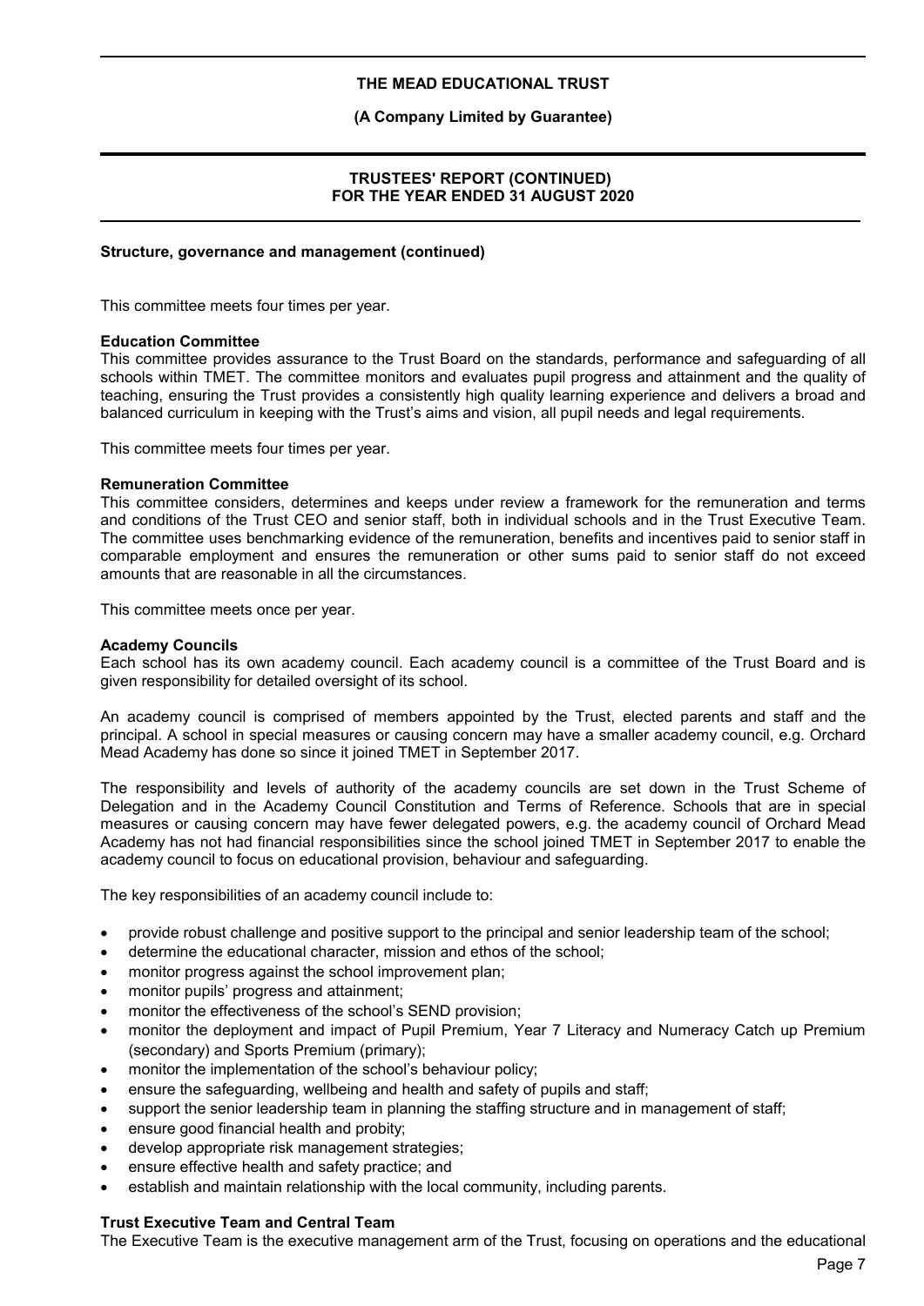### Structure, governance and management (continued)

This committee meets four times per year.

**Education Committee**

This committee provides assurance to the Trust Board on the standards, performance and safeguarding of all schools within TMET. The committee monitors and evaluates pupil progress and attainment and the quality of teaching, ensuring the Trust provides a consistently high quality learning experience and delivers a broad and balanced curriculum in keeping with the Trust's aims and vision, all pupil needs and legal requirements.

This committee meets four times per year.

**Remuneration Committee**

This committee considers, determines and keeps under review a framework for the remuneration and terms and conditions of the Trust CEO and senior staff, both in individual schools and in the Trust Executive Team. The committee uses benchmarking evidence of the remuneration, benefits and incentives paid to senior staff in comparable employment and ensures the remuneration or other sums paid to senior staff do not exceed amounts that are reasonable in all the circumstances.

This committee meets once per year.

**Academy Councils**

Each school has its own academy council. Each academy council is a committee of the Trust Board and is given responsibility for detailed oversight of its school.

An academy council is comprised of members appointed by the Trust, elected parents and staff and the principal. A school in special measures or causing concern may have a smaller academy council, e.g. Orchard Mead Academy has done so since it joined TMET in September 2017.

The responsibility and levels of authority of the academy councils are set down in the Trust Scheme of Delegation and in the Academy Council Constitution and Terms of Reference. Schools that are in special measures or causing concern may have fewer delegated powers, e.g. the academy council of Orchard Mead Academy has not had financial responsibilities since the school joined TMET in September 2017 to enable the academy council to focus on educational provision, behaviour and safeguarding.

The key responsibilities of an academy council include to:

- provide robust challenge and positive support to the principal and senior leadership team of the school;
- determine the educational character, mission and ethos of the school;
- monitor progress against the school improvement plan;
- monitor pupils' progress and attainment;
- monitor the effectiveness of the school's SEND provision;
- monitor the deployment and impact of Pupil Premium, Year 7 Literacy and Numeracy Catch up Premium (secondary) and Sports Premium (primary);
- monitor the implementation of the school's behaviour policy;
- ensure the safeguarding, wellbeing and health and safety of pupils and staff;
- support the senior leadership team in planning the staffing structure and in management of staff;
- ensure good financial health and probity;
- develop appropriate risk management strategies;
- ensure effective health and safety practice; and
- establish and maintain relationship with the local community, including parents.

**Trust Executive Team and Central Team**

The Executive Team is the executive management arm of the Trust, focusing on operations and the educational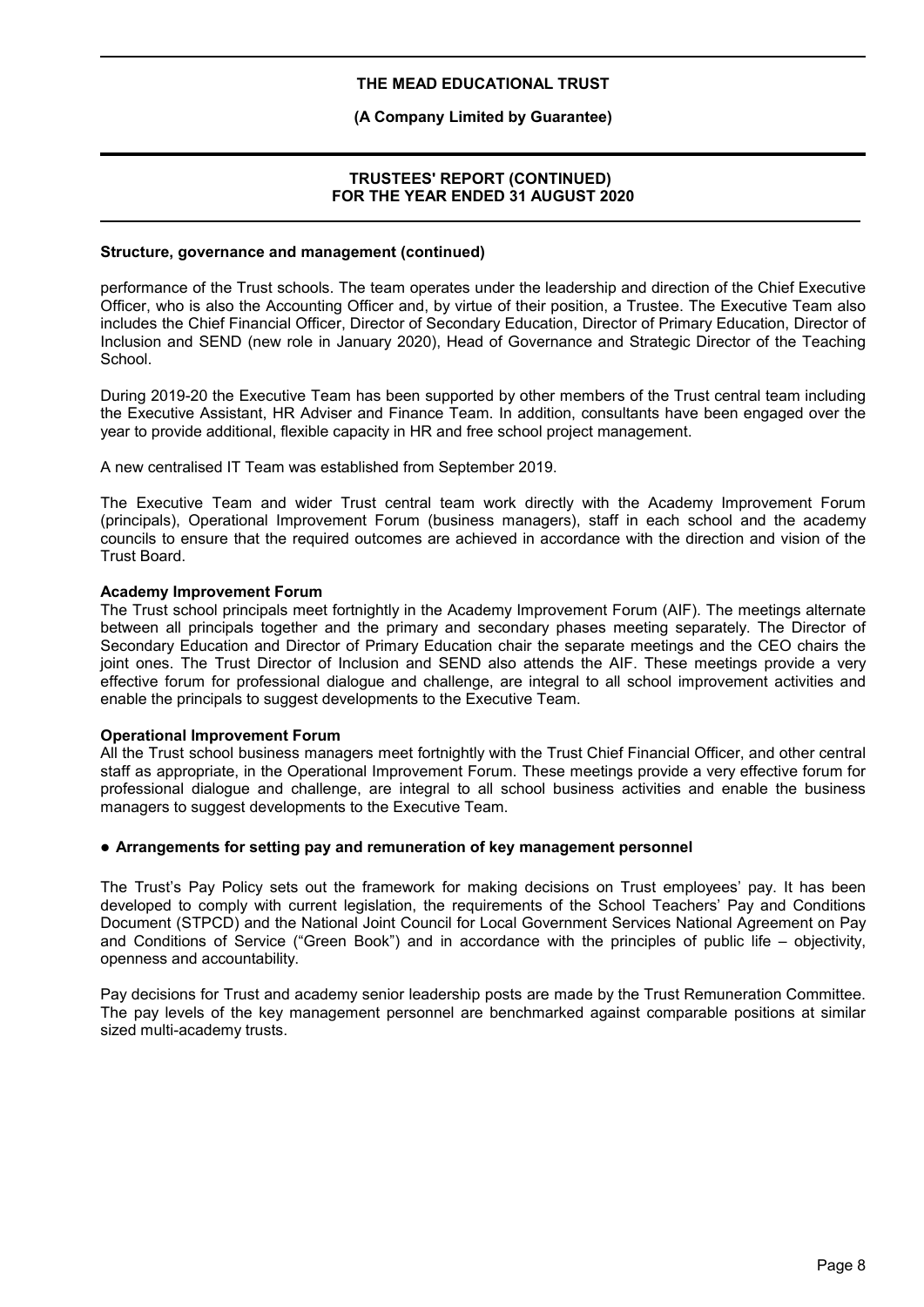**Structure, governance and management (continued)**

performance of the Trust schools. The team operates under the leadership and direction of the Chief Executive Officer, who is also the Accounting Officer and, by virtue of their position, a Trustee. The Executive Team also includes the Chief Financial Officer, Director of Secondary Education, Director of Primary Education, Director of Inclusion and SEND (new role in January 2020), Head of Governance and Strategic Director of the Teaching School.

During 2019-20 the Executive Team has been supported by other members of the Trust central team including the Executive Assistant, HR Adviser and Finance Team. In addition, consultants have been engaged over the year to provide additional, flexible capacity in HR and free school project management.

A new centralised IT Team was established from September 2019.

The Executive Team and wider Trust central team work directly with the Academy Improvement Forum (principals), Operational Improvement Forum (business managers), staff in each school and the academy councils to ensure that the required outcomes are achieved in accordance with the direction and vision of the Trust Board.

**Academy Improvement Forum**

The Trust school principals meet fortnightly in the Academy Improvement Forum (AIF). The meetings alternate between all principals together and the primary and secondary phases meeting separately. The Director of Secondary Education and Director of Primary Education chair the separate meetings and the CEO chairs the joint ones. The Trust Director of Inclusion and SEND also attends the AIF. These meetings provide a very effective forum for professional dialogue and challenge, are integral to all school improvement activities and enable the principals to suggest developments to the Executive Team.

**Operational Improvement Forum**

All the Trust school business managers meet fortnightly with the Trust Chief Financial Officer, and other central staff as appropriate, in the Operational Improvement Forum. These meetings provide a very effective forum for professional dialogue and challenge, are integral to all school business activities and enable the business managers to suggest developments to the Executive Team.

- **Arrangements for setting pay and remuneration of key management personnel**

The Trust's Pay Policy sets out the framework for making decisions on Trust employees' pay. It has been developed to comply with current legislation, the requirements of the School Teachers' Pay and Conditions Document (STPCD) and the National Joint Council for Local Government Services National Agreement on Pay and Conditions of Service ("Green Book") and in accordance with the principles of public life – objectivity, openness and accountability.

Pay decisions for Trust and academy senior leadership posts are made by the Trust Remuneration Committee. The pay levels of the key management personnel are benchmarked against comparable positions at similar sized multi-academy trusts.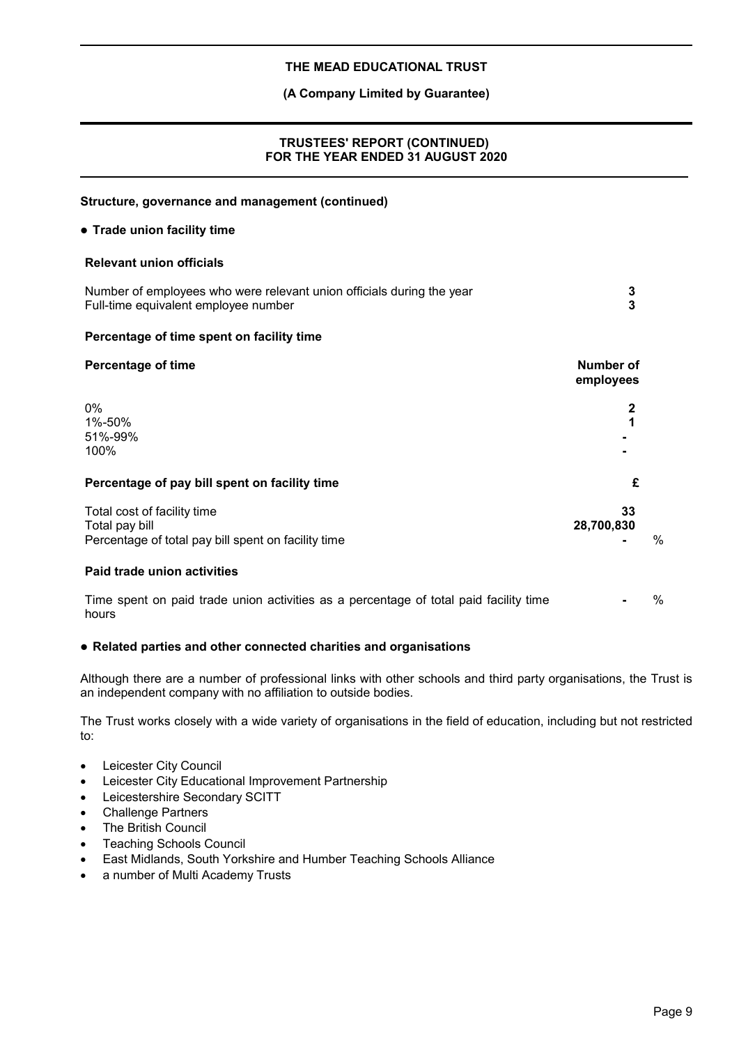**Structure, governance and management (continued)**

**● Trade union facility time**

**Relevant union officials**

| | |
|---|---|
| Number of employees who were relevant union officials during the year | **3** |
| Full-time equivalent employee number | **3** |

**Percentage of time spent on facility time**

| **Percentage of time** | **Number of employees** |
|---|---|
| 0% | **2** |
| 1%-50% | **1** |
| 51%-99% | **-** |
| 100% | **-** |

| **Percentage of pay bill spent on facility time** | **£** | |
|---|---|---|
| Total cost of facility time | **33** | |
| Total pay bill | **28,700,830** | |
| Percentage of total pay bill spent on facility time | **-** | % |

**Paid trade union activities**

| | | |
|---|---|---|
| Time spent on paid trade union activities as a percentage of total paid facility time hours | **-** | % |

**● Related parties and other connected charities and organisations**

Although there are a number of professional links with other schools and third party organisations, the Trust is an independent company with no affiliation to outside bodies.

The Trust works closely with a wide variety of organisations in the field of education, including but not restricted to:

- Leicester City Council
- Leicester City Educational Improvement Partnership
- Leicestershire Secondary SCITT
- Challenge Partners
- The British Council
- Teaching Schools Council
- East Midlands, South Yorkshire and Humber Teaching Schools Alliance
- a number of Multi Academy Trusts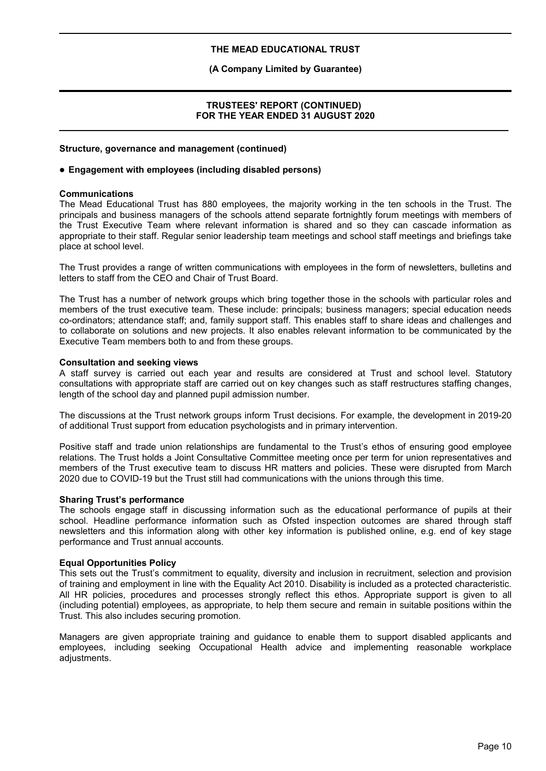**Structure, governance and management (continued)**

● **Engagement with employees (including disabled persons)**

**Communications**

The Mead Educational Trust has 880 employees, the majority working in the ten schools in the Trust. The principals and business managers of the schools attend separate fortnightly forum meetings with members of the Trust Executive Team where relevant information is shared and so they can cascade information as appropriate to their staff. Regular senior leadership team meetings and school staff meetings and briefings take place at school level.

The Trust provides a range of written communications with employees in the form of newsletters, bulletins and letters to staff from the CEO and Chair of Trust Board.

The Trust has a number of network groups which bring together those in the schools with particular roles and members of the trust executive team. These include: principals; business managers; special education needs co-ordinators; attendance staff; and, family support staff. This enables staff to share ideas and challenges and to collaborate on solutions and new projects. It also enables relevant information to be communicated by the Executive Team members both to and from these groups.

**Consultation and seeking views**

A staff survey is carried out each year and results are considered at Trust and school level. Statutory consultations with appropriate staff are carried out on key changes such as staff restructures staffing changes, length of the school day and planned pupil admission number.

The discussions at the Trust network groups inform Trust decisions. For example, the development in 2019-20 of additional Trust support from education psychologists and in primary intervention.

Positive staff and trade union relationships are fundamental to the Trust's ethos of ensuring good employee relations. The Trust holds a Joint Consultative Committee meeting once per term for union representatives and members of the Trust executive team to discuss HR matters and policies. These were disrupted from March 2020 due to COVID-19 but the Trust still had communications with the unions through this time.

**Sharing Trust's performance**

The schools engage staff in discussing information such as the educational performance of pupils at their school. Headline performance information such as Ofsted inspection outcomes are shared through staff newsletters and this information along with other key information is published online, e.g. end of key stage performance and Trust annual accounts.

**Equal Opportunities Policy**

This sets out the Trust's commitment to equality, diversity and inclusion in recruitment, selection and provision of training and employment in line with the Equality Act 2010. Disability is included as a protected characteristic. All HR policies, procedures and processes strongly reflect this ethos. Appropriate support is given to all (including potential) employees, as appropriate, to help them secure and remain in suitable positions within the Trust. This also includes securing promotion.

Managers are given appropriate training and guidance to enable them to support disabled applicants and employees, including seeking Occupational Health advice and implementing reasonable workplace adjustments.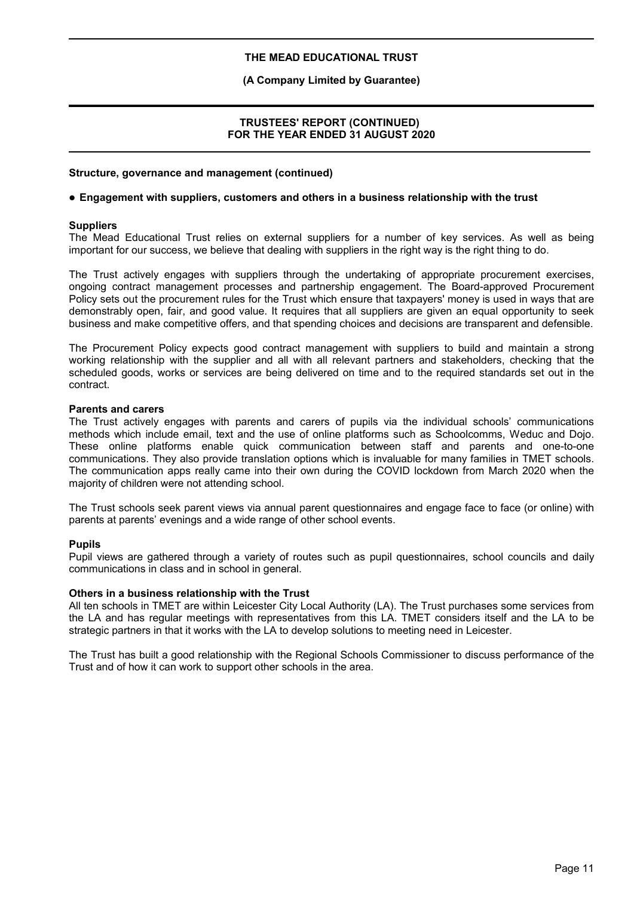**Structure, governance and management (continued)**

● **Engagement with suppliers, customers and others in a business relationship with the trust**

**Suppliers**

The Mead Educational Trust relies on external suppliers for a number of key services. As well as being important for our success, we believe that dealing with suppliers in the right way is the right thing to do.

The Trust actively engages with suppliers through the undertaking of appropriate procurement exercises, ongoing contract management processes and partnership engagement. The Board-approved Procurement Policy sets out the procurement rules for the Trust which ensure that taxpayers' money is used in ways that are demonstrably open, fair, and good value. It requires that all suppliers are given an equal opportunity to seek business and make competitive offers, and that spending choices and decisions are transparent and defensible.

The Procurement Policy expects good contract management with suppliers to build and maintain a strong working relationship with the supplier and all with all relevant partners and stakeholders, checking that the scheduled goods, works or services are being delivered on time and to the required standards set out in the contract.

**Parents and carers**

The Trust actively engages with parents and carers of pupils via the individual schools' communications methods which include email, text and the use of online platforms such as Schoolcomms, Weduc and Dojo. These online platforms enable quick communication between staff and parents and one-to-one communications. They also provide translation options which is invaluable for many families in TMET schools. The communication apps really came into their own during the COVID lockdown from March 2020 when the majority of children were not attending school.

The Trust schools seek parent views via annual parent questionnaires and engage face to face (or online) with parents at parents' evenings and a wide range of other school events.

**Pupils**

Pupil views are gathered through a variety of routes such as pupil questionnaires, school councils and daily communications in class and in school in general.

**Others in a business relationship with the Trust**

All ten schools in TMET are within Leicester City Local Authority (LA). The Trust purchases some services from the LA and has regular meetings with representatives from this LA. TMET considers itself and the LA to be strategic partners in that it works with the LA to develop solutions to meeting need in Leicester.

The Trust has built a good relationship with the Regional Schools Commissioner to discuss performance of the Trust and of how it can work to support other schools in the area.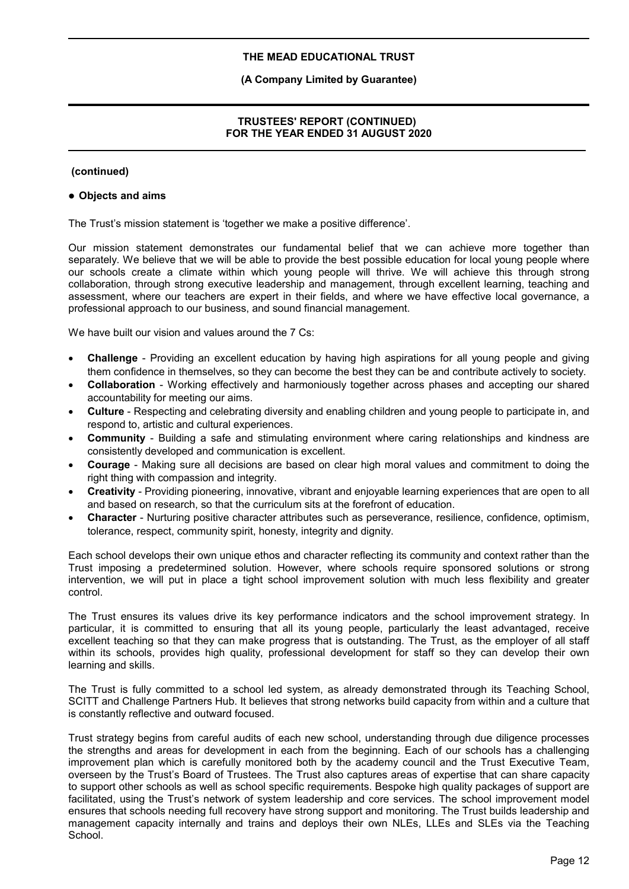**(continued)**

- **Objects and aims**

The Trust's mission statement is 'together we make a positive difference'.

Our mission statement demonstrates our fundamental belief that we can achieve more together than separately. We believe that we will be able to provide the best possible education for local young people where our schools create a climate within which young people will thrive. We will achieve this through strong collaboration, through strong executive leadership and management, through excellent learning, teaching and assessment, where our teachers are expert in their fields, and where we have effective local governance, a professional approach to our business, and sound financial management.

We have built our vision and values around the 7 Cs:

- **Challenge** - Providing an excellent education by having high aspirations for all young people and giving them confidence in themselves, so they can become the best they can be and contribute actively to society.
- **Collaboration** - Working effectively and harmoniously together across phases and accepting our shared accountability for meeting our aims.
- **Culture** - Respecting and celebrating diversity and enabling children and young people to participate in, and respond to, artistic and cultural experiences.
- **Community** - Building a safe and stimulating environment where caring relationships and kindness are consistently developed and communication is excellent.
- **Courage** - Making sure all decisions are based on clear high moral values and commitment to doing the right thing with compassion and integrity.
- **Creativity** - Providing pioneering, innovative, vibrant and enjoyable learning experiences that are open to all and based on research, so that the curriculum sits at the forefront of education.
- **Character** - Nurturing positive character attributes such as perseverance, resilience, confidence, optimism, tolerance, respect, community spirit, honesty, integrity and dignity.

Each school develops their own unique ethos and character reflecting its community and context rather than the Trust imposing a predetermined solution. However, where schools require sponsored solutions or strong intervention, we will put in place a tight school improvement solution with much less flexibility and greater control.

The Trust ensures its values drive its key performance indicators and the school improvement strategy. In particular, it is committed to ensuring that all its young people, particularly the least advantaged, receive excellent teaching so that they can make progress that is outstanding. The Trust, as the employer of all staff within its schools, provides high quality, professional development for staff so they can develop their own learning and skills.

The Trust is fully committed to a school led system, as already demonstrated through its Teaching School, SCITT and Challenge Partners Hub. It believes that strong networks build capacity from within and a culture that is constantly reflective and outward focused.

Trust strategy begins from careful audits of each new school, understanding through due diligence processes the strengths and areas for development in each from the beginning. Each of our schools has a challenging improvement plan which is carefully monitored both by the academy council and the Trust Executive Team, overseen by the Trust's Board of Trustees. The Trust also captures areas of expertise that can share capacity to support other schools as well as school specific requirements. Bespoke high quality packages of support are facilitated, using the Trust's network of system leadership and core services. The school improvement model ensures that schools needing full recovery have strong support and monitoring. The Trust builds leadership and management capacity internally and trains and deploys their own NLEs, LLEs and SLEs via the Teaching School.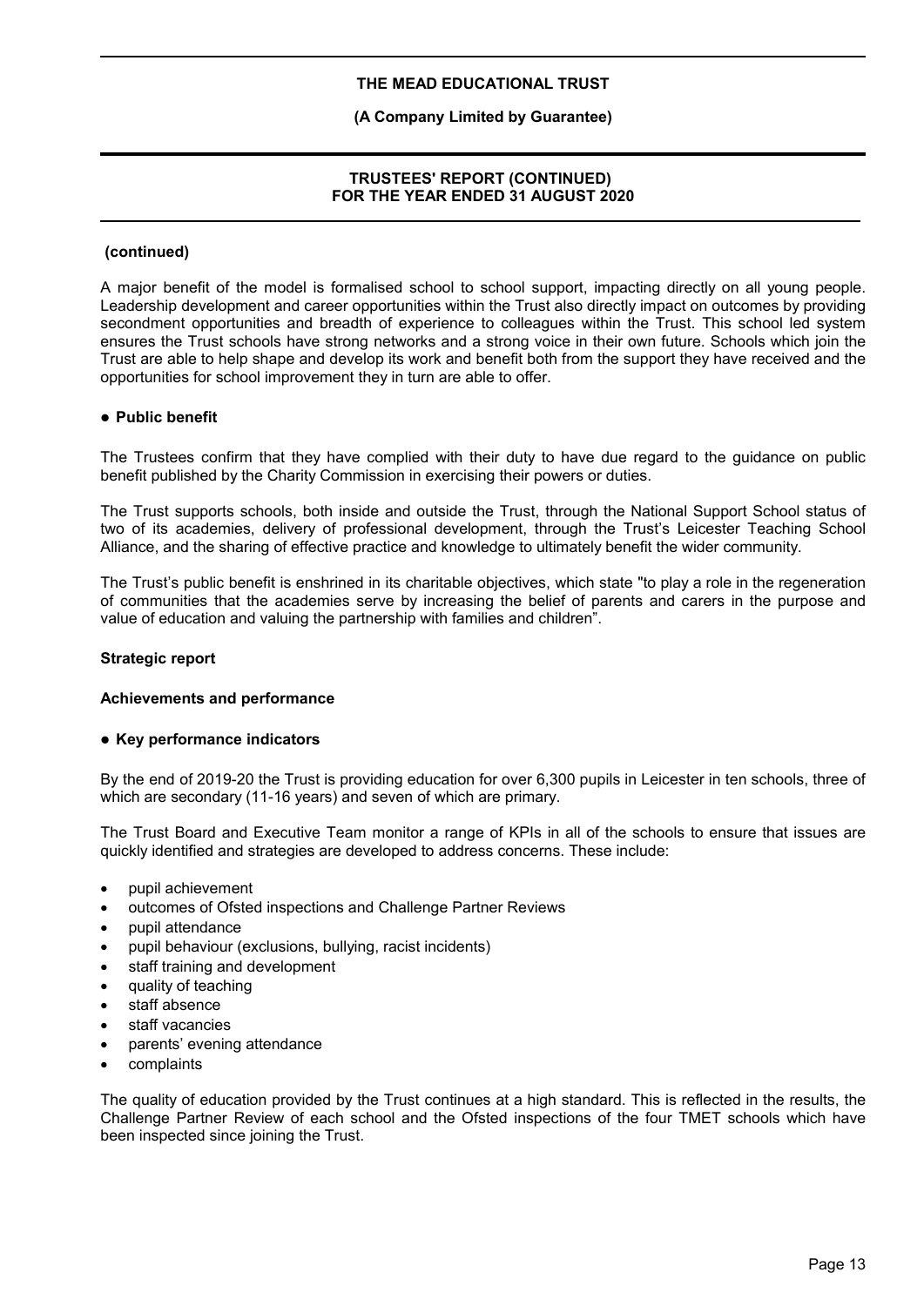**(continued)**

A major benefit of the model is formalised school to school support, impacting directly on all young people. Leadership development and career opportunities within the Trust also directly impact on outcomes by providing secondment opportunities and breadth of experience to colleagues within the Trust. This school led system ensures the Trust schools have strong networks and a strong voice in their own future. Schools which join the Trust are able to help shape and develop its work and benefit both from the support they have received and the opportunities for school improvement they in turn are able to offer.

**● Public benefit**

The Trustees confirm that they have complied with their duty to have due regard to the guidance on public benefit published by the Charity Commission in exercising their powers or duties.

The Trust supports schools, both inside and outside the Trust, through the National Support School status of two of its academies, delivery of professional development, through the Trust's Leicester Teaching School Alliance, and the sharing of effective practice and knowledge to ultimately benefit the wider community.

The Trust's public benefit is enshrined in its charitable objectives, which state "to play a role in the regeneration of communities that the academies serve by increasing the belief of parents and carers in the purpose and value of education and valuing the partnership with families and children".

## Strategic report

### Achievements and performance

**● Key performance indicators**

By the end of 2019-20 the Trust is providing education for over 6,300 pupils in Leicester in ten schools, three of which are secondary (11-16 years) and seven of which are primary.

The Trust Board and Executive Team monitor a range of KPIs in all of the schools to ensure that issues are quickly identified and strategies are developed to address concerns. These include:

- pupil achievement
- outcomes of Ofsted inspections and Challenge Partner Reviews
- pupil attendance
- pupil behaviour (exclusions, bullying, racist incidents)
- staff training and development
- quality of teaching
- staff absence
- staff vacancies
- parents' evening attendance
- complaints

The quality of education provided by the Trust continues at a high standard. This is reflected in the results, the Challenge Partner Review of each school and the Ofsted inspections of the four TMET schools which have been inspected since joining the Trust.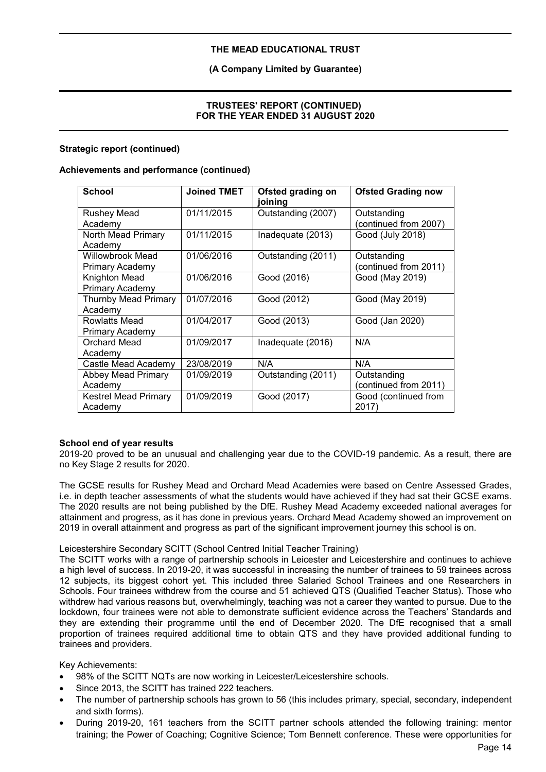**Strategic report (continued)**

**Achievements and performance (continued)**

| School | Joined TMET | Ofsted grading on joining | Ofsted Grading now |
|---|---|---|---|
| Rushey Mead Academy | 01/11/2015 | Outstanding (2007) | Outstanding (continued from 2007) |
| North Mead Primary Academy | 01/11/2015 | Inadequate (2013) | Good (July 2018) |
| Willowbrook Mead Primary Academy | 01/06/2016 | Outstanding (2011) | Outstanding (continued from 2011) |
| Knighton Mead Primary Academy | 01/06/2016 | Good (2016) | Good (May 2019) |
| Thurnby Mead Primary Academy | 01/07/2016 | Good (2012) | Good (May 2019) |
| Rowlatts Mead Primary Academy | 01/04/2017 | Good (2013) | Good (Jan 2020) |
| Orchard Mead Academy | 01/09/2017 | Inadequate (2016) | N/A |
| Castle Mead Academy | 23/08/2019 | N/A | N/A |
| Abbey Mead Primary Academy | 01/09/2019 | Outstanding (2011) | Outstanding (continued from 2011) |
| Kestrel Mead Primary Academy | 01/09/2019 | Good (2017) | Good (continued from 2017) |

**School end of year results**

2019-20 proved to be an unusual and challenging year due to the COVID-19 pandemic. As a result, there are no Key Stage 2 results for 2020.

The GCSE results for Rushey Mead and Orchard Mead Academies were based on Centre Assessed Grades, i.e. in depth teacher assessments of what the students would have achieved if they had sat their GCSE exams. The 2020 results are not being published by the DfE. Rushey Mead Academy exceeded national averages for attainment and progress, as it has done in previous years. Orchard Mead Academy showed an improvement on 2019 in overall attainment and progress as part of the significant improvement journey this school is on.

Leicestershire Secondary SCITT (School Centred Initial Teacher Training)

The SCITT works with a range of partnership schools in Leicester and Leicestershire and continues to achieve a high level of success. In 2019-20, it was successful in increasing the number of trainees to 59 trainees across 12 subjects, its biggest cohort yet. This included three Salaried School Trainees and one Researchers in Schools. Four trainees withdrew from the course and 51 achieved QTS (Qualified Teacher Status). Those who withdrew had various reasons but, overwhelmingly, teaching was not a career they wanted to pursue. Due to the lockdown, four trainees were not able to demonstrate sufficient evidence across the Teachers' Standards and they are extending their programme until the end of December 2020. The DfE recognised that a small proportion of trainees required additional time to obtain QTS and they have provided additional funding to trainees and providers.

Key Achievements:

- 98% of the SCITT NQTs are now working in Leicester/Leicestershire schools.
- Since 2013, the SCITT has trained 222 teachers.
- The number of partnership schools has grown to 56 (this includes primary, special, secondary, independent and sixth forms).
- During 2019-20, 161 teachers from the SCITT partner schools attended the following training: mentor training; the Power of Coaching; Cognitive Science; Tom Bennett conference. These were opportunities for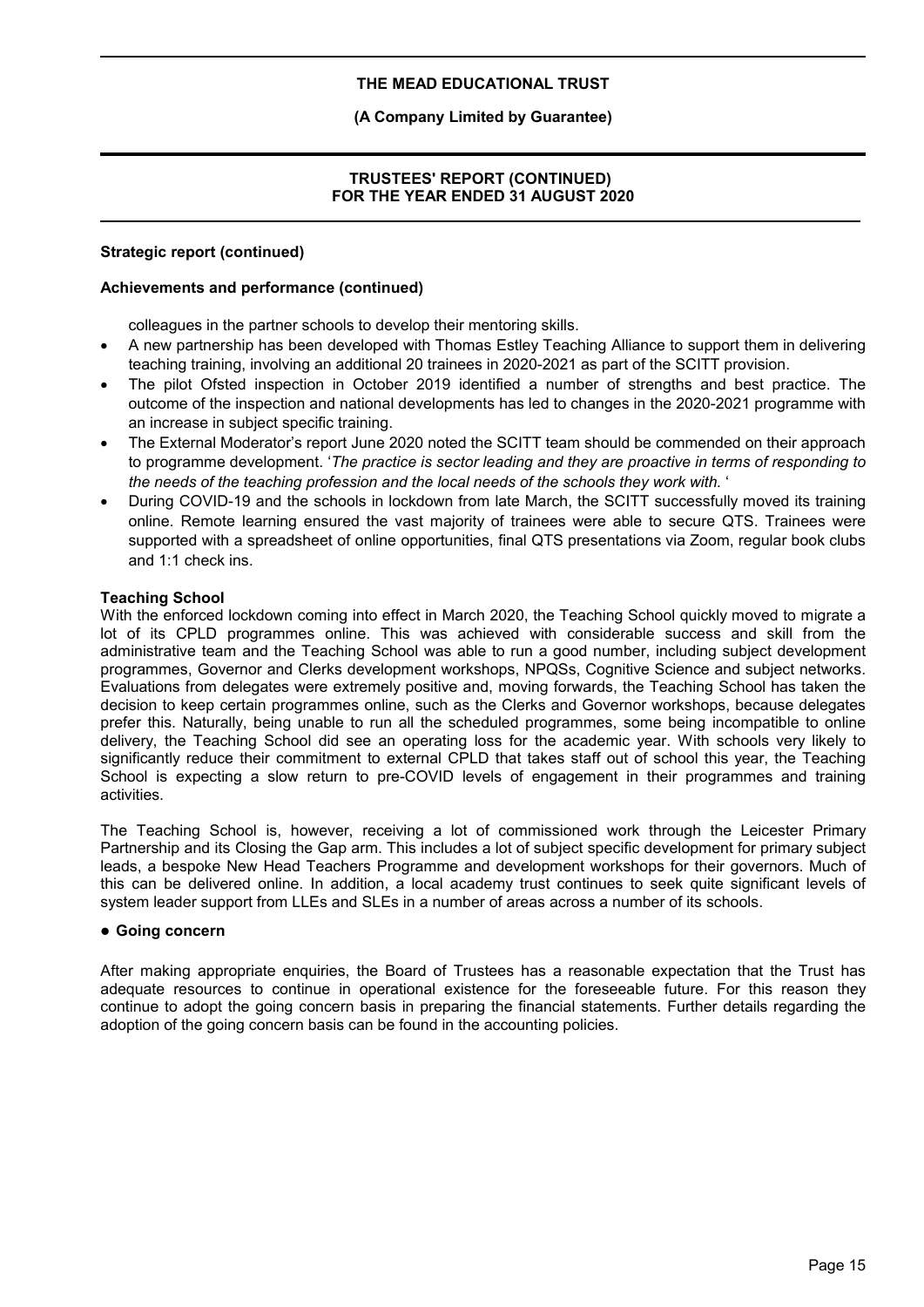**Strategic report (continued)**

**Achievements and performance (continued)**

colleagues in the partner schools to develop their mentoring skills.

- A new partnership has been developed with Thomas Estley Teaching Alliance to support them in delivering teaching training, involving an additional 20 trainees in 2020-2021 as part of the SCITT provision.
- The pilot Ofsted inspection in October 2019 identified a number of strengths and best practice. The outcome of the inspection and national developments has led to changes in the 2020-2021 programme with an increase in subject specific training.
- The External Moderator's report June 2020 noted the SCITT team should be commended on their approach to programme development. '*The practice is sector leading and they are proactive in terms of responding to the needs of the teaching profession and the local needs of the schools they work with.* '
- During COVID-19 and the schools in lockdown from late March, the SCITT successfully moved its training online. Remote learning ensured the vast majority of trainees were able to secure QTS. Trainees were supported with a spreadsheet of online opportunities, final QTS presentations via Zoom, regular book clubs and 1:1 check ins.

**Teaching School**

With the enforced lockdown coming into effect in March 2020, the Teaching School quickly moved to migrate a lot of its CPLD programmes online. This was achieved with considerable success and skill from the administrative team and the Teaching School was able to run a good number, including subject development programmes, Governor and Clerks development workshops, NPQSs, Cognitive Science and subject networks. Evaluations from delegates were extremely positive and, moving forwards, the Teaching School has taken the decision to keep certain programmes online, such as the Clerks and Governor workshops, because delegates prefer this. Naturally, being unable to run all the scheduled programmes, some being incompatible to online delivery, the Teaching School did see an operating loss for the academic year. With schools very likely to significantly reduce their commitment to external CPLD that takes staff out of school this year, the Teaching School is expecting a slow return to pre-COVID levels of engagement in their programmes and training activities.

The Teaching School is, however, receiving a lot of commissioned work through the Leicester Primary Partnership and its Closing the Gap arm. This includes a lot of subject specific development for primary subject leads, a bespoke New Head Teachers Programme and development workshops for their governors. Much of this can be delivered online. In addition, a local academy trust continues to seek quite significant levels of system leader support from LLEs and SLEs in a number of areas across a number of its schools.

- **Going concern**

After making appropriate enquiries, the Board of Trustees has a reasonable expectation that the Trust has adequate resources to continue in operational existence for the foreseeable future. For this reason they continue to adopt the going concern basis in preparing the financial statements. Further details regarding the adoption of the going concern basis can be found in the accounting policies.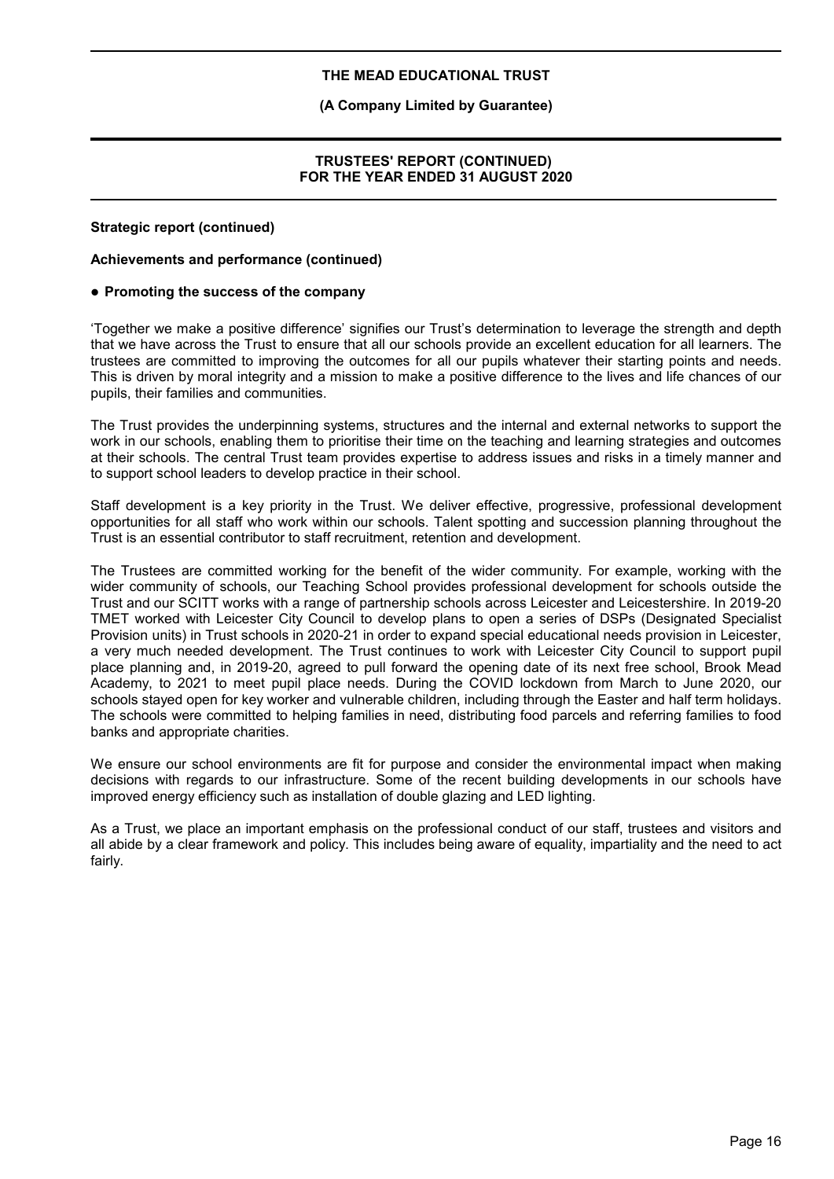**Strategic report (continued)**

**Achievements and performance (continued)**

● **Promoting the success of the company**

'Together we make a positive difference' signifies our Trust's determination to leverage the strength and depth that we have across the Trust to ensure that all our schools provide an excellent education for all learners. The trustees are committed to improving the outcomes for all our pupils whatever their starting points and needs. This is driven by moral integrity and a mission to make a positive difference to the lives and life chances of our pupils, their families and communities.

The Trust provides the underpinning systems, structures and the internal and external networks to support the work in our schools, enabling them to prioritise their time on the teaching and learning strategies and outcomes at their schools. The central Trust team provides expertise to address issues and risks in a timely manner and to support school leaders to develop practice in their school.

Staff development is a key priority in the Trust. We deliver effective, progressive, professional development opportunities for all staff who work within our schools. Talent spotting and succession planning throughout the Trust is an essential contributor to staff recruitment, retention and development.

The Trustees are committed working for the benefit of the wider community. For example, working with the wider community of schools, our Teaching School provides professional development for schools outside the Trust and our SCITT works with a range of partnership schools across Leicester and Leicestershire. In 2019-20 TMET worked with Leicester City Council to develop plans to open a series of DSPs (Designated Specialist Provision units) in Trust schools in 2020-21 in order to expand special educational needs provision in Leicester, a very much needed development. The Trust continues to work with Leicester City Council to support pupil place planning and, in 2019-20, agreed to pull forward the opening date of its next free school, Brook Mead Academy, to 2021 to meet pupil place needs. During the COVID lockdown from March to June 2020, our schools stayed open for key worker and vulnerable children, including through the Easter and half term holidays. The schools were committed to helping families in need, distributing food parcels and referring families to food banks and appropriate charities.

We ensure our school environments are fit for purpose and consider the environmental impact when making decisions with regards to our infrastructure. Some of the recent building developments in our schools have improved energy efficiency such as installation of double glazing and LED lighting.

As a Trust, we place an important emphasis on the professional conduct of our staff, trustees and visitors and all abide by a clear framework and policy. This includes being aware of equality, impartiality and the need to act fairly.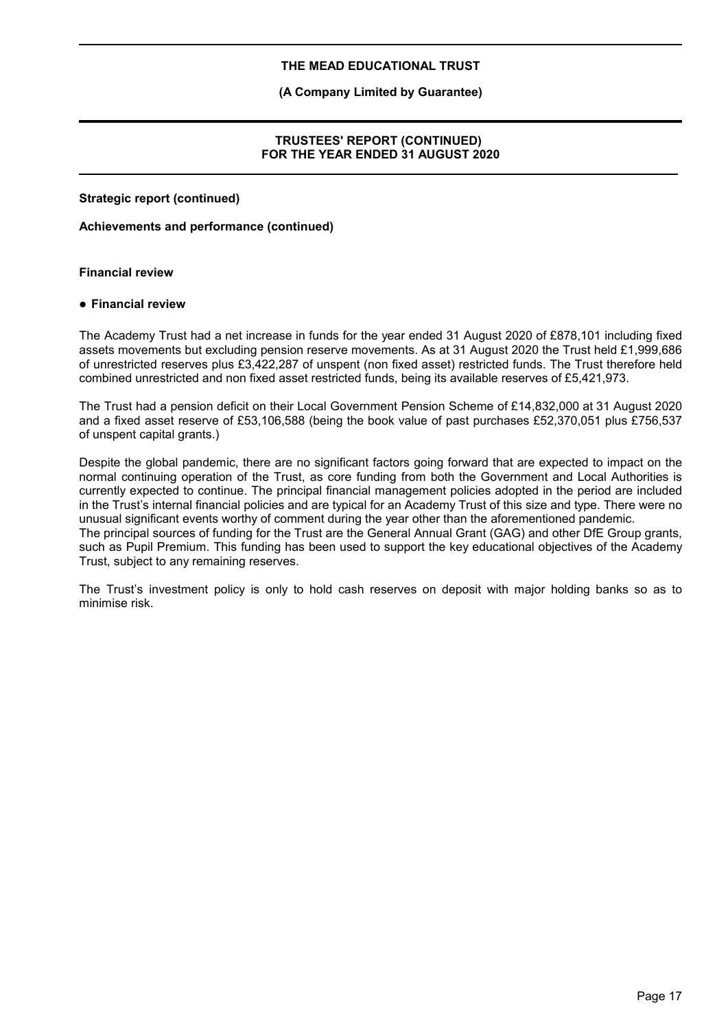**Strategic report (continued)**

**Achievements and performance (continued)**

**Financial review**

- **Financial review**

The Academy Trust had a net increase in funds for the year ended 31 August 2020 of £878,101 including fixed assets movements but excluding pension reserve movements. As at 31 August 2020 the Trust held £1,999,686 of unrestricted reserves plus £3,422,287 of unspent (non fixed asset) restricted funds. The Trust therefore held combined unrestricted and non fixed asset restricted funds, being its available reserves of £5,421,973.

The Trust had a pension deficit on their Local Government Pension Scheme of £14,832,000 at 31 August 2020 and a fixed asset reserve of £53,106,588 (being the book value of past purchases £52,370,051 plus £756,537 of unspent capital grants.)

Despite the global pandemic, there are no significant factors going forward that are expected to impact on the normal continuing operation of the Trust, as core funding from both the Government and Local Authorities is currently expected to continue. The principal financial management policies adopted in the period are included in the Trust's internal financial policies and are typical for an Academy Trust of this size and type. There were no unusual significant events worthy of comment during the year other than the aforementioned pandemic.
The principal sources of funding for the Trust are the General Annual Grant (GAG) and other DfE Group grants, such as Pupil Premium. This funding has been used to support the key educational objectives of the Academy Trust, subject to any remaining reserves.

The Trust's investment policy is only to hold cash reserves on deposit with major holding banks so as to minimise risk.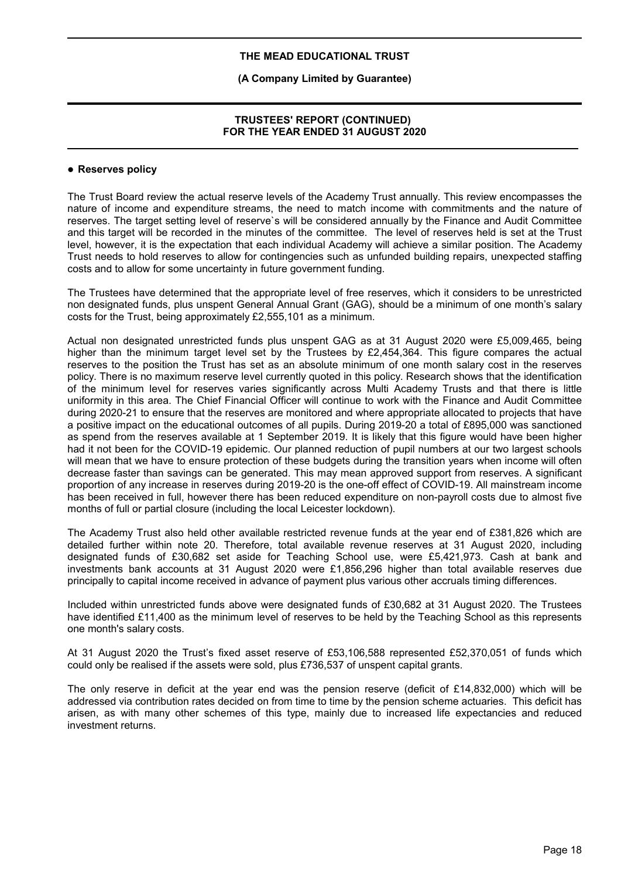- **Reserves policy**

The Trust Board review the actual reserve levels of the Academy Trust annually. This review encompasses the nature of income and expenditure streams, the need to match income with commitments and the nature of reserves. The target setting level of reserve`s will be considered annually by the Finance and Audit Committee and this target will be recorded in the minutes of the committee. The level of reserves held is set at the Trust level, however, it is the expectation that each individual Academy will achieve a similar position. The Academy Trust needs to hold reserves to allow for contingencies such as unfunded building repairs, unexpected staffing costs and to allow for some uncertainty in future government funding.

The Trustees have determined that the appropriate level of free reserves, which it considers to be unrestricted non designated funds, plus unspent General Annual Grant (GAG), should be a minimum of one month's salary costs for the Trust, being approximately £2,555,101 as a minimum.

Actual non designated unrestricted funds plus unspent GAG as at 31 August 2020 were £5,009,465, being higher than the minimum target level set by the Trustees by £2,454,364. This figure compares the actual reserves to the position the Trust has set as an absolute minimum of one month salary cost in the reserves policy. There is no maximum reserve level currently quoted in this policy. Research shows that the identification of the minimum level for reserves varies significantly across Multi Academy Trusts and that there is little uniformity in this area. The Chief Financial Officer will continue to work with the Finance and Audit Committee during 2020-21 to ensure that the reserves are monitored and where appropriate allocated to projects that have a positive impact on the educational outcomes of all pupils. During 2019-20 a total of £895,000 was sanctioned as spend from the reserves available at 1 September 2019. It is likely that this figure would have been higher had it not been for the COVID-19 epidemic. Our planned reduction of pupil numbers at our two largest schools will mean that we have to ensure protection of these budgets during the transition years when income will often decrease faster than savings can be generated. This may mean approved support from reserves. A significant proportion of any increase in reserves during 2019-20 is the one-off effect of COVID-19. All mainstream income has been received in full, however there has been reduced expenditure on non-payroll costs due to almost five months of full or partial closure (including the local Leicester lockdown).

The Academy Trust also held other available restricted revenue funds at the year end of £381,826 which are detailed further within note 20. Therefore, total available revenue reserves at 31 August 2020, including designated funds of £30,682 set aside for Teaching School use, were £5,421,973. Cash at bank and investments bank accounts at 31 August 2020 were £1,856,296 higher than total available reserves due principally to capital income received in advance of payment plus various other accruals timing differences.

Included within unrestricted funds above were designated funds of £30,682 at 31 August 2020. The Trustees have identified £11,400 as the minimum level of reserves to be held by the Teaching School as this represents one month's salary costs.

At 31 August 2020 the Trust's fixed asset reserve of £53,106,588 represented £52,370,051 of funds which could only be realised if the assets were sold, plus £736,537 of unspent capital grants.

The only reserve in deficit at the year end was the pension reserve (deficit of £14,832,000) which will be addressed via contribution rates decided on from time to time by the pension scheme actuaries. This deficit has arisen, as with many other schemes of this type, mainly due to increased life expectancies and reduced investment returns.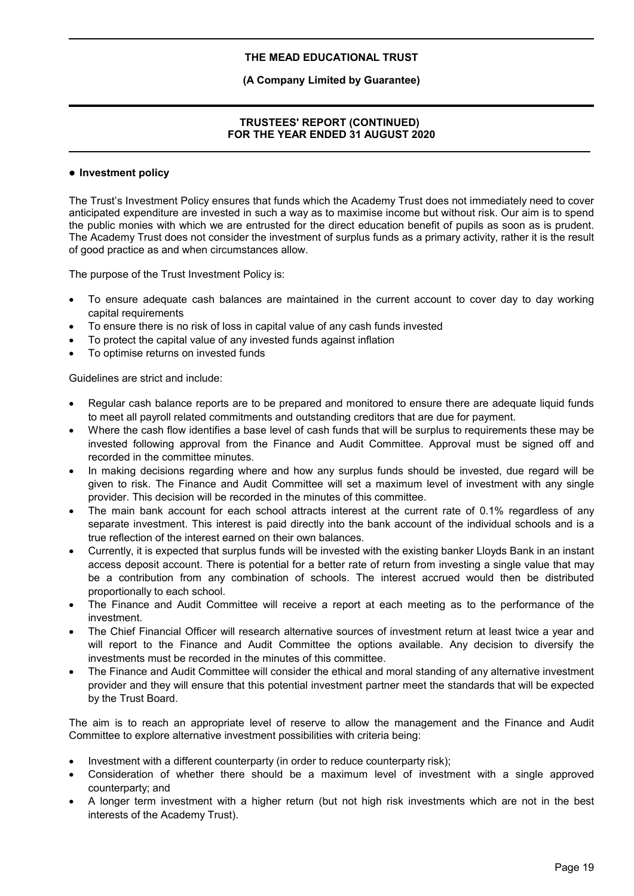## ● Investment policy

The Trust's Investment Policy ensures that funds which the Academy Trust does not immediately need to cover anticipated expenditure are invested in such a way as to maximise income but without risk. Our aim is to spend the public monies with which we are entrusted for the direct education benefit of pupils as soon as is prudent. The Academy Trust does not consider the investment of surplus funds as a primary activity, rather it is the result of good practice as and when circumstances allow.

The purpose of the Trust Investment Policy is:

- To ensure adequate cash balances are maintained in the current account to cover day to day working capital requirements
- To ensure there is no risk of loss in capital value of any cash funds invested
- To protect the capital value of any invested funds against inflation
- To optimise returns on invested funds

Guidelines are strict and include:

- Regular cash balance reports are to be prepared and monitored to ensure there are adequate liquid funds to meet all payroll related commitments and outstanding creditors that are due for payment.
- Where the cash flow identifies a base level of cash funds that will be surplus to requirements these may be invested following approval from the Finance and Audit Committee. Approval must be signed off and recorded in the committee minutes.
- In making decisions regarding where and how any surplus funds should be invested, due regard will be given to risk. The Finance and Audit Committee will set a maximum level of investment with any single provider. This decision will be recorded in the minutes of this committee.
- The main bank account for each school attracts interest at the current rate of 0.1% regardless of any separate investment. This interest is paid directly into the bank account of the individual schools and is a true reflection of the interest earned on their own balances.
- Currently, it is expected that surplus funds will be invested with the existing banker Lloyds Bank in an instant access deposit account. There is potential for a better rate of return from investing a single value that may be a contribution from any combination of schools. The interest accrued would then be distributed proportionally to each school.
- The Finance and Audit Committee will receive a report at each meeting as to the performance of the investment.
- The Chief Financial Officer will research alternative sources of investment return at least twice a year and will report to the Finance and Audit Committee the options available. Any decision to diversify the investments must be recorded in the minutes of this committee.
- The Finance and Audit Committee will consider the ethical and moral standing of any alternative investment provider and they will ensure that this potential investment partner meet the standards that will be expected by the Trust Board.

The aim is to reach an appropriate level of reserve to allow the management and the Finance and Audit Committee to explore alternative investment possibilities with criteria being:

- Investment with a different counterparty (in order to reduce counterparty risk);
- Consideration of whether there should be a maximum level of investment with a single approved counterparty; and
- A longer term investment with a higher return (but not high risk investments which are not in the best interests of the Academy Trust).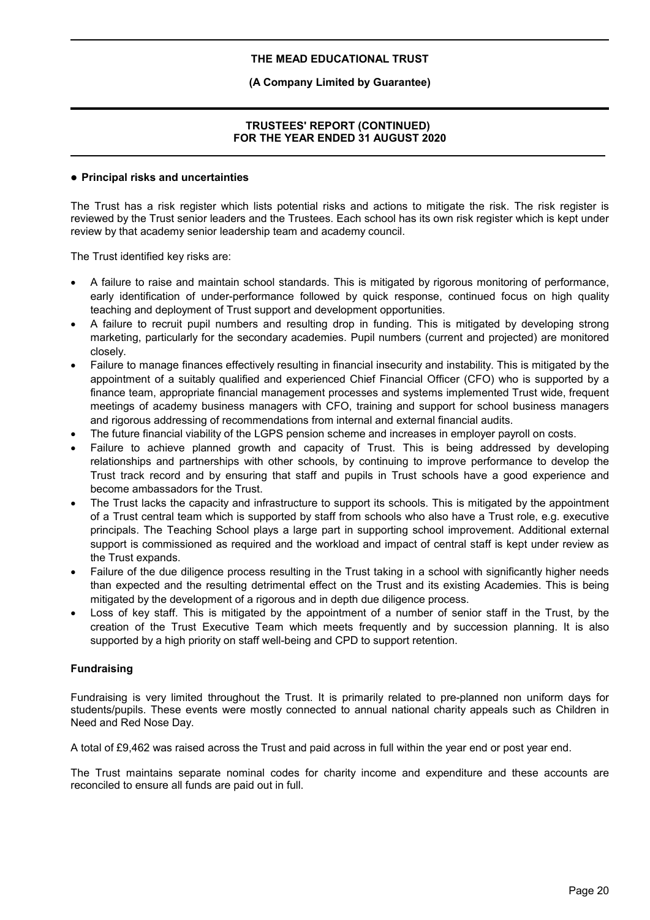- **Principal risks and uncertainties**

The Trust has a risk register which lists potential risks and actions to mitigate the risk. The risk register is reviewed by the Trust senior leaders and the Trustees. Each school has its own risk register which is kept under review by that academy senior leadership team and academy council.

The Trust identified key risks are:

- A failure to raise and maintain school standards. This is mitigated by rigorous monitoring of performance, early identification of under-performance followed by quick response, continued focus on high quality teaching and deployment of Trust support and development opportunities.
- A failure to recruit pupil numbers and resulting drop in funding. This is mitigated by developing strong marketing, particularly for the secondary academies. Pupil numbers (current and projected) are monitored closely.
- Failure to manage finances effectively resulting in financial insecurity and instability. This is mitigated by the appointment of a suitably qualified and experienced Chief Financial Officer (CFO) who is supported by a finance team, appropriate financial management processes and systems implemented Trust wide, frequent meetings of academy business managers with CFO, training and support for school business managers and rigorous addressing of recommendations from internal and external financial audits.
- The future financial viability of the LGPS pension scheme and increases in employer payroll on costs.
- Failure to achieve planned growth and capacity of Trust. This is being addressed by developing relationships and partnerships with other schools, by continuing to improve performance to develop the Trust track record and by ensuring that staff and pupils in Trust schools have a good experience and become ambassadors for the Trust.
- The Trust lacks the capacity and infrastructure to support its schools. This is mitigated by the appointment of a Trust central team which is supported by staff from schools who also have a Trust role, e.g. executive principals. The Teaching School plays a large part in supporting school improvement. Additional external support is commissioned as required and the workload and impact of central staff is kept under review as the Trust expands.
- Failure of the due diligence process resulting in the Trust taking in a school with significantly higher needs than expected and the resulting detrimental effect on the Trust and its existing Academies. This is being mitigated by the development of a rigorous and in depth due diligence process.
- Loss of key staff. This is mitigated by the appointment of a number of senior staff in the Trust, by the creation of the Trust Executive Team which meets frequently and by succession planning. It is also supported by a high priority on staff well-being and CPD to support retention.

**Fundraising**

Fundraising is very limited throughout the Trust. It is primarily related to pre-planned non uniform days for students/pupils. These events were mostly connected to annual national charity appeals such as Children in Need and Red Nose Day.

A total of £9,462 was raised across the Trust and paid across in full within the year end or post year end.

The Trust maintains separate nominal codes for charity income and expenditure and these accounts are reconciled to ensure all funds are paid out in full.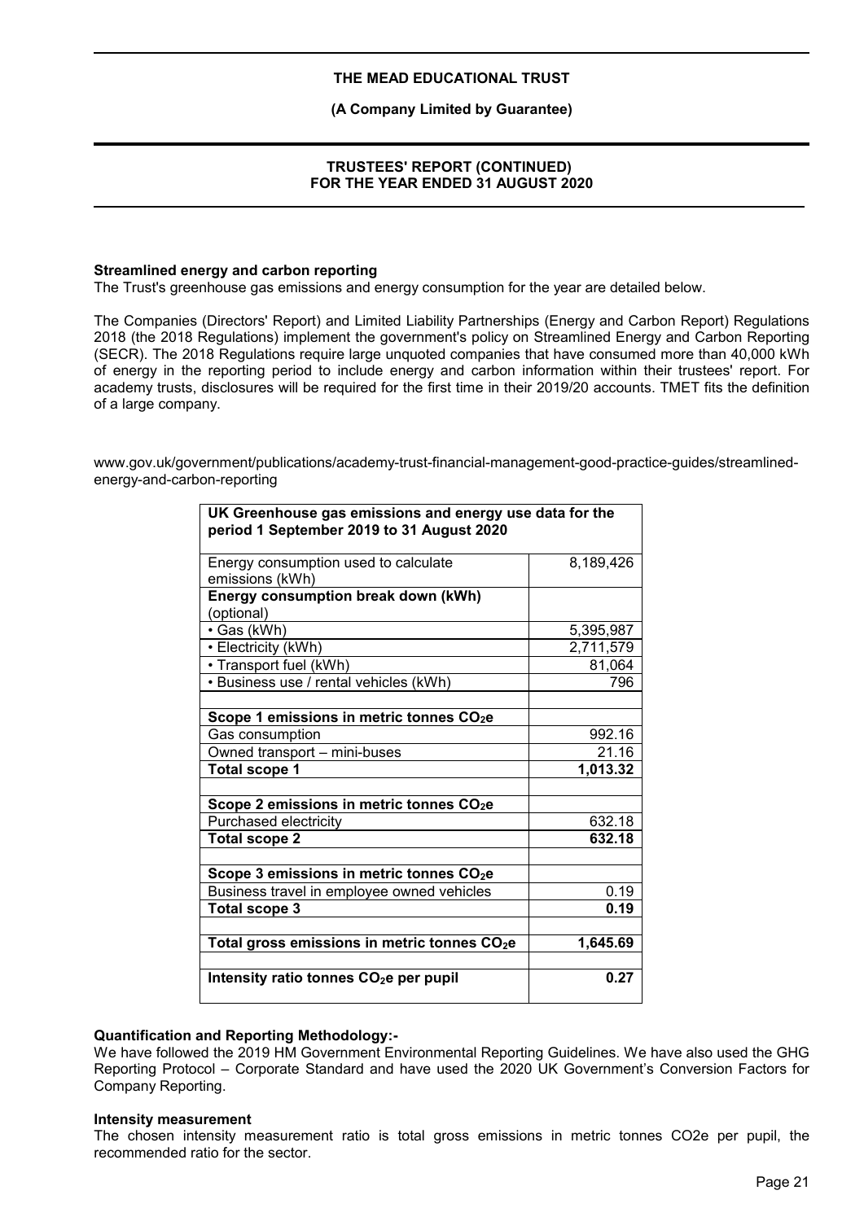## Streamlined energy and carbon reporting

The Trust's greenhouse gas emissions and energy consumption for the year are detailed below.

The Companies (Directors' Report) and Limited Liability Partnerships (Energy and Carbon Report) Regulations 2018 (the 2018 Regulations) implement the government's policy on Streamlined Energy and Carbon Reporting (SECR). The 2018 Regulations require large unquoted companies that have consumed more than 40,000 kWh of energy in the reporting period to include energy and carbon information within their trustees' report. For academy trusts, disclosures will be required for the first time in their 2019/20 accounts. TMET fits the definition of a large company.

www.gov.uk/government/publications/academy-trust-financial-management-good-practice-guides/streamlined-energy-and-carbon-reporting

| **UK Greenhouse gas emissions and energy use data for the period 1 September 2019 to 31 August 2020** | |
|---|---|
| Energy consumption used to calculate emissions (kWh) | 8,189,426 |
| **Energy consumption break down (kWh)** (optional) | |
| • Gas (kWh) | 5,395,987 |
| • Electricity (kWh) | 2,711,579 |
| • Transport fuel (kWh) | 81,064 |
| • Business use / rental vehicles (kWh) | 796 |
| | |
| **Scope 1 emissions in metric tonnes $CO_2$e** | |
| Gas consumption | 992.16 |
| Owned transport – mini-buses | 21.16 |
| **Total scope 1** | **1,013.32** |
| | |
| **Scope 2 emissions in metric tonnes $CO_2$e** | |
| Purchased electricity | 632.18 |
| **Total scope 2** | **632.18** |
| | |
| **Scope 3 emissions in metric tonnes $CO_2$e** | |
| Business travel in employee owned vehicles | 0.19 |
| **Total scope 3** | **0.19** |
| | |
| **Total gross emissions in metric tonnes $CO_2$e** | **1,645.69** |
| | |
| **Intensity ratio tonnes $CO_2$e per pupil** | **0.27** |

### Quantification and Reporting Methodology:-

We have followed the 2019 HM Government Environmental Reporting Guidelines. We have also used the GHG Reporting Protocol – Corporate Standard and have used the 2020 UK Government's Conversion Factors for Company Reporting.

### Intensity measurement

The chosen intensity measurement ratio is total gross emissions in metric tonnes CO2e per pupil, the recommended ratio for the sector.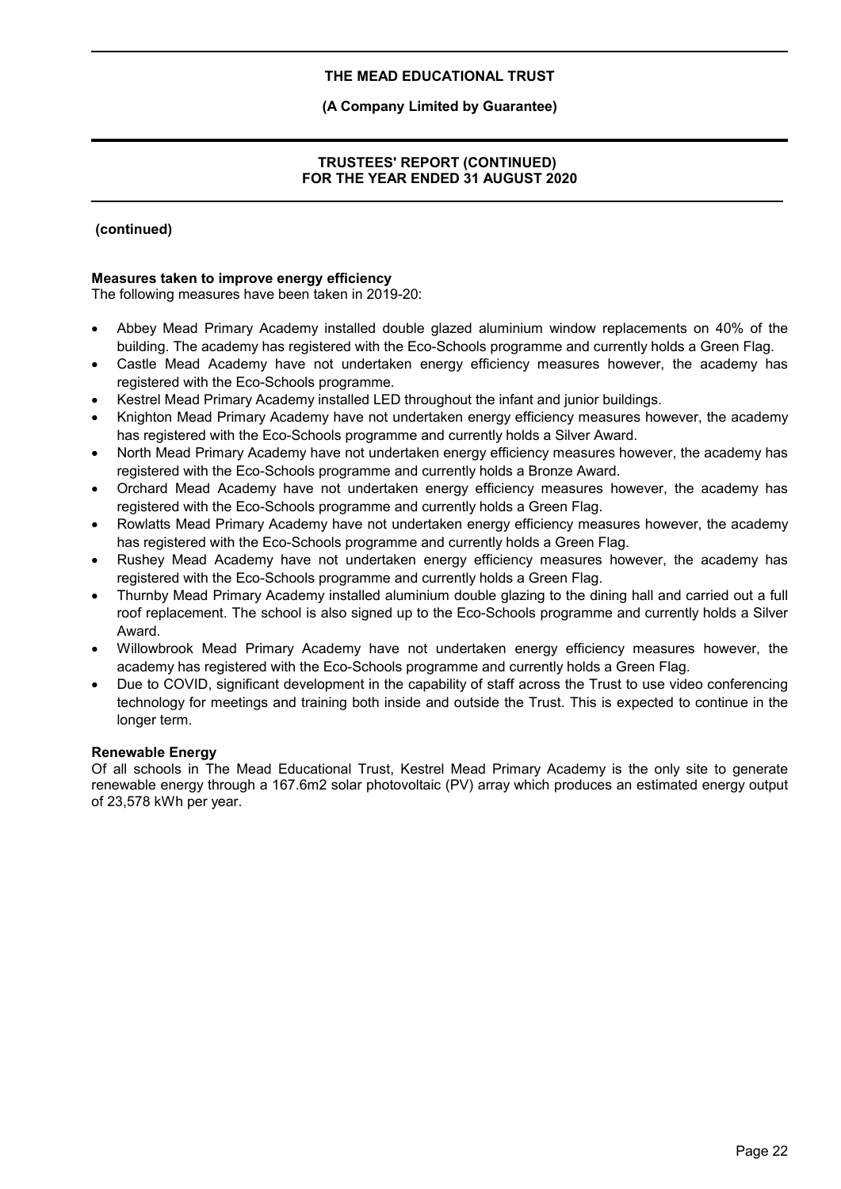**(continued)**

**Measures taken to improve energy efficiency**

The following measures have been taken in 2019-20:

- Abbey Mead Primary Academy installed double glazed aluminium window replacements on 40% of the building. The academy has registered with the Eco-Schools programme and currently holds a Green Flag.
- Castle Mead Academy have not undertaken energy efficiency measures however, the academy has registered with the Eco-Schools programme.
- Kestrel Mead Primary Academy installed LED throughout the infant and junior buildings.
- Knighton Mead Primary Academy have not undertaken energy efficiency measures however, the academy has registered with the Eco-Schools programme and currently holds a Silver Award.
- North Mead Primary Academy have not undertaken energy efficiency measures however, the academy has registered with the Eco-Schools programme and currently holds a Bronze Award.
- Orchard Mead Academy have not undertaken energy efficiency measures however, the academy has registered with the Eco-Schools programme and currently holds a Green Flag.
- Rowlatts Mead Primary Academy have not undertaken energy efficiency measures however, the academy has registered with the Eco-Schools programme and currently holds a Green Flag.
- Rushey Mead Academy have not undertaken energy efficiency measures however, the academy has registered with the Eco-Schools programme and currently holds a Green Flag.
- Thurnby Mead Primary Academy installed aluminium double glazing to the dining hall and carried out a full roof replacement. The school is also signed up to the Eco-Schools programme and currently holds a Silver Award.
- Willowbrook Mead Primary Academy have not undertaken energy efficiency measures however, the academy has registered with the Eco-Schools programme and currently holds a Green Flag.
- Due to COVID, significant development in the capability of staff across the Trust to use video conferencing technology for meetings and training both inside and outside the Trust. This is expected to continue in the longer term.

**Renewable Energy**

Of all schools in The Mead Educational Trust, Kestrel Mead Primary Academy is the only site to generate renewable energy through a 167.6m2 solar photovoltaic (PV) array which produces an estimated energy output of 23,578 kWh per year.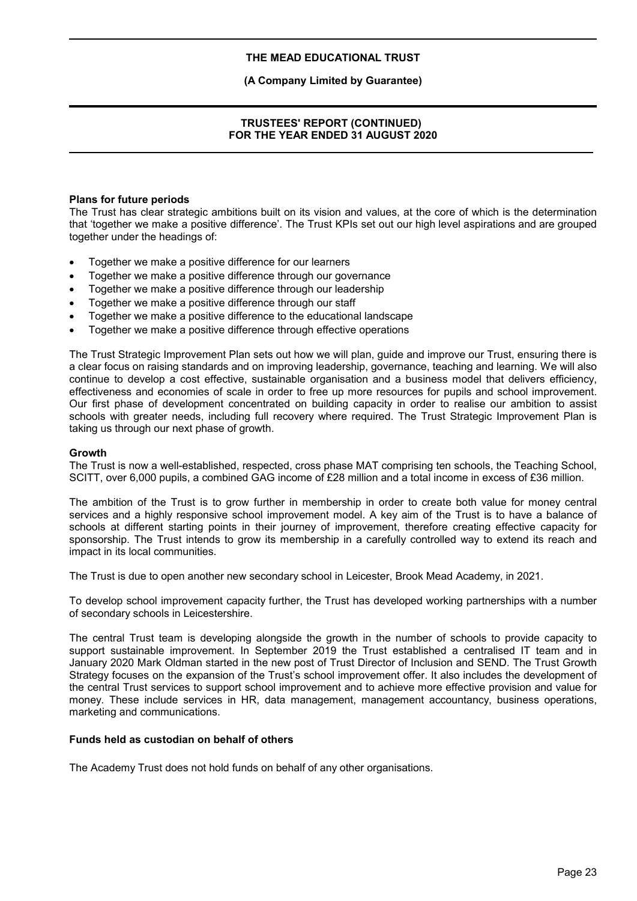**Plans for future periods**

The Trust has clear strategic ambitions built on its vision and values, at the core of which is the determination that 'together we make a positive difference'. The Trust KPIs set out our high level aspirations and are grouped together under the headings of:

- Together we make a positive difference for our learners
- Together we make a positive difference through our governance
- Together we make a positive difference through our leadership
- Together we make a positive difference through our staff
- Together we make a positive difference to the educational landscape
- Together we make a positive difference through effective operations

The Trust Strategic Improvement Plan sets out how we will plan, guide and improve our Trust, ensuring there is a clear focus on raising standards and on improving leadership, governance, teaching and learning. We will also continue to develop a cost effective, sustainable organisation and a business model that delivers efficiency, effectiveness and economies of scale in order to free up more resources for pupils and school improvement. Our first phase of development concentrated on building capacity in order to realise our ambition to assist schools with greater needs, including full recovery where required. The Trust Strategic Improvement Plan is taking us through our next phase of growth.

**Growth**

The Trust is now a well-established, respected, cross phase MAT comprising ten schools, the Teaching School, SCITT, over 6,000 pupils, a combined GAG income of £28 million and a total income in excess of £36 million.

The ambition of the Trust is to grow further in membership in order to create both value for money central services and a highly responsive school improvement model. A key aim of the Trust is to have a balance of schools at different starting points in their journey of improvement, therefore creating effective capacity for sponsorship. The Trust intends to grow its membership in a carefully controlled way to extend its reach and impact in its local communities.

The Trust is due to open another new secondary school in Leicester, Brook Mead Academy, in 2021.

To develop school improvement capacity further, the Trust has developed working partnerships with a number of secondary schools in Leicestershire.

The central Trust team is developing alongside the growth in the number of schools to provide capacity to support sustainable improvement. In September 2019 the Trust established a centralised IT team and in January 2020 Mark Oldman started in the new post of Trust Director of Inclusion and SEND. The Trust Growth Strategy focuses on the expansion of the Trust's school improvement offer. It also includes the development of the central Trust services to support school improvement and to achieve more effective provision and value for money. These include services in HR, data management, management accountancy, business operations, marketing and communications.

**Funds held as custodian on behalf of others**

The Academy Trust does not hold funds on behalf of any other organisations.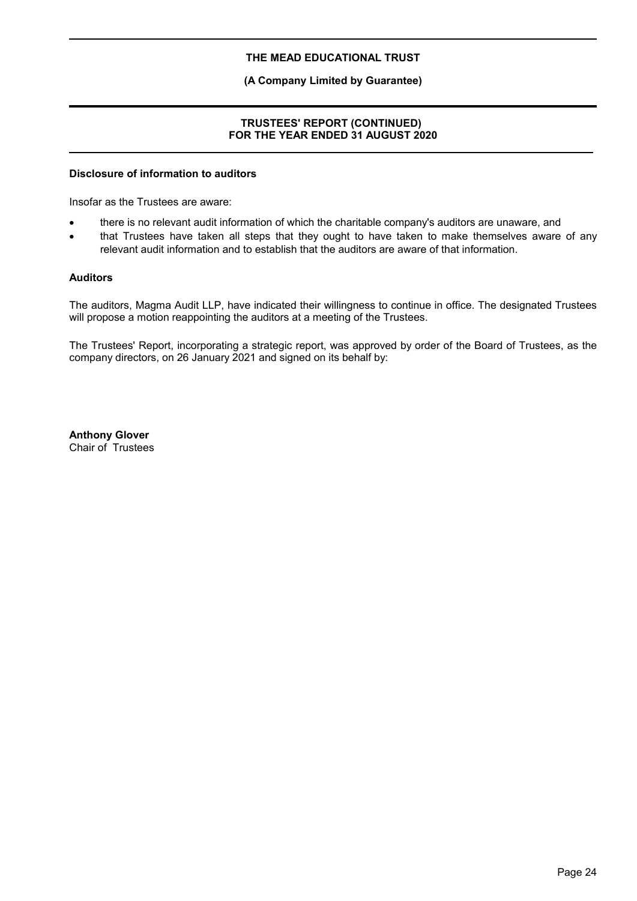## Disclosure of information to auditors

Insofar as the Trustees are aware:

- there is no relevant audit information of which the charitable company's auditors are unaware, and
- that Trustees have taken all steps that they ought to have taken to make themselves aware of any relevant audit information and to establish that the auditors are aware of that information.

## Auditors

The auditors, Magma Audit LLP, have indicated their willingness to continue in office. The designated Trustees will propose a motion reappointing the auditors at a meeting of the Trustees.

The Trustees' Report, incorporating a strategic report, was approved by order of the Board of Trustees, as the company directors, on 26 January 2021 and signed on its behalf by:

**Anthony Glover**
Chair of Trustees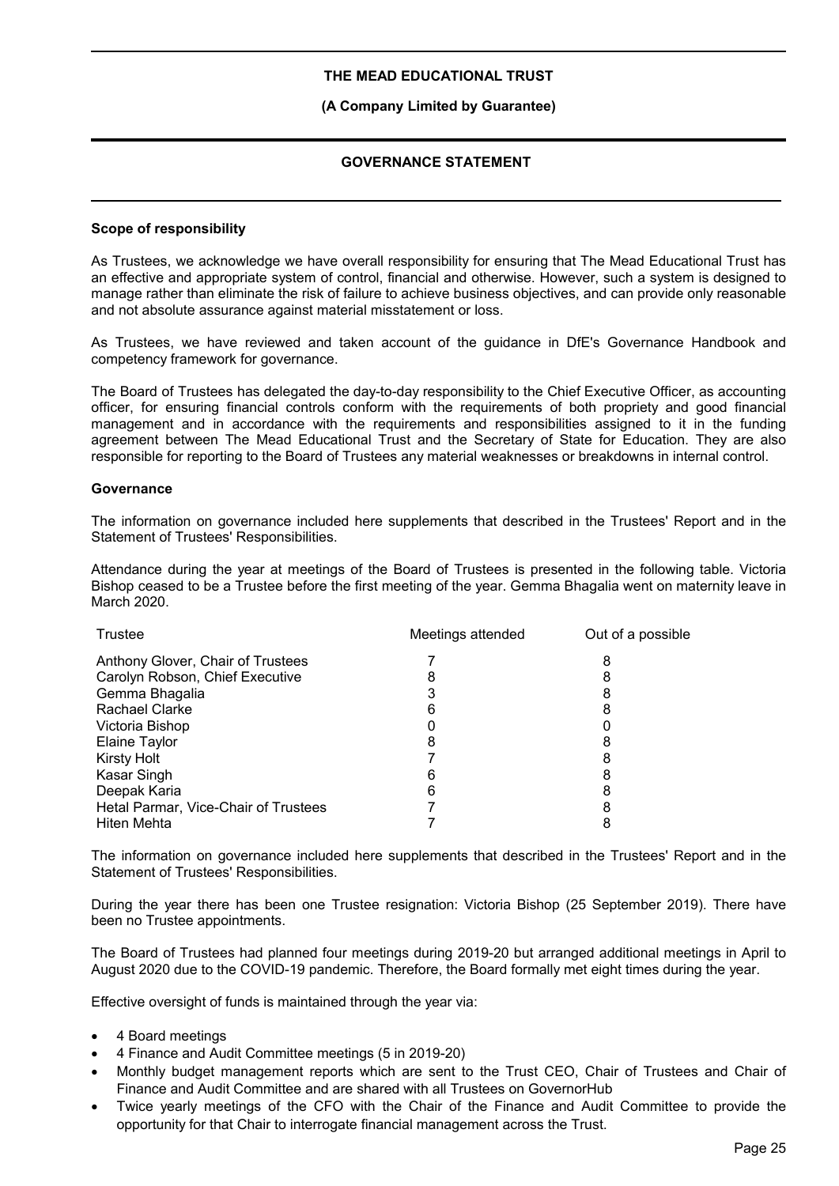**THE MEAD EDUCATIONAL TRUST**

**(A Company Limited by Guarantee)**

## GOVERNANCE STATEMENT

### Scope of responsibility

As Trustees, we acknowledge we have overall responsibility for ensuring that The Mead Educational Trust has an effective and appropriate system of control, financial and otherwise. However, such a system is designed to manage rather than eliminate the risk of failure to achieve business objectives, and can provide only reasonable and not absolute assurance against material misstatement or loss.

As Trustees, we have reviewed and taken account of the guidance in DfE's Governance Handbook and competency framework for governance.

The Board of Trustees has delegated the day-to-day responsibility to the Chief Executive Officer, as accounting officer, for ensuring financial controls conform with the requirements of both propriety and good financial management and in accordance with the requirements and responsibilities assigned to it in the funding agreement between The Mead Educational Trust and the Secretary of State for Education. They are also responsible for reporting to the Board of Trustees any material weaknesses or breakdowns in internal control.

### Governance

The information on governance included here supplements that described in the Trustees' Report and in the Statement of Trustees' Responsibilities.

Attendance during the year at meetings of the Board of Trustees is presented in the following table. Victoria Bishop ceased to be a Trustee before the first meeting of the year. Gemma Bhagalia went on maternity leave in March 2020.

| Trustee | Meetings attended | Out of a possible |
|---|---|---|
| Anthony Glover, Chair of Trustees | 7 | 8 |
| Carolyn Robson, Chief Executive | 8 | 8 |
| Gemma Bhagalia | 3 | 8 |
| Rachael Clarke | 6 | 8 |
| Victoria Bishop | 0 | 0 |
| Elaine Taylor | 8 | 8 |
| Kirsty Holt | 7 | 8 |
| Kasar Singh | 6 | 8 |
| Deepak Karia | 6 | 8 |
| Hetal Parmar, Vice-Chair of Trustees | 7 | 8 |
| Hiten Mehta | 7 | 8 |

The information on governance included here supplements that described in the Trustees' Report and in the Statement of Trustees' Responsibilities.

During the year there has been one Trustee resignation: Victoria Bishop (25 September 2019). There have been no Trustee appointments.

The Board of Trustees had planned four meetings during 2019-20 but arranged additional meetings in April to August 2020 due to the COVID-19 pandemic. Therefore, the Board formally met eight times during the year.

Effective oversight of funds is maintained through the year via:

- 4 Board meetings
- 4 Finance and Audit Committee meetings (5 in 2019-20)
- Monthly budget management reports which are sent to the Trust CEO, Chair of Trustees and Chair of Finance and Audit Committee and are shared with all Trustees on GovernorHub
- Twice yearly meetings of the CFO with the Chair of the Finance and Audit Committee to provide the opportunity for that Chair to interrogate financial management across the Trust.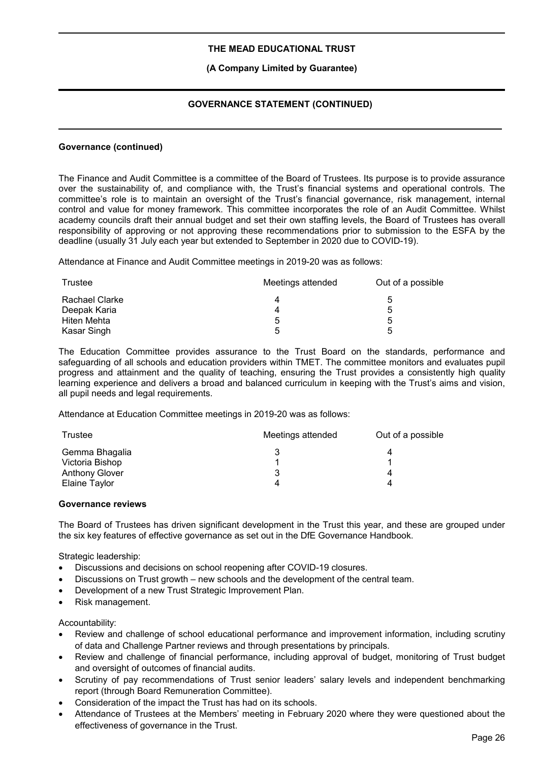**Governance (continued)**

The Finance and Audit Committee is a committee of the Board of Trustees. Its purpose is to provide assurance over the sustainability of, and compliance with, the Trust's financial systems and operational controls. The committee's role is to maintain an oversight of the Trust's financial governance, risk management, internal control and value for money framework. This committee incorporates the role of an Audit Committee. Whilst academy councils draft their annual budget and set their own staffing levels, the Board of Trustees has overall responsibility of approving or not approving these recommendations prior to submission to the ESFA by the deadline (usually 31 July each year but extended to September in 2020 due to COVID-19).

Attendance at Finance and Audit Committee meetings in 2019-20 was as follows:

| Trustee | Meetings attended | Out of a possible |
|---|---|---|
| Rachael Clarke | 4 | 5 |
| Deepak Karia | 4 | 5 |
| Hiten Mehta | 5 | 5 |
| Kasar Singh | 5 | 5 |

The Education Committee provides assurance to the Trust Board on the standards, performance and safeguarding of all schools and education providers within TMET. The committee monitors and evaluates pupil progress and attainment and the quality of teaching, ensuring the Trust provides a consistently high quality learning experience and delivers a broad and balanced curriculum in keeping with the Trust's aims and vision, all pupil needs and legal requirements.

Attendance at Education Committee meetings in 2019-20 was as follows:

| Trustee | Meetings attended | Out of a possible |
|---|---|---|
| Gemma Bhagalia | 3 | 4 |
| Victoria Bishop | 1 | 1 |
| Anthony Glover | 3 | 4 |
| Elaine Taylor | 4 | 4 |

**Governance reviews**

The Board of Trustees has driven significant development in the Trust this year, and these are grouped under the six key features of effective governance as set out in the DfE Governance Handbook.

Strategic leadership:

- Discussions and decisions on school reopening after COVID-19 closures.
- Discussions on Trust growth – new schools and the development of the central team.
- Development of a new Trust Strategic Improvement Plan.
- Risk management.

Accountability:

- Review and challenge of school educational performance and improvement information, including scrutiny of data and Challenge Partner reviews and through presentations by principals.
- Review and challenge of financial performance, including approval of budget, monitoring of Trust budget and oversight of outcomes of financial audits.
- Scrutiny of pay recommendations of Trust senior leaders' salary levels and independent benchmarking report (through Board Remuneration Committee).
- Consideration of the impact the Trust has had on its schools.
- Attendance of Trustees at the Members' meeting in February 2020 where they were questioned about the effectiveness of governance in the Trust.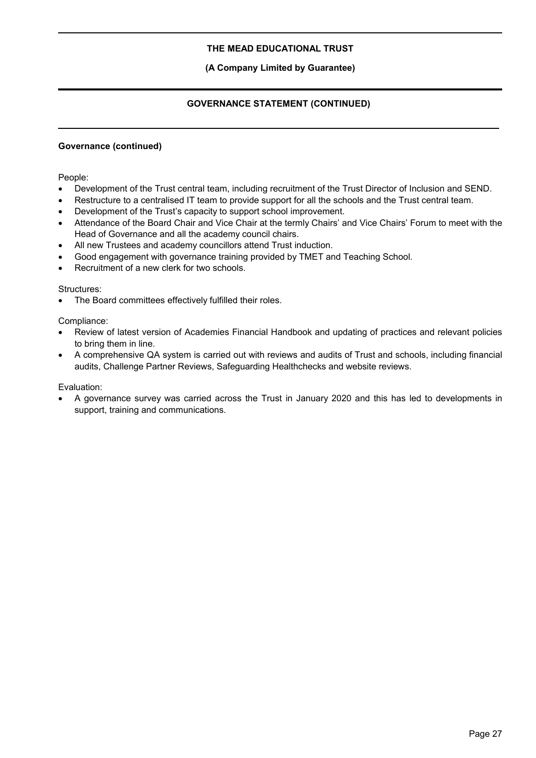## Governance (continued)

People:

- Development of the Trust central team, including recruitment of the Trust Director of Inclusion and SEND.
- Restructure to a centralised IT team to provide support for all the schools and the Trust central team.
- Development of the Trust's capacity to support school improvement.
- Attendance of the Board Chair and Vice Chair at the termly Chairs' and Vice Chairs' Forum to meet with the Head of Governance and all the academy council chairs.
- All new Trustees and academy councillors attend Trust induction.
- Good engagement with governance training provided by TMET and Teaching School.
- Recruitment of a new clerk for two schools.

Structures:

- The Board committees effectively fulfilled their roles.

Compliance:

- Review of latest version of Academies Financial Handbook and updating of practices and relevant policies to bring them in line.
- A comprehensive QA system is carried out with reviews and audits of Trust and schools, including financial audits, Challenge Partner Reviews, Safeguarding Healthchecks and website reviews.

Evaluation:

- A governance survey was carried across the Trust in January 2020 and this has led to developments in support, training and communications.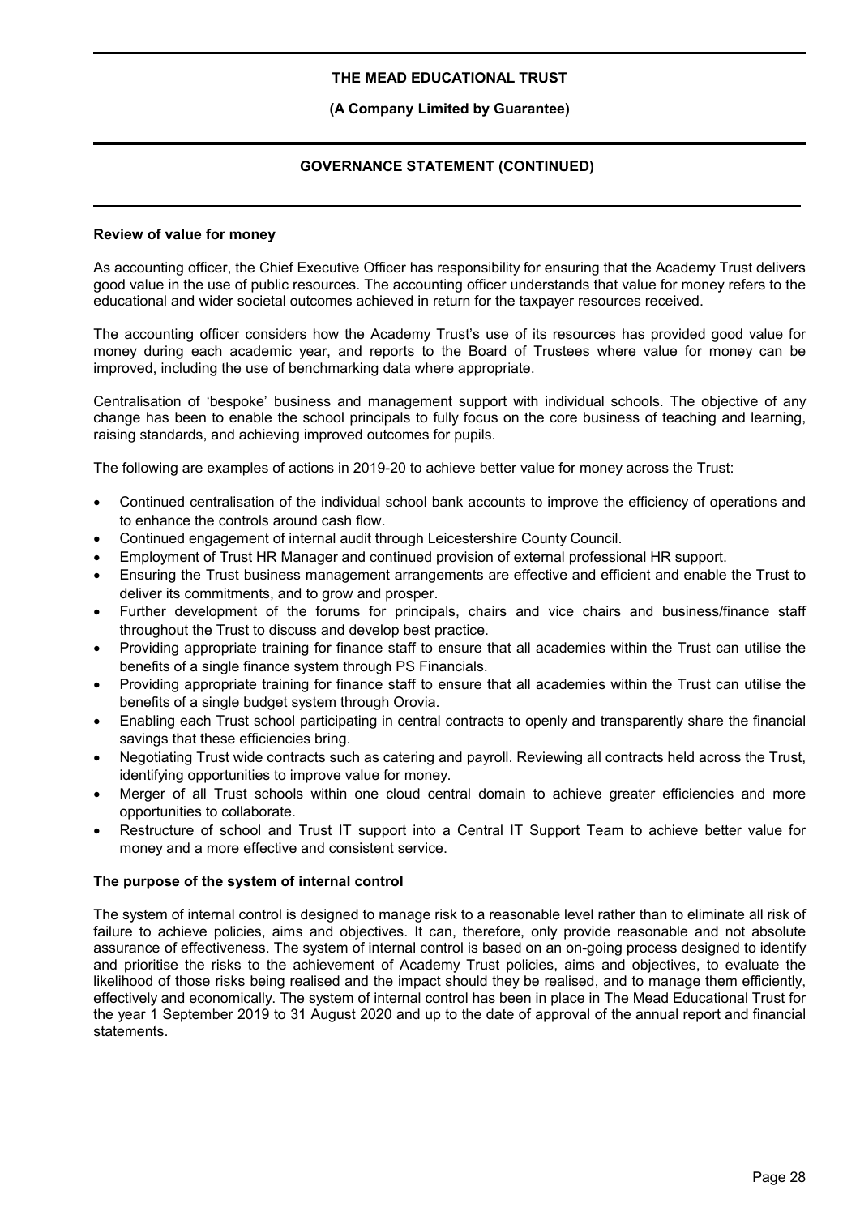**Review of value for money**

As accounting officer, the Chief Executive Officer has responsibility for ensuring that the Academy Trust delivers good value in the use of public resources. The accounting officer understands that value for money refers to the educational and wider societal outcomes achieved in return for the taxpayer resources received.

The accounting officer considers how the Academy Trust's use of its resources has provided good value for money during each academic year, and reports to the Board of Trustees where value for money can be improved, including the use of benchmarking data where appropriate.

Centralisation of 'bespoke' business and management support with individual schools. The objective of any change has been to enable the school principals to fully focus on the core business of teaching and learning, raising standards, and achieving improved outcomes for pupils.

The following are examples of actions in 2019-20 to achieve better value for money across the Trust:

- Continued centralisation of the individual school bank accounts to improve the efficiency of operations and to enhance the controls around cash flow.
- Continued engagement of internal audit through Leicestershire County Council.
- Employment of Trust HR Manager and continued provision of external professional HR support.
- Ensuring the Trust business management arrangements are effective and efficient and enable the Trust to deliver its commitments, and to grow and prosper.
- Further development of the forums for principals, chairs and vice chairs and business/finance staff throughout the Trust to discuss and develop best practice.
- Providing appropriate training for finance staff to ensure that all academies within the Trust can utilise the benefits of a single finance system through PS Financials.
- Providing appropriate training for finance staff to ensure that all academies within the Trust can utilise the benefits of a single budget system through Orovia.
- Enabling each Trust school participating in central contracts to openly and transparently share the financial savings that these efficiencies bring.
- Negotiating Trust wide contracts such as catering and payroll. Reviewing all contracts held across the Trust, identifying opportunities to improve value for money.
- Merger of all Trust schools within one cloud central domain to achieve greater efficiencies and more opportunities to collaborate.
- Restructure of school and Trust IT support into a Central IT Support Team to achieve better value for money and a more effective and consistent service.

**The purpose of the system of internal control**

The system of internal control is designed to manage risk to a reasonable level rather than to eliminate all risk of failure to achieve policies, aims and objectives. It can, therefore, only provide reasonable and not absolute assurance of effectiveness. The system of internal control is based on an on-going process designed to identify and prioritise the risks to the achievement of Academy Trust policies, aims and objectives, to evaluate the likelihood of those risks being realised and the impact should they be realised, and to manage them efficiently, effectively and economically. The system of internal control has been in place in The Mead Educational Trust for the year 1 September 2019 to 31 August 2020 and up to the date of approval of the annual report and financial statements.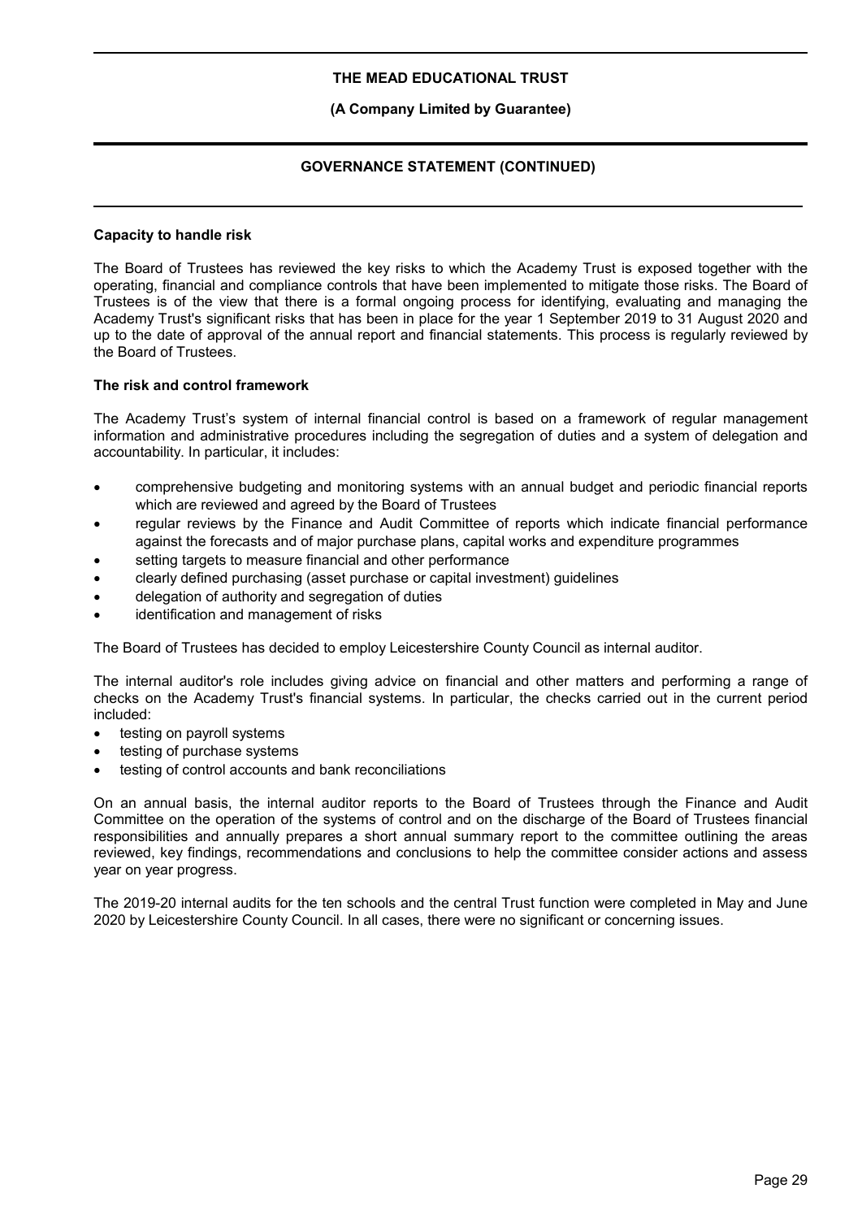**Capacity to handle risk**

The Board of Trustees has reviewed the key risks to which the Academy Trust is exposed together with the operating, financial and compliance controls that have been implemented to mitigate those risks. The Board of Trustees is of the view that there is a formal ongoing process for identifying, evaluating and managing the Academy Trust's significant risks that has been in place for the year 1 September 2019 to 31 August 2020 and up to the date of approval of the annual report and financial statements. This process is regularly reviewed by the Board of Trustees.

**The risk and control framework**

The Academy Trust's system of internal financial control is based on a framework of regular management information and administrative procedures including the segregation of duties and a system of delegation and accountability. In particular, it includes:

- comprehensive budgeting and monitoring systems with an annual budget and periodic financial reports which are reviewed and agreed by the Board of Trustees
- regular reviews by the Finance and Audit Committee of reports which indicate financial performance against the forecasts and of major purchase plans, capital works and expenditure programmes
- setting targets to measure financial and other performance
- clearly defined purchasing (asset purchase or capital investment) guidelines
- delegation of authority and segregation of duties
- identification and management of risks

The Board of Trustees has decided to employ Leicestershire County Council as internal auditor.

The internal auditor's role includes giving advice on financial and other matters and performing a range of checks on the Academy Trust's financial systems. In particular, the checks carried out in the current period included:

- testing on payroll systems
- testing of purchase systems
- testing of control accounts and bank reconciliations

On an annual basis, the internal auditor reports to the Board of Trustees through the Finance and Audit Committee on the operation of the systems of control and on the discharge of the Board of Trustees financial responsibilities and annually prepares a short annual summary report to the committee outlining the areas reviewed, key findings, recommendations and conclusions to help the committee consider actions and assess year on year progress.

The 2019-20 internal audits for the ten schools and the central Trust function were completed in May and June 2020 by Leicestershire County Council. In all cases, there were no significant or concerning issues.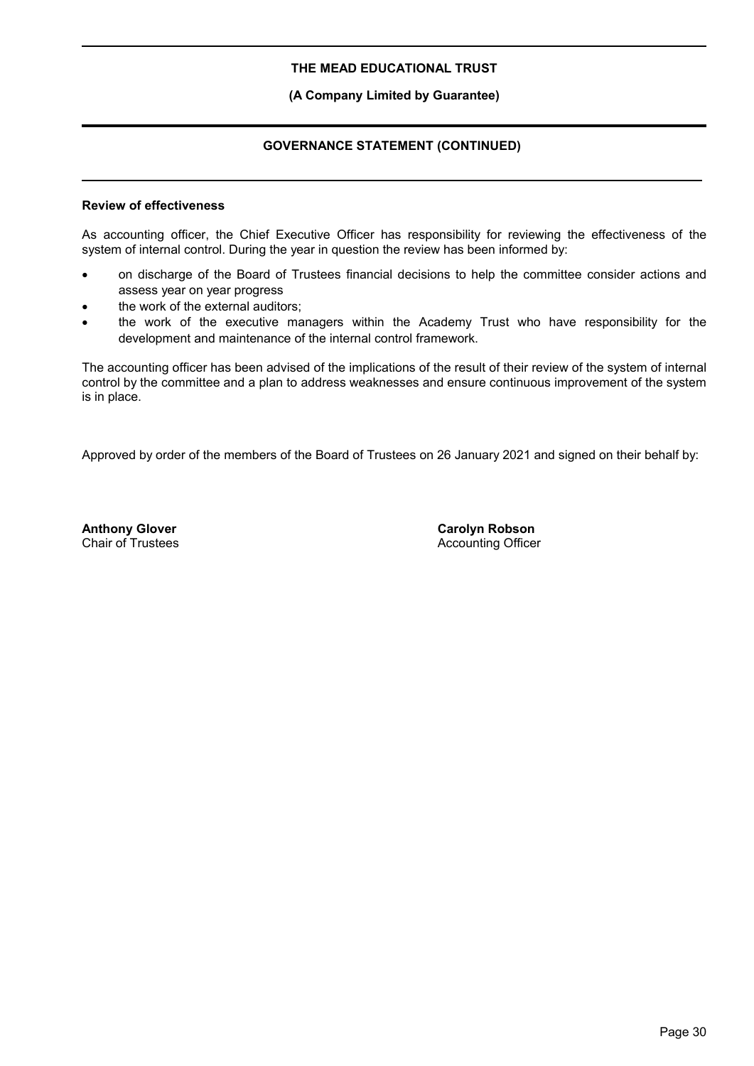### Review of effectiveness

As accounting officer, the Chief Executive Officer has responsibility for reviewing the effectiveness of the system of internal control. During the year in question the review has been informed by:

- on discharge of the Board of Trustees financial decisions to help the committee consider actions and assess year on year progress
- the work of the external auditors;
- the work of the executive managers within the Academy Trust who have responsibility for the development and maintenance of the internal control framework.

The accounting officer has been advised of the implications of the result of their review of the system of internal control by the committee and a plan to address weaknesses and ensure continuous improvement of the system is in place.

Approved by order of the members of the Board of Trustees on 26 January 2021 and signed on their behalf by:

**Anthony Glover**
Chair of Trustees

**Carolyn Robson**
Accounting Officer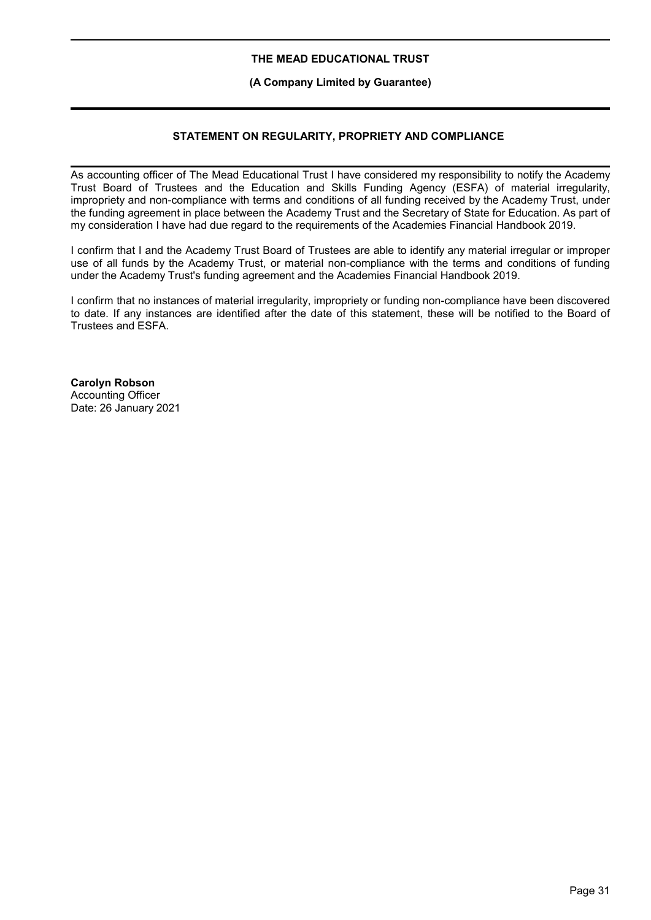# STATEMENT ON REGULARITY, PROPRIETY AND COMPLIANCE

As accounting officer of The Mead Educational Trust I have considered my responsibility to notify the Academy Trust Board of Trustees and the Education and Skills Funding Agency (ESFA) of material irregularity, impropriety and non-compliance with terms and conditions of all funding received by the Academy Trust, under the funding agreement in place between the Academy Trust and the Secretary of State for Education. As part of my consideration I have had due regard to the requirements of the Academies Financial Handbook 2019.

I confirm that I and the Academy Trust Board of Trustees are able to identify any material irregular or improper use of all funds by the Academy Trust, or material non-compliance with the terms and conditions of funding under the Academy Trust's funding agreement and the Academies Financial Handbook 2019.

I confirm that no instances of material irregularity, impropriety or funding non-compliance have been discovered to date. If any instances are identified after the date of this statement, these will be notified to the Board of Trustees and ESFA.

**Carolyn Robson**
Accounting Officer
Date: 26 January 2021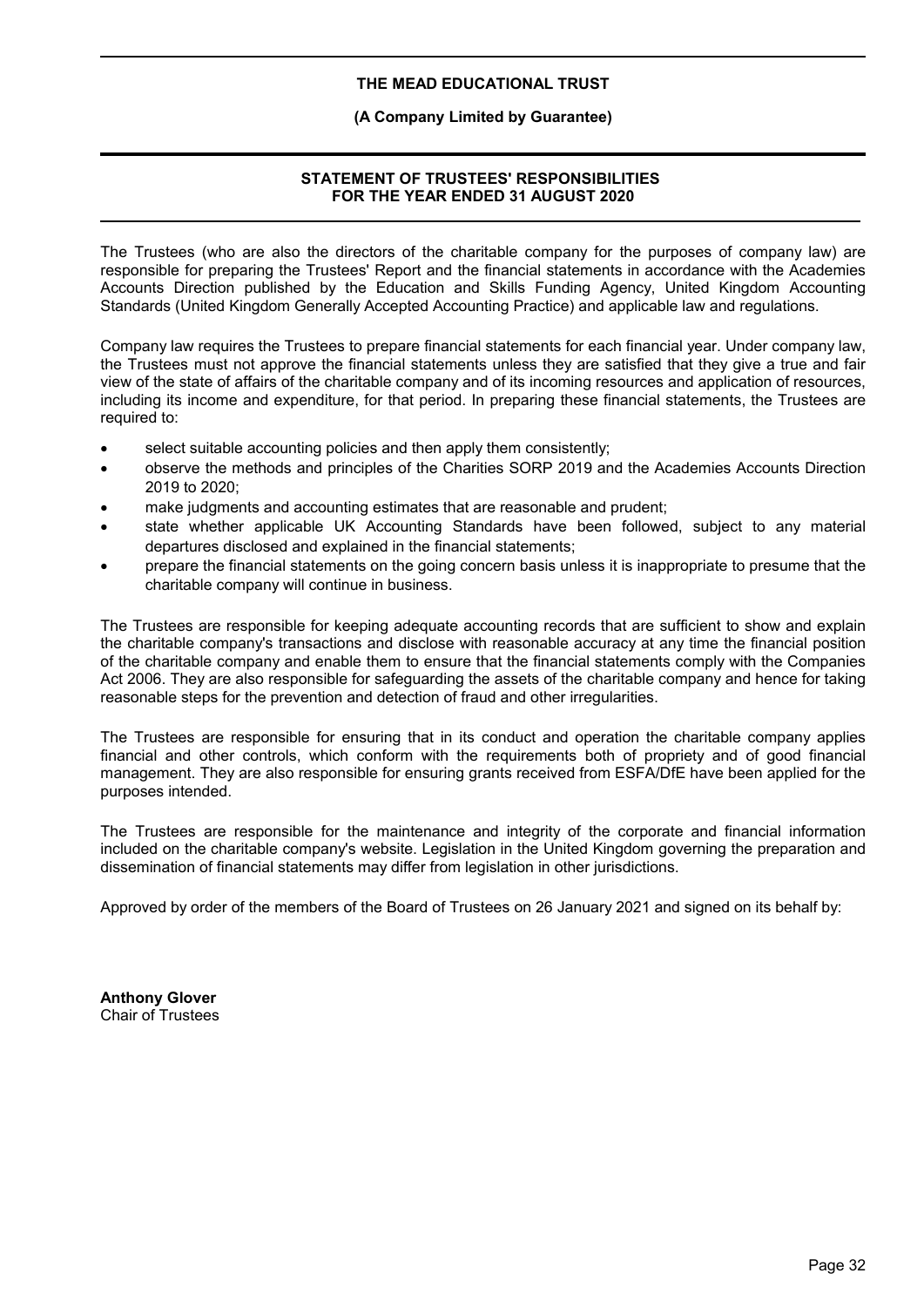# STATEMENT OF TRUSTEES' RESPONSIBILITIES FOR THE YEAR ENDED 31 AUGUST 2020

The Trustees (who are also the directors of the charitable company for the purposes of company law) are responsible for preparing the Trustees' Report and the financial statements in accordance with the Academies Accounts Direction published by the Education and Skills Funding Agency, United Kingdom Accounting Standards (United Kingdom Generally Accepted Accounting Practice) and applicable law and regulations.

Company law requires the Trustees to prepare financial statements for each financial year. Under company law, the Trustees must not approve the financial statements unless they are satisfied that they give a true and fair view of the state of affairs of the charitable company and of its incoming resources and application of resources, including its income and expenditure, for that period. In preparing these financial statements, the Trustees are required to:

- select suitable accounting policies and then apply them consistently;
- observe the methods and principles of the Charities SORP 2019 and the Academies Accounts Direction 2019 to 2020;
- make judgments and accounting estimates that are reasonable and prudent;
- state whether applicable UK Accounting Standards have been followed, subject to any material departures disclosed and explained in the financial statements;
- prepare the financial statements on the going concern basis unless it is inappropriate to presume that the charitable company will continue in business.

The Trustees are responsible for keeping adequate accounting records that are sufficient to show and explain the charitable company's transactions and disclose with reasonable accuracy at any time the financial position of the charitable company and enable them to ensure that the financial statements comply with the Companies Act 2006. They are also responsible for safeguarding the assets of the charitable company and hence for taking reasonable steps for the prevention and detection of fraud and other irregularities.

The Trustees are responsible for ensuring that in its conduct and operation the charitable company applies financial and other controls, which conform with the requirements both of propriety and of good financial management. They are also responsible for ensuring grants received from ESFA/DfE have been applied for the purposes intended.

The Trustees are responsible for the maintenance and integrity of the corporate and financial information included on the charitable company's website. Legislation in the United Kingdom governing the preparation and dissemination of financial statements may differ from legislation in other jurisdictions.

Approved by order of the members of the Board of Trustees on 26 January 2021 and signed on its behalf by:

**Anthony Glover**
Chair of Trustees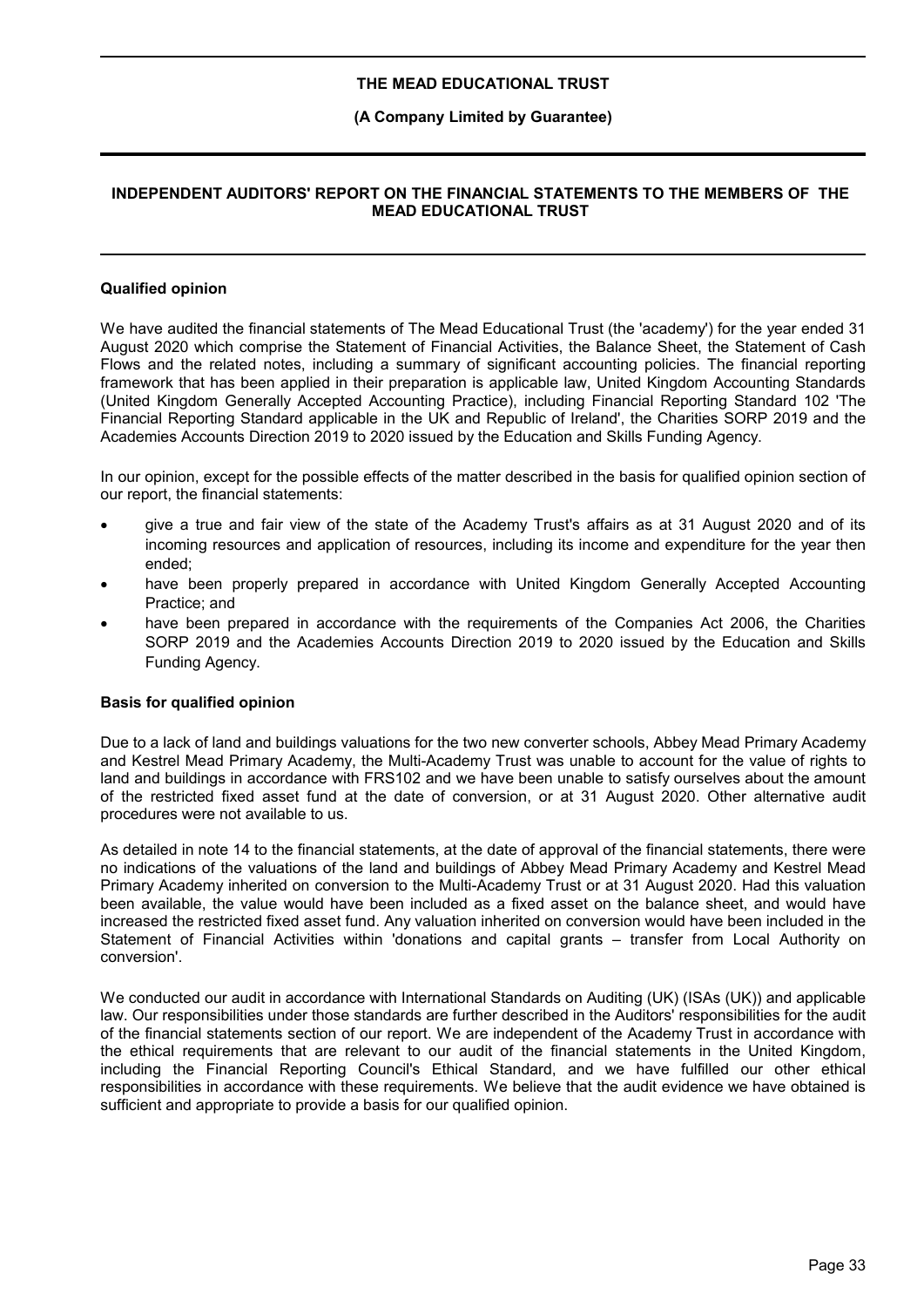## INDEPENDENT AUDITORS' REPORT ON THE FINANCIAL STATEMENTS TO THE MEMBERS OF THE MEAD EDUCATIONAL TRUST

### Qualified opinion

We have audited the financial statements of The Mead Educational Trust (the 'academy') for the year ended 31 August 2020 which comprise the Statement of Financial Activities, the Balance Sheet, the Statement of Cash Flows and the related notes, including a summary of significant accounting policies. The financial reporting framework that has been applied in their preparation is applicable law, United Kingdom Accounting Standards (United Kingdom Generally Accepted Accounting Practice), including Financial Reporting Standard 102 'The Financial Reporting Standard applicable in the UK and Republic of Ireland', the Charities SORP 2019 and the Academies Accounts Direction 2019 to 2020 issued by the Education and Skills Funding Agency.

In our opinion, except for the possible effects of the matter described in the basis for qualified opinion section of our report, the financial statements:

- give a true and fair view of the state of the Academy Trust's affairs as at 31 August 2020 and of its incoming resources and application of resources, including its income and expenditure for the year then ended;
- have been properly prepared in accordance with United Kingdom Generally Accepted Accounting Practice; and
- have been prepared in accordance with the requirements of the Companies Act 2006, the Charities SORP 2019 and the Academies Accounts Direction 2019 to 2020 issued by the Education and Skills Funding Agency.

### Basis for qualified opinion

Due to a lack of land and buildings valuations for the two new converter schools, Abbey Mead Primary Academy and Kestrel Mead Primary Academy, the Multi-Academy Trust was unable to account for the value of rights to land and buildings in accordance with FRS102 and we have been unable to satisfy ourselves about the amount of the restricted fixed asset fund at the date of conversion, or at 31 August 2020. Other alternative audit procedures were not available to us.

As detailed in note 14 to the financial statements, at the date of approval of the financial statements, there were no indications of the valuations of the land and buildings of Abbey Mead Primary Academy and Kestrel Mead Primary Academy inherited on conversion to the Multi-Academy Trust or at 31 August 2020. Had this valuation been available, the value would have been included as a fixed asset on the balance sheet, and would have increased the restricted fixed asset fund. Any valuation inherited on conversion would have been included in the Statement of Financial Activities within 'donations and capital grants – transfer from Local Authority on conversion'.

We conducted our audit in accordance with International Standards on Auditing (UK) (ISAs (UK)) and applicable law. Our responsibilities under those standards are further described in the Auditors' responsibilities for the audit of the financial statements section of our report. We are independent of the Academy Trust in accordance with the ethical requirements that are relevant to our audit of the financial statements in the United Kingdom, including the Financial Reporting Council's Ethical Standard, and we have fulfilled our other ethical responsibilities in accordance with these requirements. We believe that the audit evidence we have obtained is sufficient and appropriate to provide a basis for our qualified opinion.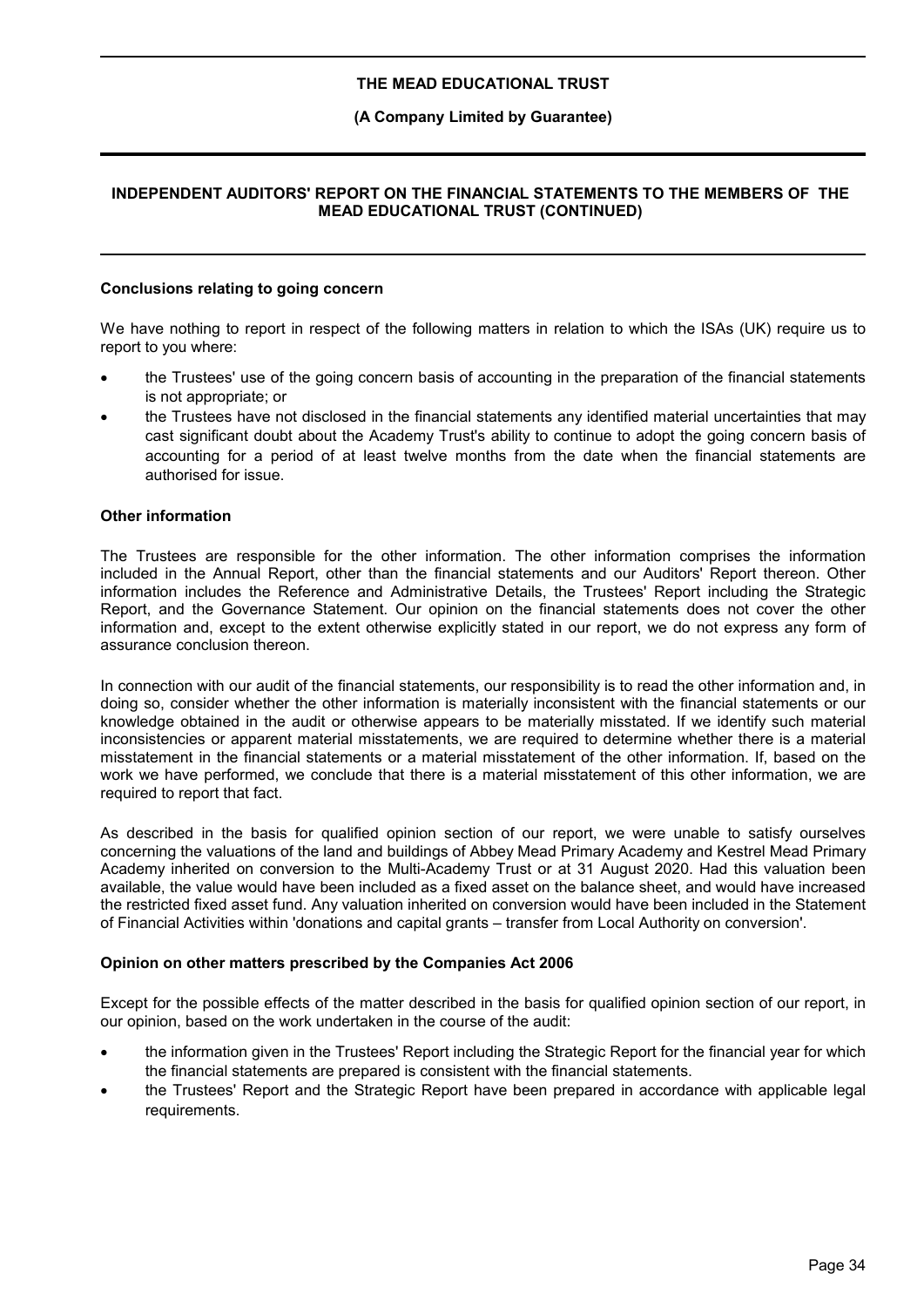**Conclusions relating to going concern**

We have nothing to report in respect of the following matters in relation to which the ISAs (UK) require us to report to you where:

- the Trustees' use of the going concern basis of accounting in the preparation of the financial statements is not appropriate; or
- the Trustees have not disclosed in the financial statements any identified material uncertainties that may cast significant doubt about the Academy Trust's ability to continue to adopt the going concern basis of accounting for a period of at least twelve months from the date when the financial statements are authorised for issue.

**Other information**

The Trustees are responsible for the other information. The other information comprises the information included in the Annual Report, other than the financial statements and our Auditors' Report thereon. Other information includes the Reference and Administrative Details, the Trustees' Report including the Strategic Report, and the Governance Statement. Our opinion on the financial statements does not cover the other information and, except to the extent otherwise explicitly stated in our report, we do not express any form of assurance conclusion thereon.

In connection with our audit of the financial statements, our responsibility is to read the other information and, in doing so, consider whether the other information is materially inconsistent with the financial statements or our knowledge obtained in the audit or otherwise appears to be materially misstated. If we identify such material inconsistencies or apparent material misstatements, we are required to determine whether there is a material misstatement in the financial statements or a material misstatement of the other information. If, based on the work we have performed, we conclude that there is a material misstatement of this other information, we are required to report that fact.

As described in the basis for qualified opinion section of our report, we were unable to satisfy ourselves concerning the valuations of the land and buildings of Abbey Mead Primary Academy and Kestrel Mead Primary Academy inherited on conversion to the Multi-Academy Trust or at 31 August 2020. Had this valuation been available, the value would have been included as a fixed asset on the balance sheet, and would have increased the restricted fixed asset fund. Any valuation inherited on conversion would have been included in the Statement of Financial Activities within 'donations and capital grants – transfer from Local Authority on conversion'.

**Opinion on other matters prescribed by the Companies Act 2006**

Except for the possible effects of the matter described in the basis for qualified opinion section of our report, in our opinion, based on the work undertaken in the course of the audit:

- the information given in the Trustees' Report including the Strategic Report for the financial year for which the financial statements are prepared is consistent with the financial statements.
- the Trustees' Report and the Strategic Report have been prepared in accordance with applicable legal requirements.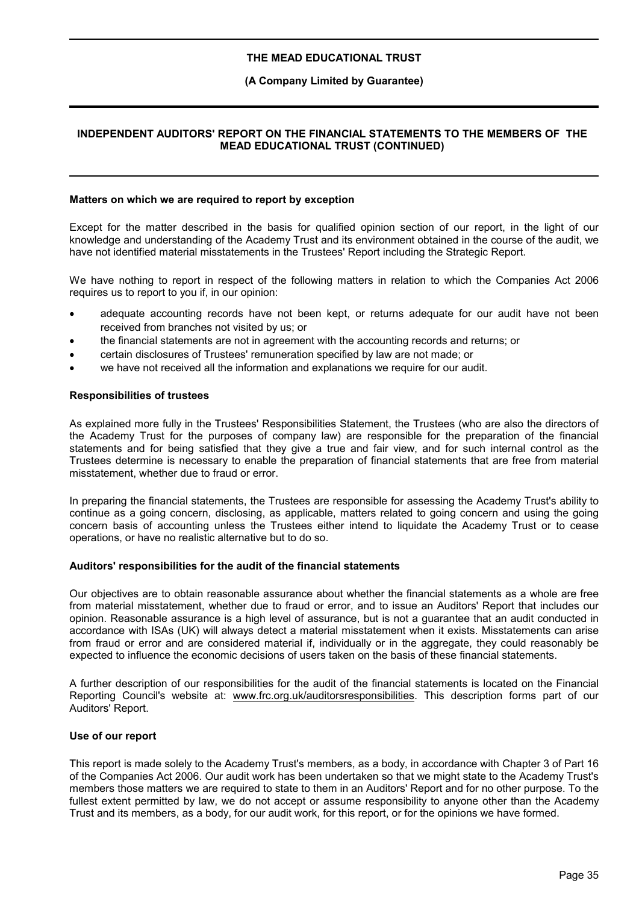## Matters on which we are required to report by exception

Except for the matter described in the basis for qualified opinion section of our report, in the light of our knowledge and understanding of the Academy Trust and its environment obtained in the course of the audit, we have not identified material misstatements in the Trustees' Report including the Strategic Report.

We have nothing to report in respect of the following matters in relation to which the Companies Act 2006 requires us to report to you if, in our opinion:

- adequate accounting records have not been kept, or returns adequate for our audit have not been received from branches not visited by us; or
- the financial statements are not in agreement with the accounting records and returns; or
- certain disclosures of Trustees' remuneration specified by law are not made; or
- we have not received all the information and explanations we require for our audit.

## Responsibilities of trustees

As explained more fully in the Trustees' Responsibilities Statement, the Trustees (who are also the directors of the Academy Trust for the purposes of company law) are responsible for the preparation of the financial statements and for being satisfied that they give a true and fair view, and for such internal control as the Trustees determine is necessary to enable the preparation of financial statements that are free from material misstatement, whether due to fraud or error.

In preparing the financial statements, the Trustees are responsible for assessing the Academy Trust's ability to continue as a going concern, disclosing, as applicable, matters related to going concern and using the going concern basis of accounting unless the Trustees either intend to liquidate the Academy Trust or to cease operations, or have no realistic alternative but to do so.

## Auditors' responsibilities for the audit of the financial statements

Our objectives are to obtain reasonable assurance about whether the financial statements as a whole are free from material misstatement, whether due to fraud or error, and to issue an Auditors' Report that includes our opinion. Reasonable assurance is a high level of assurance, but is not a guarantee that an audit conducted in accordance with ISAs (UK) will always detect a material misstatement when it exists. Misstatements can arise from fraud or error and are considered material if, individually or in the aggregate, they could reasonably be expected to influence the economic decisions of users taken on the basis of these financial statements.

A further description of our responsibilities for the audit of the financial statements is located on the Financial Reporting Council's website at: www.frc.org.uk/auditorsresponsibilities. This description forms part of our Auditors' Report.

## Use of our report

This report is made solely to the Academy Trust's members, as a body, in accordance with Chapter 3 of Part 16 of the Companies Act 2006. Our audit work has been undertaken so that we might state to the Academy Trust's members those matters we are required to state to them in an Auditors' Report and for no other purpose. To the fullest extent permitted by law, we do not accept or assume responsibility to anyone other than the Academy Trust and its members, as a body, for our audit work, for this report, or for the opinions we have formed.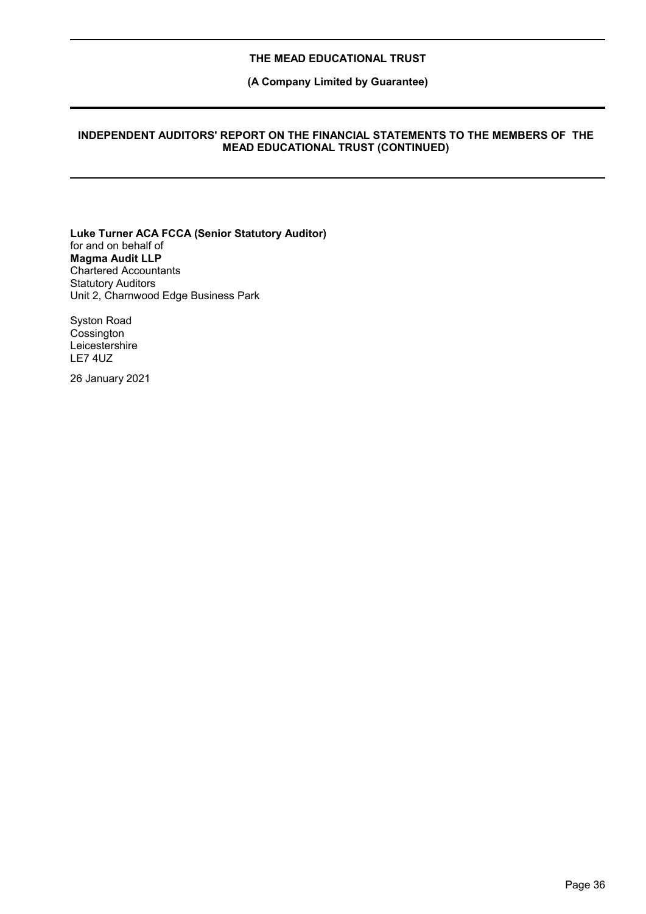**Luke Turner ACA FCCA (Senior Statutory Auditor)**
for and on behalf of
**Magma Audit LLP**
Chartered Accountants
Statutory Auditors
Unit 2, Charnwood Edge Business Park

Syston Road
Cossington
Leicestershire
LE7 4UZ

26 January 2021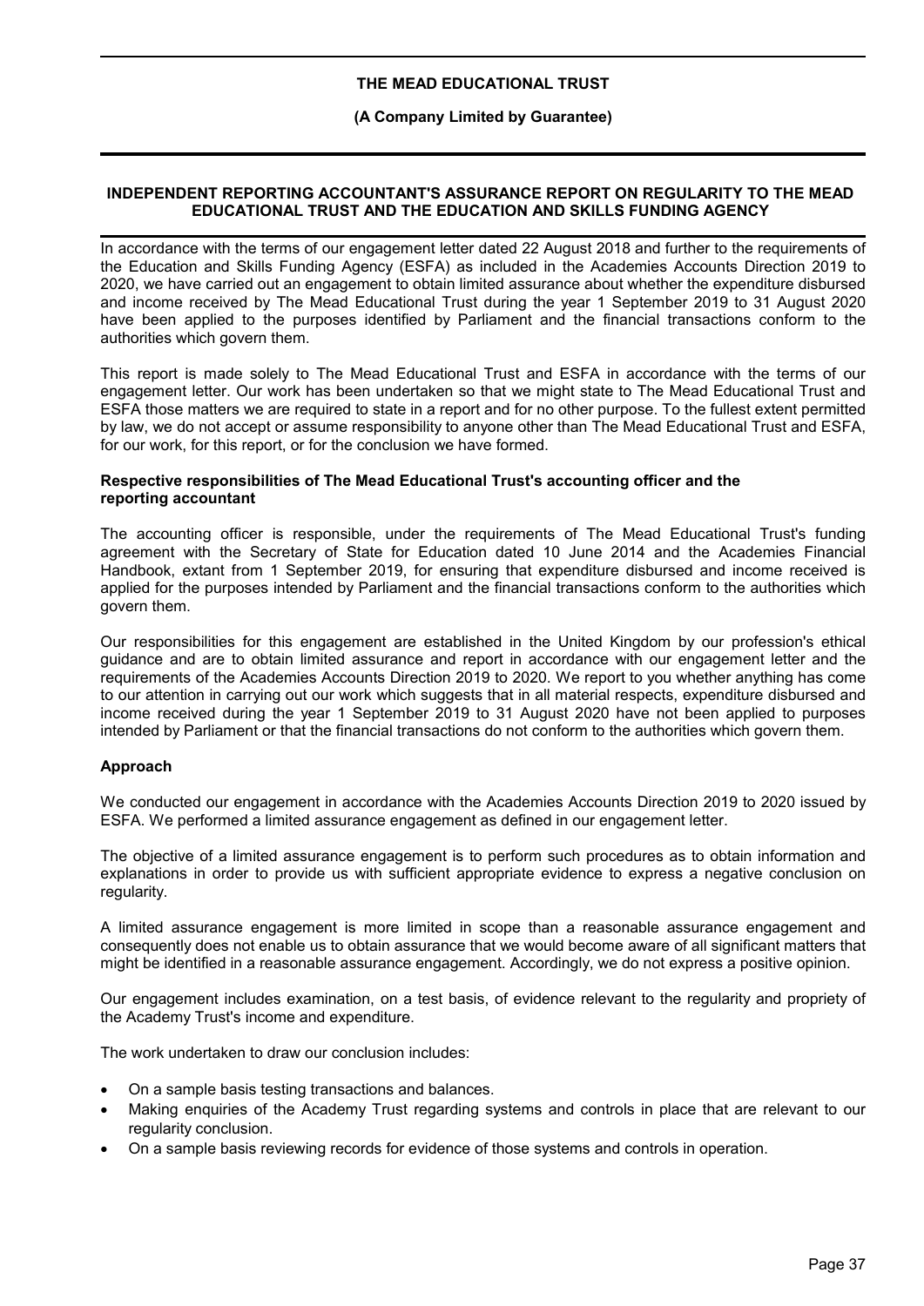## INDEPENDENT REPORTING ACCOUNTANT'S ASSURANCE REPORT ON REGULARITY TO THE MEAD EDUCATIONAL TRUST AND THE EDUCATION AND SKILLS FUNDING AGENCY

In accordance with the terms of our engagement letter dated 22 August 2018 and further to the requirements of the Education and Skills Funding Agency (ESFA) as included in the Academies Accounts Direction 2019 to 2020, we have carried out an engagement to obtain limited assurance about whether the expenditure disbursed and income received by The Mead Educational Trust during the year 1 September 2019 to 31 August 2020 have been applied to the purposes identified by Parliament and the financial transactions conform to the authorities which govern them.

This report is made solely to The Mead Educational Trust and ESFA in accordance with the terms of our engagement letter. Our work has been undertaken so that we might state to The Mead Educational Trust and ESFA those matters we are required to state in a report and for no other purpose. To the fullest extent permitted by law, we do not accept or assume responsibility to anyone other than The Mead Educational Trust and ESFA, for our work, for this report, or for the conclusion we have formed.

### Respective responsibilities of The Mead Educational Trust's accounting officer and the reporting accountant

The accounting officer is responsible, under the requirements of The Mead Educational Trust's funding agreement with the Secretary of State for Education dated 10 June 2014 and the Academies Financial Handbook, extant from 1 September 2019, for ensuring that expenditure disbursed and income received is applied for the purposes intended by Parliament and the financial transactions conform to the authorities which govern them.

Our responsibilities for this engagement are established in the United Kingdom by our profession's ethical guidance and are to obtain limited assurance and report in accordance with our engagement letter and the requirements of the Academies Accounts Direction 2019 to 2020. We report to you whether anything has come to our attention in carrying out our work which suggests that in all material respects, expenditure disbursed and income received during the year 1 September 2019 to 31 August 2020 have not been applied to purposes intended by Parliament or that the financial transactions do not conform to the authorities which govern them.

### Approach

We conducted our engagement in accordance with the Academies Accounts Direction 2019 to 2020 issued by ESFA. We performed a limited assurance engagement as defined in our engagement letter.

The objective of a limited assurance engagement is to perform such procedures as to obtain information and explanations in order to provide us with sufficient appropriate evidence to express a negative conclusion on regularity.

A limited assurance engagement is more limited in scope than a reasonable assurance engagement and consequently does not enable us to obtain assurance that we would become aware of all significant matters that might be identified in a reasonable assurance engagement. Accordingly, we do not express a positive opinion.

Our engagement includes examination, on a test basis, of evidence relevant to the regularity and propriety of the Academy Trust's income and expenditure.

The work undertaken to draw our conclusion includes:

- On a sample basis testing transactions and balances.
- Making enquiries of the Academy Trust regarding systems and controls in place that are relevant to our regularity conclusion.
- On a sample basis reviewing records for evidence of those systems and controls in operation.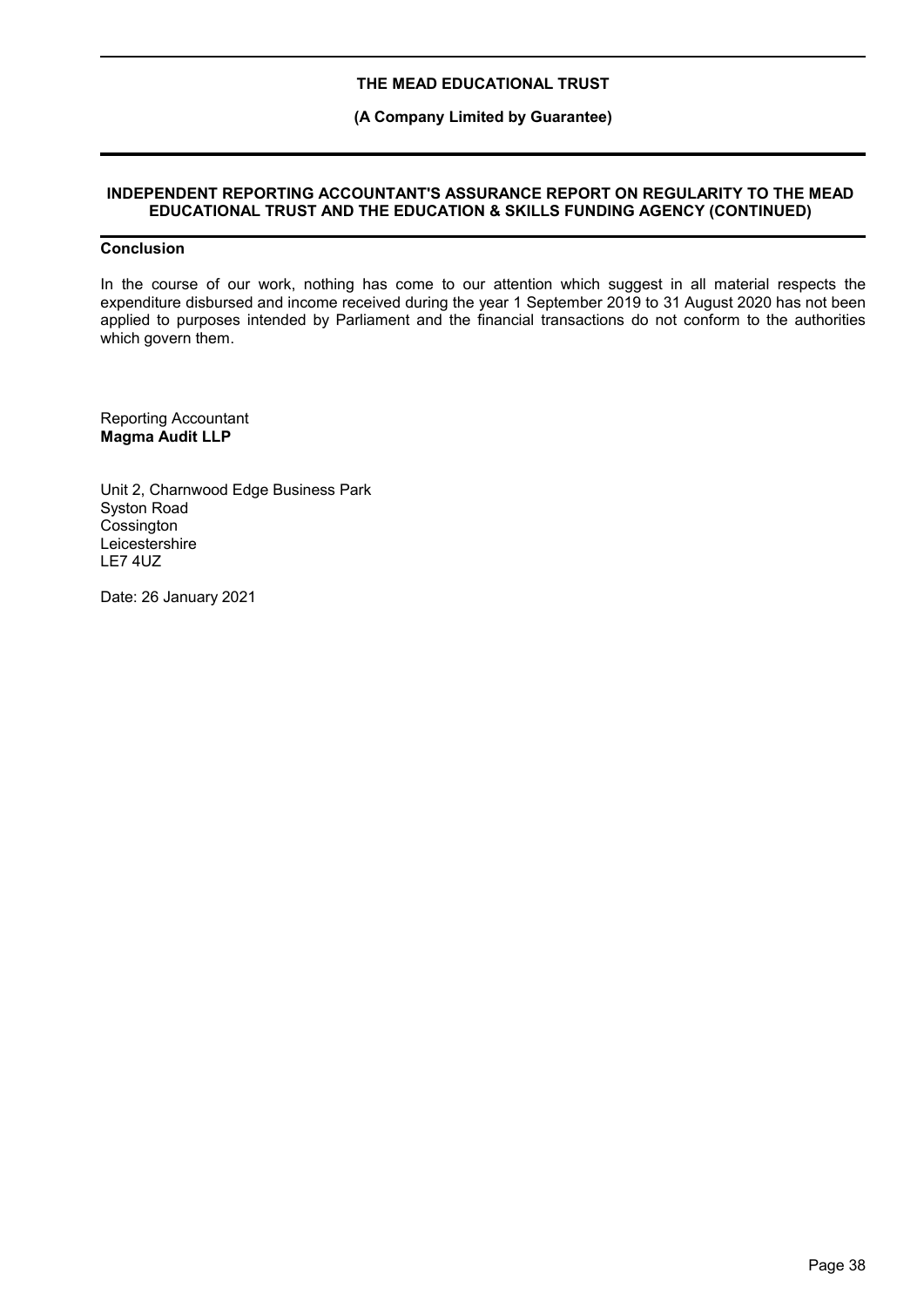## INDEPENDENT REPORTING ACCOUNTANT'S ASSURANCE REPORT ON REGULARITY TO THE MEAD EDUCATIONAL TRUST AND THE EDUCATION & SKILLS FUNDING AGENCY (CONTINUED)

### Conclusion

In the course of our work, nothing has come to our attention which suggest in all material respects the expenditure disbursed and income received during the year 1 September 2019 to 31 August 2020 has not been applied to purposes intended by Parliament and the financial transactions do not conform to the authorities which govern them.

Reporting Accountant
**Magma Audit LLP**

Unit 2, Charnwood Edge Business Park
Syston Road
Cossington
Leicestershire
LE7 4UZ

Date: 26 January 2021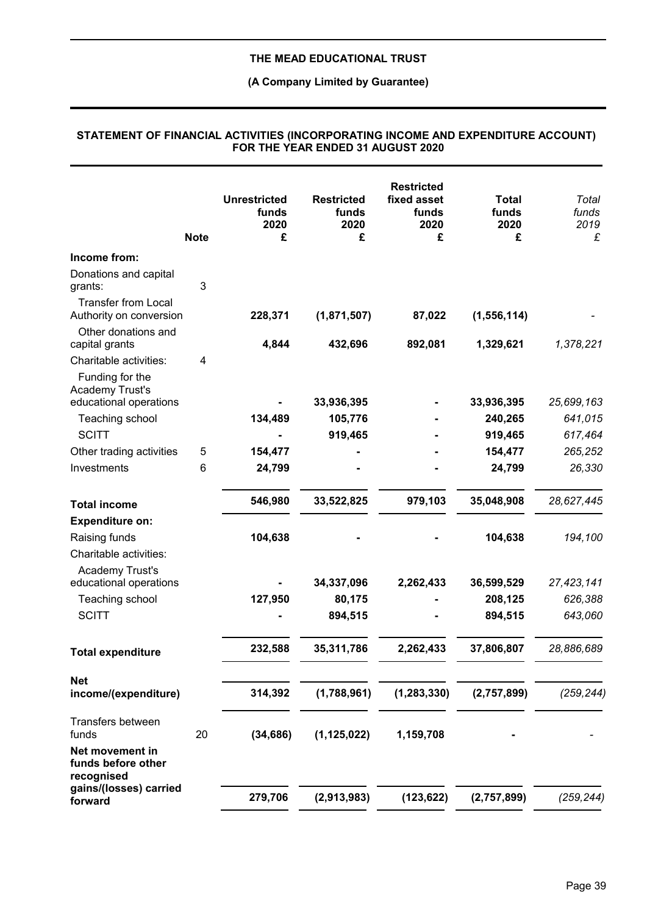# THE MEAD EDUCATIONAL TRUST

**(A Company Limited by Guarantee)**

## STATEMENT OF FINANCIAL ACTIVITIES (INCORPORATING INCOME AND EXPENDITURE ACCOUNT) FOR THE YEAR ENDED 31 AUGUST 2020

| | Note | Unrestricted funds 2020 £ | Restricted funds 2020 £ | Restricted fixed asset funds 2020 £ | Total funds 2020 £ | *Total funds 2019 £* |
|---|---|---|---|---|---|---|
| **Income from:** | | | | | | |
| Donations and capital grants: | 3 | | | | | |
| Transfer from Local Authority on conversion | | **228,371** | **(1,871,507)** | **87,022** | **(1,556,114)** | *-* |
| Other donations and capital grants | | **4,844** | **432,696** | **892,081** | **1,329,621** | *1,378,221* |
| Charitable activities: | 4 | | | | | |
| Funding for the Academy Trust's educational operations | | **-** | **33,936,395** | **-** | **33,936,395** | *25,699,163* |
| Teaching school | | **134,489** | **105,776** | **-** | **240,265** | *641,015* |
| SCITT | | **-** | **919,465** | **-** | **919,465** | *617,464* |
| Other trading activities | 5 | **154,477** | **-** | **-** | **154,477** | *265,252* |
| Investments | 6 | **24,799** | **-** | **-** | **24,799** | *26,330* |
| **Total income** | | **546,980** | **33,522,825** | **979,103** | **35,048,908** | *28,627,445* |
| **Expenditure on:** | | | | | | |
| Raising funds | | **104,638** | **-** | **-** | **104,638** | *194,100* |
| Charitable activities: | | | | | | |
| Academy Trust's educational operations | | **-** | **34,337,096** | **2,262,433** | **36,599,529** | *27,423,141* |
| Teaching school | | **127,950** | **80,175** | **-** | **208,125** | *626,388* |
| SCITT | | **-** | **894,515** | **-** | **894,515** | *643,060* |
| **Total expenditure** | | **232,588** | **35,311,786** | **2,262,433** | **37,806,807** | *28,886,689* |
| **Net income/(expenditure)** | | **314,392** | **(1,788,961)** | **(1,283,330)** | **(2,757,899)** | *(259,244)* |
| Transfers between funds | 20 | **(34,686)** | **(1,125,022)** | **1,159,708** | **-** | *-* |
| **Net movement in funds before other recognised gains/(losses) carried forward** | | **279,706** | **(2,913,983)** | **(123,622)** | **(2,757,899)** | *(259,244)* |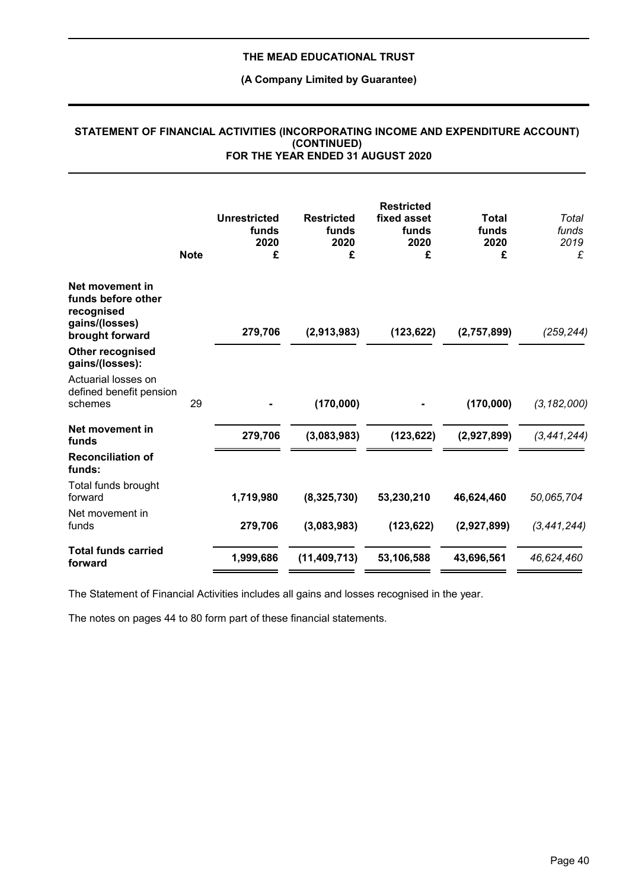**THE MEAD EDUCATIONAL TRUST**

**(A Company Limited by Guarantee)**

**STATEMENT OF FINANCIAL ACTIVITIES (INCORPORATING INCOME AND EXPENDITURE ACCOUNT) (CONTINUED) FOR THE YEAR ENDED 31 AUGUST 2020**

| | Note | Unrestricted funds 2020 £ | Restricted funds 2020 £ | Restricted fixed asset funds 2020 £ | Total funds 2020 £ | *Total funds 2019 £* |
|---|---|---|---|---|---|---|
| **Net movement in funds before other recognised gains/(losses) brought forward** | | **279,706** | **(2,913,983)** | **(123,622)** | **(2,757,899)** | *(259,244)* |
| **Other recognised gains/(losses):** | | | | | | |
| Actuarial losses on defined benefit pension schemes | 29 | **-** | **(170,000)** | **-** | **(170,000)** | *(3,182,000)* |
| **Net movement in funds** | | **279,706** | **(3,083,983)** | **(123,622)** | **(2,927,899)** | *(3,441,244)* |
| **Reconciliation of funds:** | | | | | | |
| Total funds brought forward | | **1,719,980** | **(8,325,730)** | **53,230,210** | **46,624,460** | *50,065,704* |
| Net movement in funds | | **279,706** | **(3,083,983)** | **(123,622)** | **(2,927,899)** | *(3,441,244)* |
| **Total funds carried forward** | | **1,999,686** | **(11,409,713)** | **53,106,588** | **43,696,561** | *46,624,460* |

The Statement of Financial Activities includes all gains and losses recognised in the year.

The notes on pages 44 to 80 form part of these financial statements.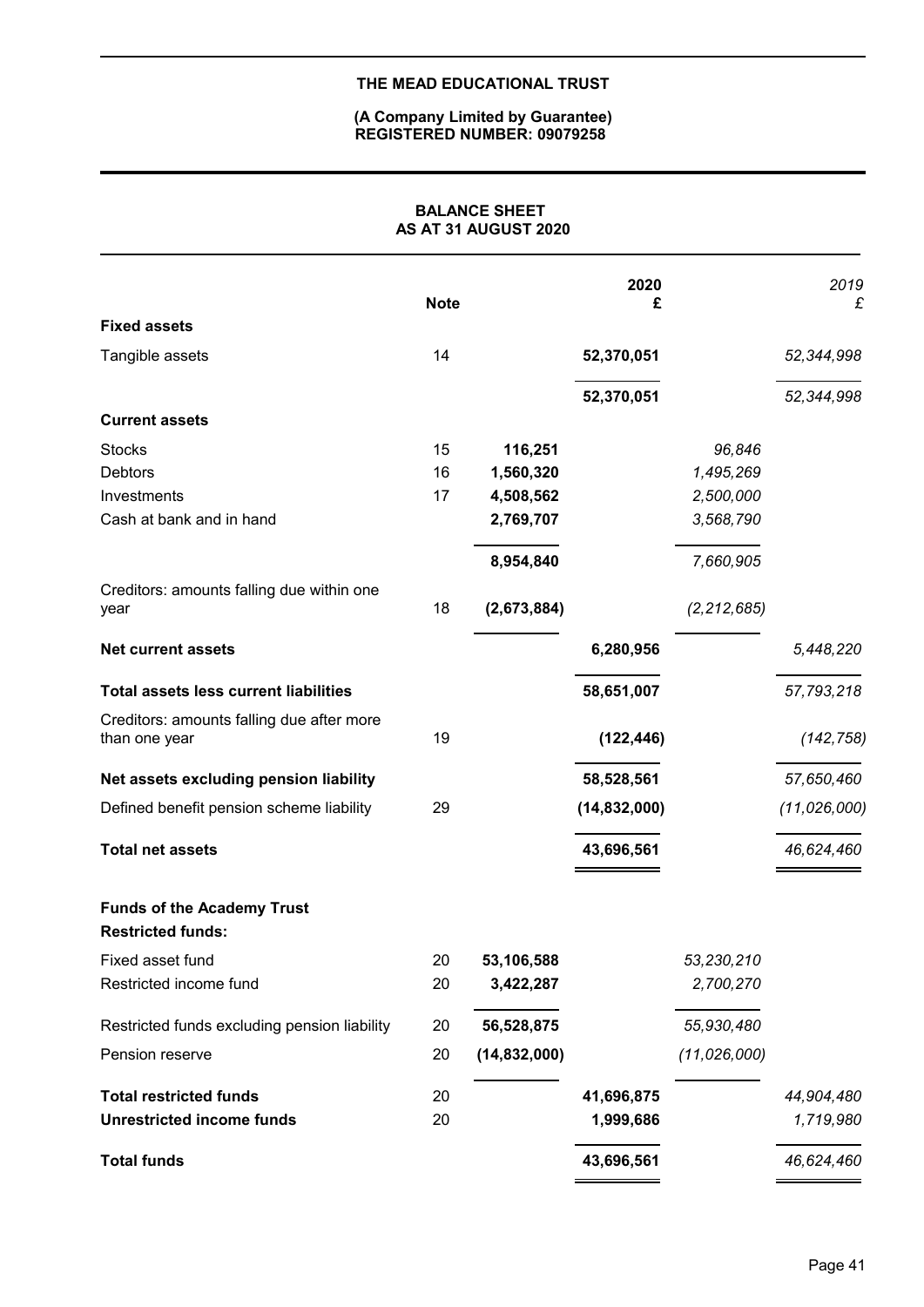**THE MEAD EDUCATIONAL TRUST**

**(A Company Limited by Guarantee)**
**REGISTERED NUMBER: 09079258**

## BALANCE SHEET
## AS AT 31 AUGUST 2020

| | Note | | 2020 £ | | *2019 £* |
|---|---|---|---|---|---|
| **Fixed assets** | | | | | |
| Tangible assets | 14 | | 52,370,051 | | *52,344,998* |
| | | | 52,370,051 | | *52,344,998* |
| **Current assets** | | | | | |
| Stocks | 15 | 116,251 | | *96,846* | |
| Debtors | 16 | 1,560,320 | | *1,495,269* | |
| Investments | 17 | 4,508,562 | | *2,500,000* | |
| Cash at bank and in hand | | 2,769,707 | | *3,568,790* | |
| | | 8,954,840 | | *7,660,905* | |
| Creditors: amounts falling due within one year | 18 | (2,673,884) | | *(2,212,685)* | |
| **Net current assets** | | | 6,280,956 | | *5,448,220* |
| **Total assets less current liabilities** | | | 58,651,007 | | *57,793,218* |
| Creditors: amounts falling due after more than one year | 19 | | (122,446) | | *(142,758)* |
| **Net assets excluding pension liability** | | | 58,528,561 | | *57,650,460* |
| Defined benefit pension scheme liability | 29 | | (14,832,000) | | *(11,026,000)* |
| **Total net assets** | | | 43,696,561 | | *46,624,460* |
| | | | | | |
| **Funds of the Academy Trust** | | | | | |
| **Restricted funds:** | | | | | |
| Fixed asset fund | 20 | 53,106,588 | | *53,230,210* | |
| Restricted income fund | 20 | 3,422,287 | | *2,700,270* | |
| Restricted funds excluding pension liability | 20 | 56,528,875 | | *55,930,480* | |
| Pension reserve | 20 | (14,832,000) | | *(11,026,000)* | |
| **Total restricted funds** | 20 | | 41,696,875 | | *44,904,480* |
| **Unrestricted income funds** | 20 | | 1,999,686 | | *1,719,980* |
| **Total funds** | | | 43,696,561 | | *46,624,460* |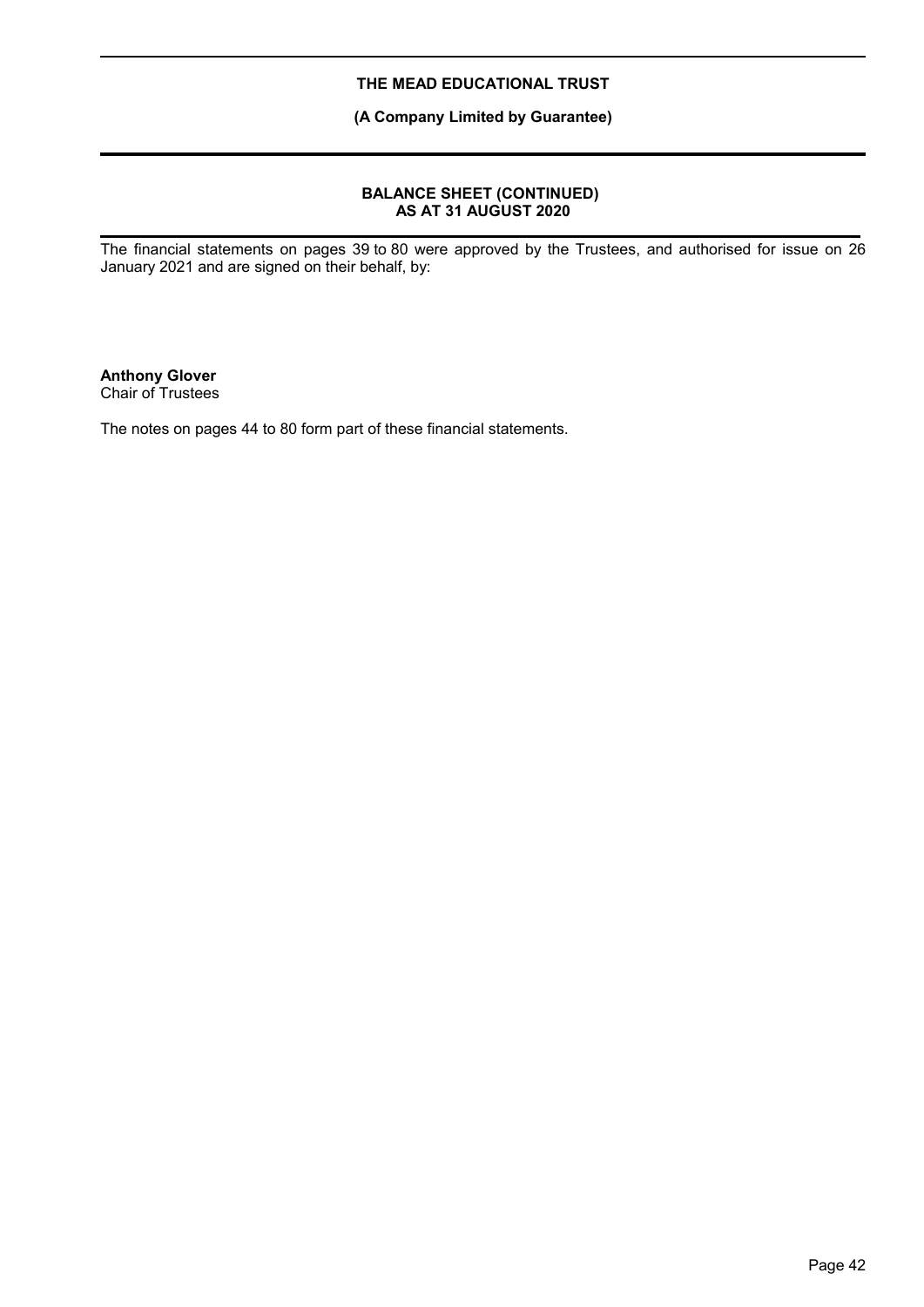# THE MEAD EDUCATIONAL TRUST

**(A Company Limited by Guarantee)**

## BALANCE SHEET (CONTINUED) AS AT 31 AUGUST 2020

The financial statements on pages 39 to 80 were approved by the Trustees, and authorised for issue on 26 January 2021 and are signed on their behalf, by:

**Anthony Glover**
Chair of Trustees

The notes on pages 44 to 80 form part of these financial statements.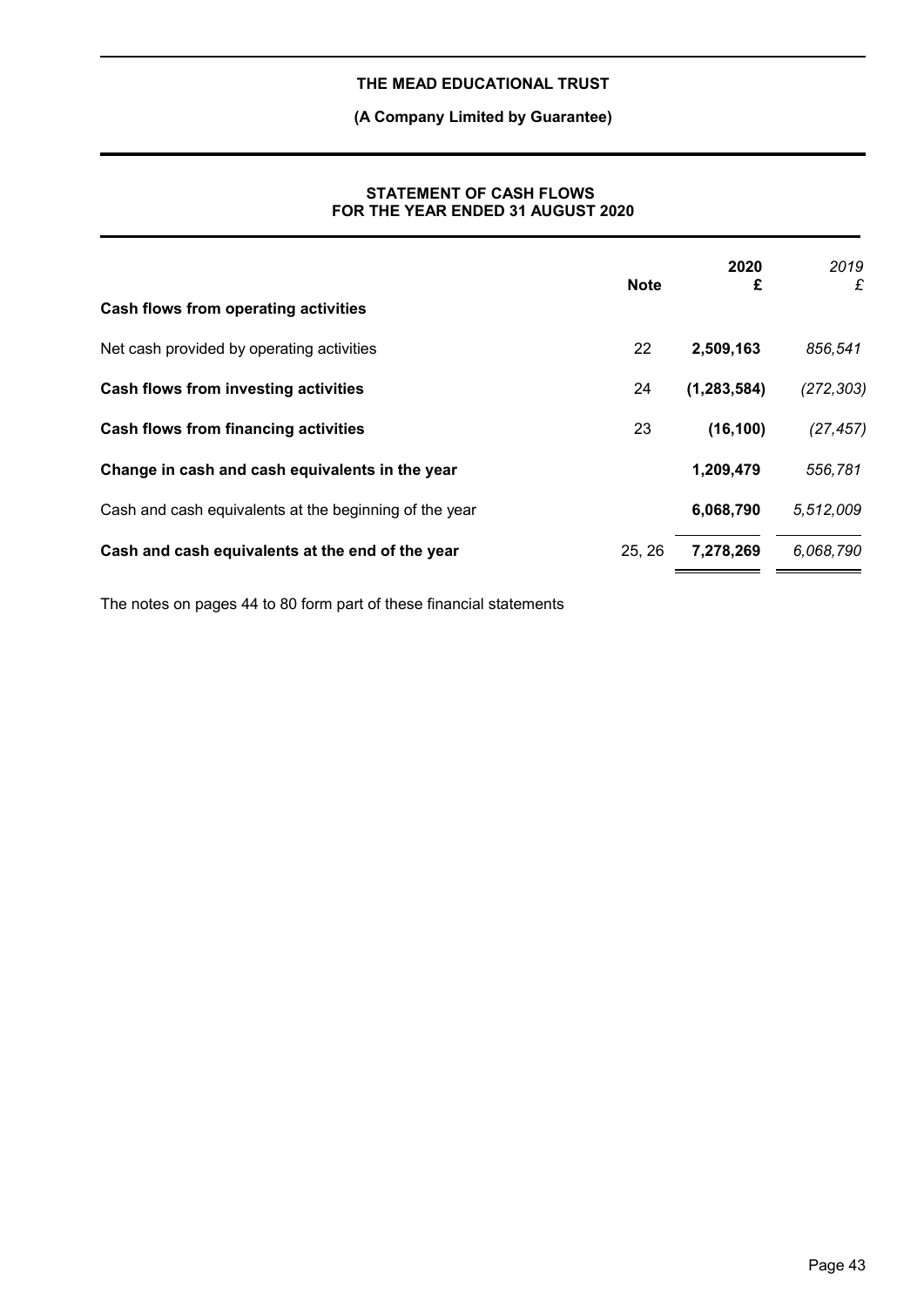**THE MEAD EDUCATIONAL TRUST**

**(A Company Limited by Guarantee)**

## STATEMENT OF CASH FLOWS
## FOR THE YEAR ENDED 31 AUGUST 2020

| | Note | 2020 £ | *2019 £* |
|---|---|---|---|
| **Cash flows from operating activities** | | | |
| Net cash provided by operating activities | 22 | **2,509,163** | *856,541* |
| **Cash flows from investing activities** | 24 | **(1,283,584)** | *(272,303)* |
| **Cash flows from financing activities** | 23 | **(16,100)** | *(27,457)* |
| **Change in cash and cash equivalents in the year** | | **1,209,479** | *556,781* |
| Cash and cash equivalents at the beginning of the year | | **6,068,790** | *5,512,009* |
| **Cash and cash equivalents at the end of the year** | 25, 26 | **7,278,269** | *6,068,790* |

The notes on pages 44 to 80 form part of these financial statements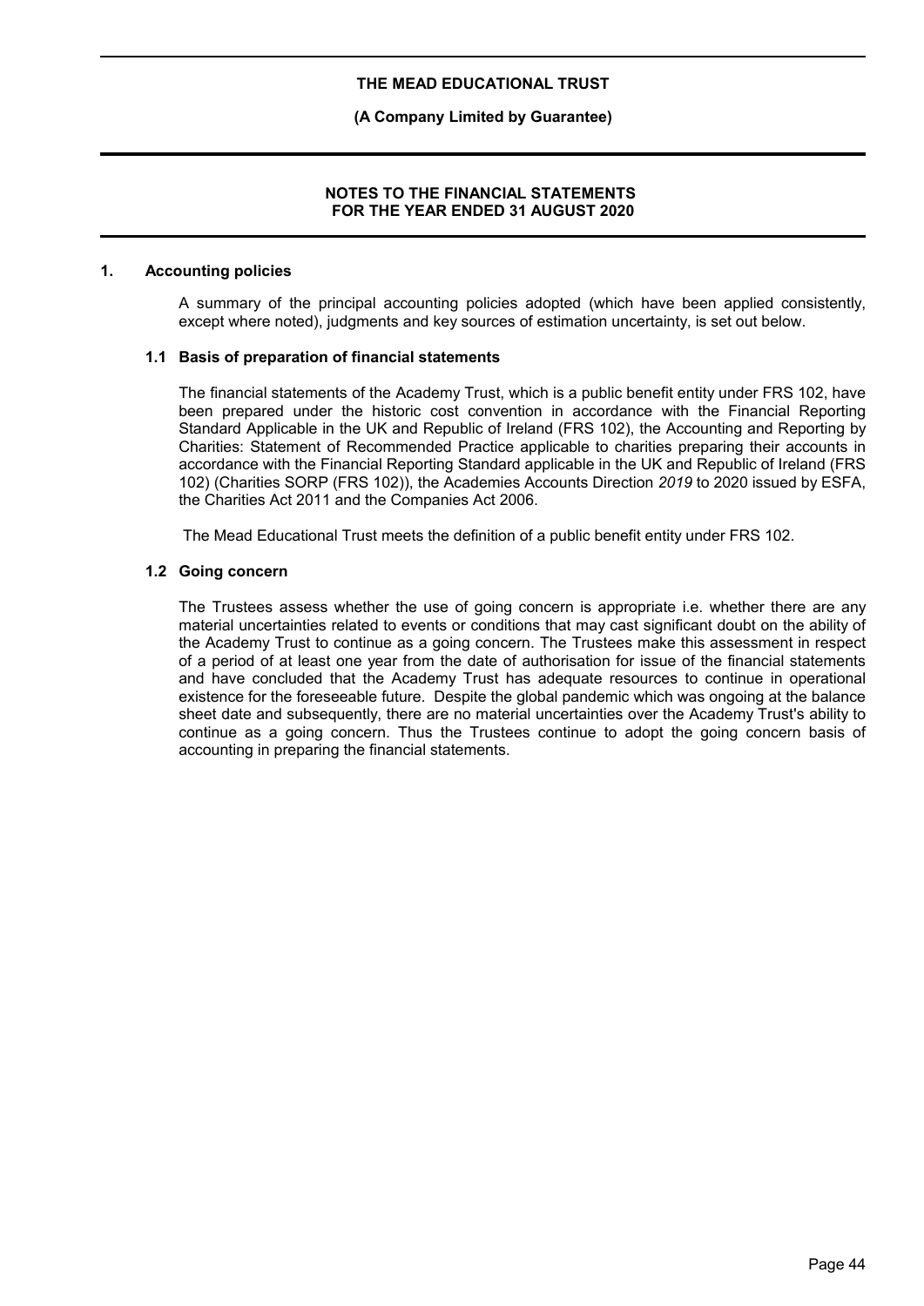## 1. Accounting policies

A summary of the principal accounting policies adopted (which have been applied consistently, except where noted), judgments and key sources of estimation uncertainty, is set out below.

### 1.1 Basis of preparation of financial statements

The financial statements of the Academy Trust, which is a public benefit entity under FRS 102, have been prepared under the historic cost convention in accordance with the Financial Reporting Standard Applicable in the UK and Republic of Ireland (FRS 102), the Accounting and Reporting by Charities: Statement of Recommended Practice applicable to charities preparing their accounts in accordance with the Financial Reporting Standard applicable in the UK and Republic of Ireland (FRS 102) (Charities SORP (FRS 102)), the Academies Accounts Direction *2019* to 2020 issued by ESFA, the Charities Act 2011 and the Companies Act 2006.

The Mead Educational Trust meets the definition of a public benefit entity under FRS 102.

### 1.2 Going concern

The Trustees assess whether the use of going concern is appropriate i.e. whether there are any material uncertainties related to events or conditions that may cast significant doubt on the ability of the Academy Trust to continue as a going concern. The Trustees make this assessment in respect of a period of at least one year from the date of authorisation for issue of the financial statements and have concluded that the Academy Trust has adequate resources to continue in operational existence for the foreseeable future. Despite the global pandemic which was ongoing at the balance sheet date and subsequently, there are no material uncertainties over the Academy Trust's ability to continue as a going concern. Thus the Trustees continue to adopt the going concern basis of accounting in preparing the financial statements.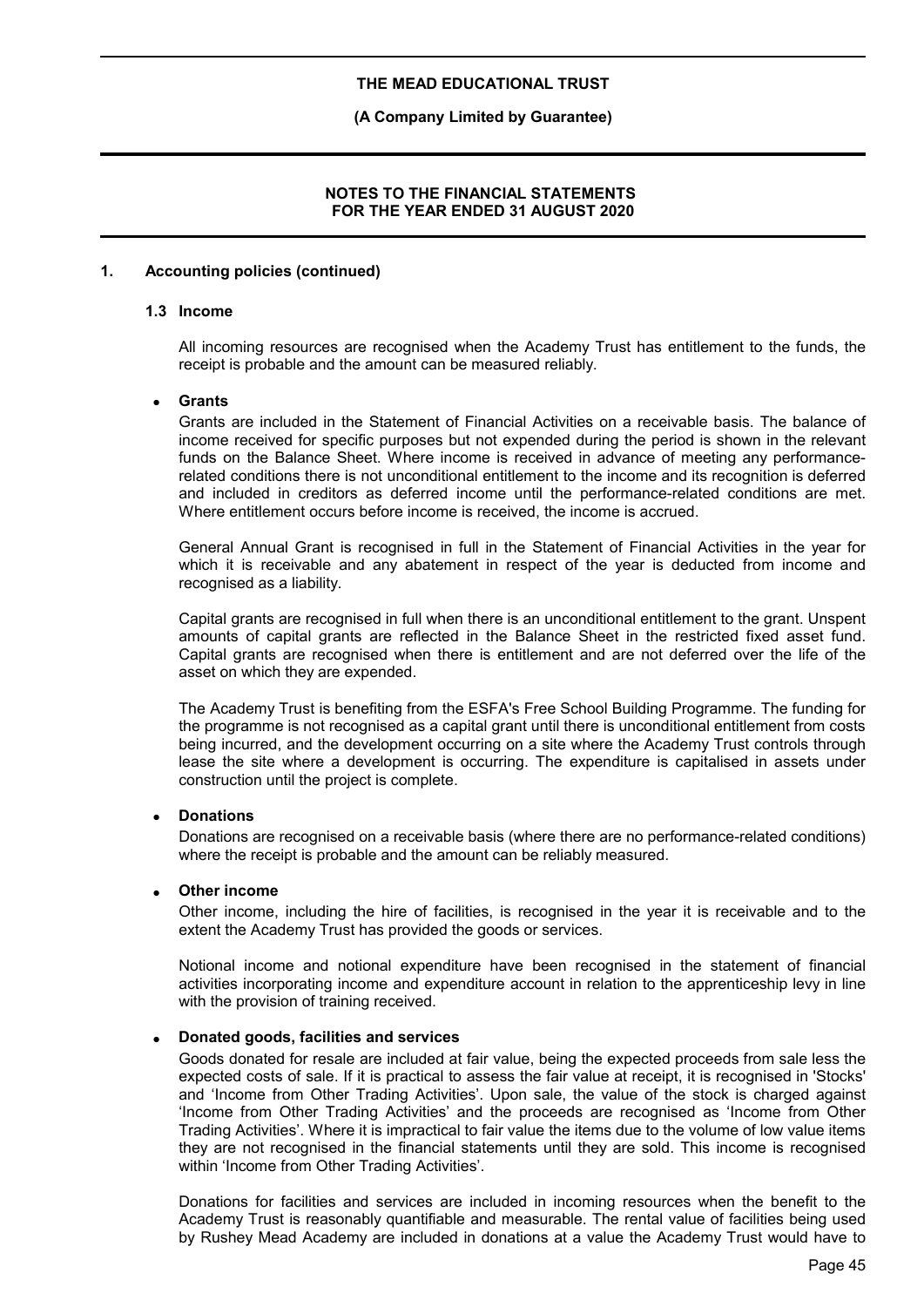# 1. Accounting policies (continued)

## 1.3 Income

All incoming resources are recognised when the Academy Trust has entitlement to the funds, the receipt is probable and the amount can be measured reliably.

- **Grants**

  Grants are included in the Statement of Financial Activities on a receivable basis. The balance of income received for specific purposes but not expended during the period is shown in the relevant funds on the Balance Sheet. Where income is received in advance of meeting any performance-related conditions there is not unconditional entitlement to the income and its recognition is deferred and included in creditors as deferred income until the performance-related conditions are met. Where entitlement occurs before income is received, the income is accrued.

  General Annual Grant is recognised in full in the Statement of Financial Activities in the year for which it is receivable and any abatement in respect of the year is deducted from income and recognised as a liability.

  Capital grants are recognised in full when there is an unconditional entitlement to the grant. Unspent amounts of capital grants are reflected in the Balance Sheet in the restricted fixed asset fund. Capital grants are recognised when there is entitlement and are not deferred over the life of the asset on which they are expended.

  The Academy Trust is benefiting from the ESFA's Free School Building Programme. The funding for the programme is not recognised as a capital grant until there is unconditional entitlement from costs being incurred, and the development occurring on a site where the Academy Trust controls through lease the site where a development is occurring. The expenditure is capitalised in assets under construction until the project is complete.

- **Donations**

  Donations are recognised on a receivable basis (where there are no performance-related conditions) where the receipt is probable and the amount can be reliably measured.

- **Other income**

  Other income, including the hire of facilities, is recognised in the year it is receivable and to the extent the Academy Trust has provided the goods or services.

  Notional income and notional expenditure have been recognised in the statement of financial activities incorporating income and expenditure account in relation to the apprenticeship levy in line with the provision of training received.

- **Donated goods, facilities and services**

  Goods donated for resale are included at fair value, being the expected proceeds from sale less the expected costs of sale. If it is practical to assess the fair value at receipt, it is recognised in 'Stocks' and 'Income from Other Trading Activities'. Upon sale, the value of the stock is charged against 'Income from Other Trading Activities' and the proceeds are recognised as 'Income from Other Trading Activities'. Where it is impractical to fair value the items due to the volume of low value items they are not recognised in the financial statements until they are sold. This income is recognised within 'Income from Other Trading Activities'.

  Donations for facilities and services are included in incoming resources when the benefit to the Academy Trust is reasonably quantifiable and measurable. The rental value of facilities being used by Rushey Mead Academy are included in donations at a value the Academy Trust would have to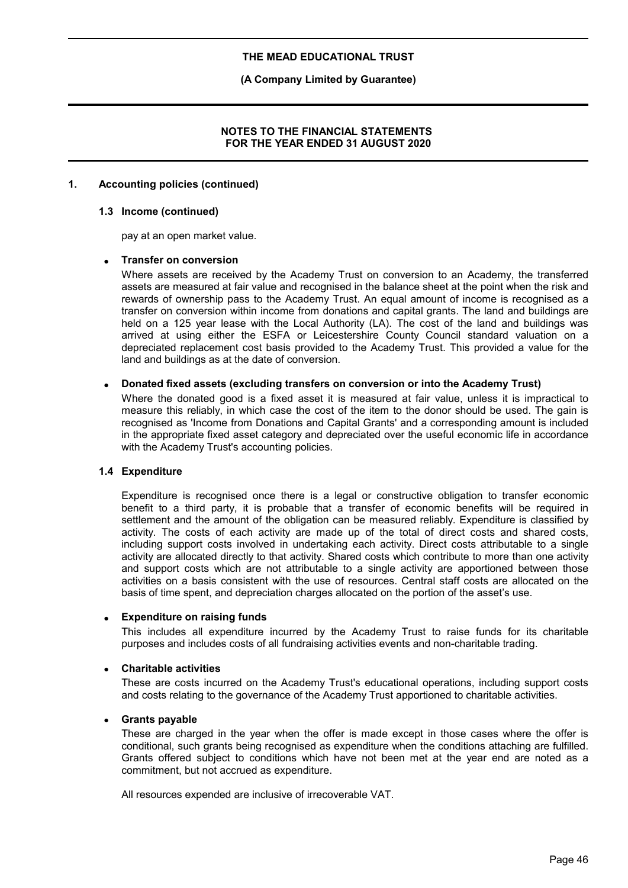## 1. Accounting policies (continued)

### 1.3 Income (continued)

pay at an open market value.

- **Transfer on conversion**

  Where assets are received by the Academy Trust on conversion to an Academy, the transferred assets are measured at fair value and recognised in the balance sheet at the point when the risk and rewards of ownership pass to the Academy Trust. An equal amount of income is recognised as a transfer on conversion within income from donations and capital grants. The land and buildings are held on a 125 year lease with the Local Authority (LA). The cost of the land and buildings was arrived at using either the ESFA or Leicestershire County Council standard valuation on a depreciated replacement cost basis provided to the Academy Trust. This provided a value for the land and buildings as at the date of conversion.

- **Donated fixed assets (excluding transfers on conversion or into the Academy Trust)**

  Where the donated good is a fixed asset it is measured at fair value, unless it is impractical to measure this reliably, in which case the cost of the item to the donor should be used. The gain is recognised as 'Income from Donations and Capital Grants' and a corresponding amount is included in the appropriate fixed asset category and depreciated over the useful economic life in accordance with the Academy Trust's accounting policies.

### 1.4 Expenditure

Expenditure is recognised once there is a legal or constructive obligation to transfer economic benefit to a third party, it is probable that a transfer of economic benefits will be required in settlement and the amount of the obligation can be measured reliably. Expenditure is classified by activity. The costs of each activity are made up of the total of direct costs and shared costs, including support costs involved in undertaking each activity. Direct costs attributable to a single activity are allocated directly to that activity. Shared costs which contribute to more than one activity and support costs which are not attributable to a single activity are apportioned between those activities on a basis consistent with the use of resources. Central staff costs are allocated on the basis of time spent, and depreciation charges allocated on the portion of the asset's use.

- **Expenditure on raising funds**

  This includes all expenditure incurred by the Academy Trust to raise funds for its charitable purposes and includes costs of all fundraising activities events and non-charitable trading.

- **Charitable activities**

  These are costs incurred on the Academy Trust's educational operations, including support costs and costs relating to the governance of the Academy Trust apportioned to charitable activities.

- **Grants payable**

  These are charged in the year when the offer is made except in those cases where the offer is conditional, such grants being recognised as expenditure when the conditions attaching are fulfilled. Grants offered subject to conditions which have not been met at the year end are noted as a commitment, but not accrued as expenditure.

All resources expended are inclusive of irrecoverable VAT.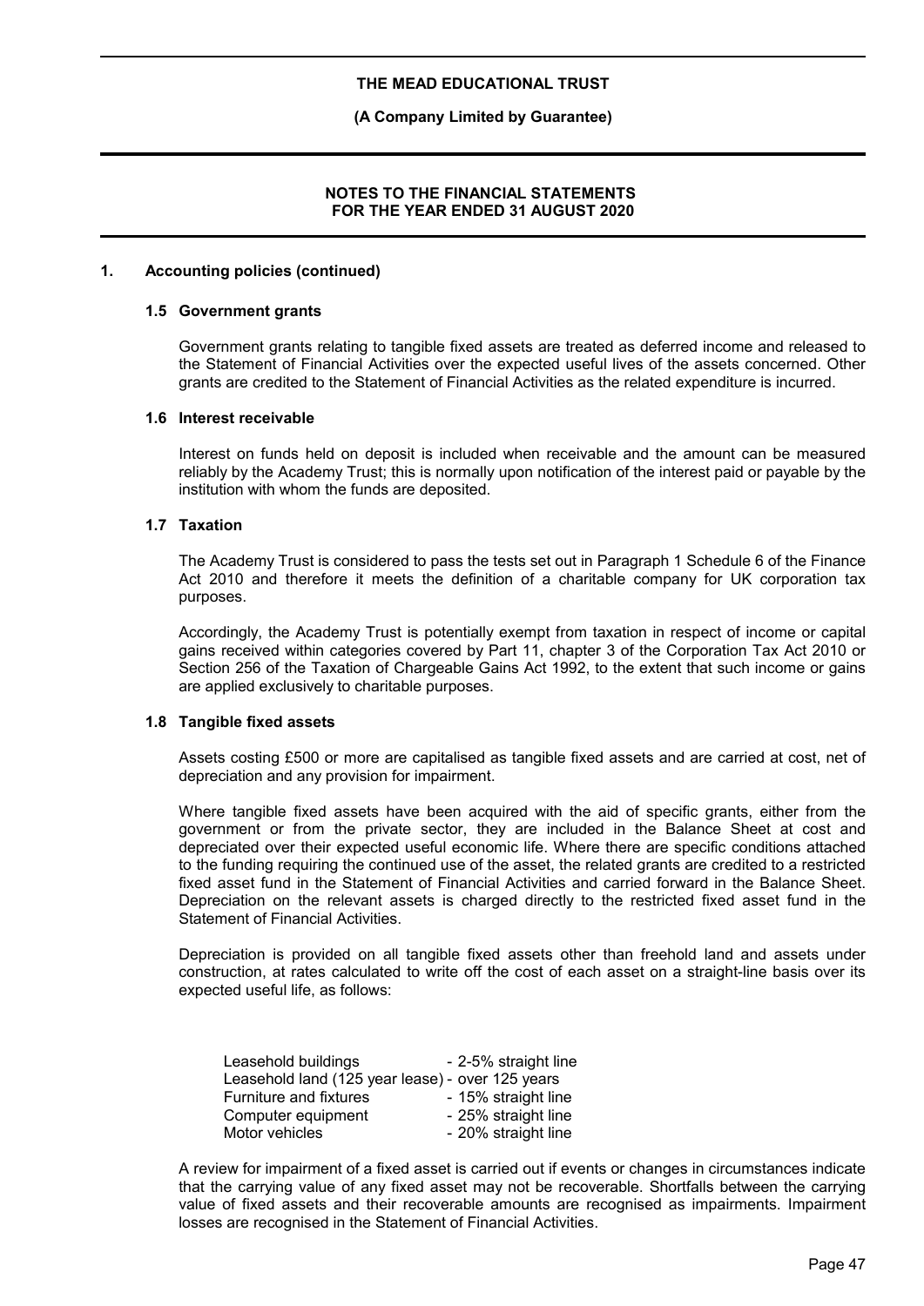## 1. Accounting policies (continued)

### 1.5 Government grants

Government grants relating to tangible fixed assets are treated as deferred income and released to the Statement of Financial Activities over the expected useful lives of the assets concerned. Other grants are credited to the Statement of Financial Activities as the related expenditure is incurred.

### 1.6 Interest receivable

Interest on funds held on deposit is included when receivable and the amount can be measured reliably by the Academy Trust; this is normally upon notification of the interest paid or payable by the institution with whom the funds are deposited.

### 1.7 Taxation

The Academy Trust is considered to pass the tests set out in Paragraph 1 Schedule 6 of the Finance Act 2010 and therefore it meets the definition of a charitable company for UK corporation tax purposes.

Accordingly, the Academy Trust is potentially exempt from taxation in respect of income or capital gains received within categories covered by Part 11, chapter 3 of the Corporation Tax Act 2010 or Section 256 of the Taxation of Chargeable Gains Act 1992, to the extent that such income or gains are applied exclusively to charitable purposes.

### 1.8 Tangible fixed assets

Assets costing £500 or more are capitalised as tangible fixed assets and are carried at cost, net of depreciation and any provision for impairment.

Where tangible fixed assets have been acquired with the aid of specific grants, either from the government or from the private sector, they are included in the Balance Sheet at cost and depreciated over their expected useful economic life. Where there are specific conditions attached to the funding requiring the continued use of the asset, the related grants are credited to a restricted fixed asset fund in the Statement of Financial Activities and carried forward in the Balance Sheet. Depreciation on the relevant assets is charged directly to the restricted fixed asset fund in the Statement of Financial Activities.

Depreciation is provided on all tangible fixed assets other than freehold land and assets under construction, at rates calculated to write off the cost of each asset on a straight-line basis over its expected useful life, as follows:

| | |
|---|---|
| Leasehold buildings | - 2-5% straight line |
| Leasehold land (125 year lease) | - over 125 years |
| Furniture and fixtures | - 15% straight line |
| Computer equipment | - 25% straight line |
| Motor vehicles | - 20% straight line |

A review for impairment of a fixed asset is carried out if events or changes in circumstances indicate that the carrying value of any fixed asset may not be recoverable. Shortfalls between the carrying value of fixed assets and their recoverable amounts are recognised as impairments. Impairment losses are recognised in the Statement of Financial Activities.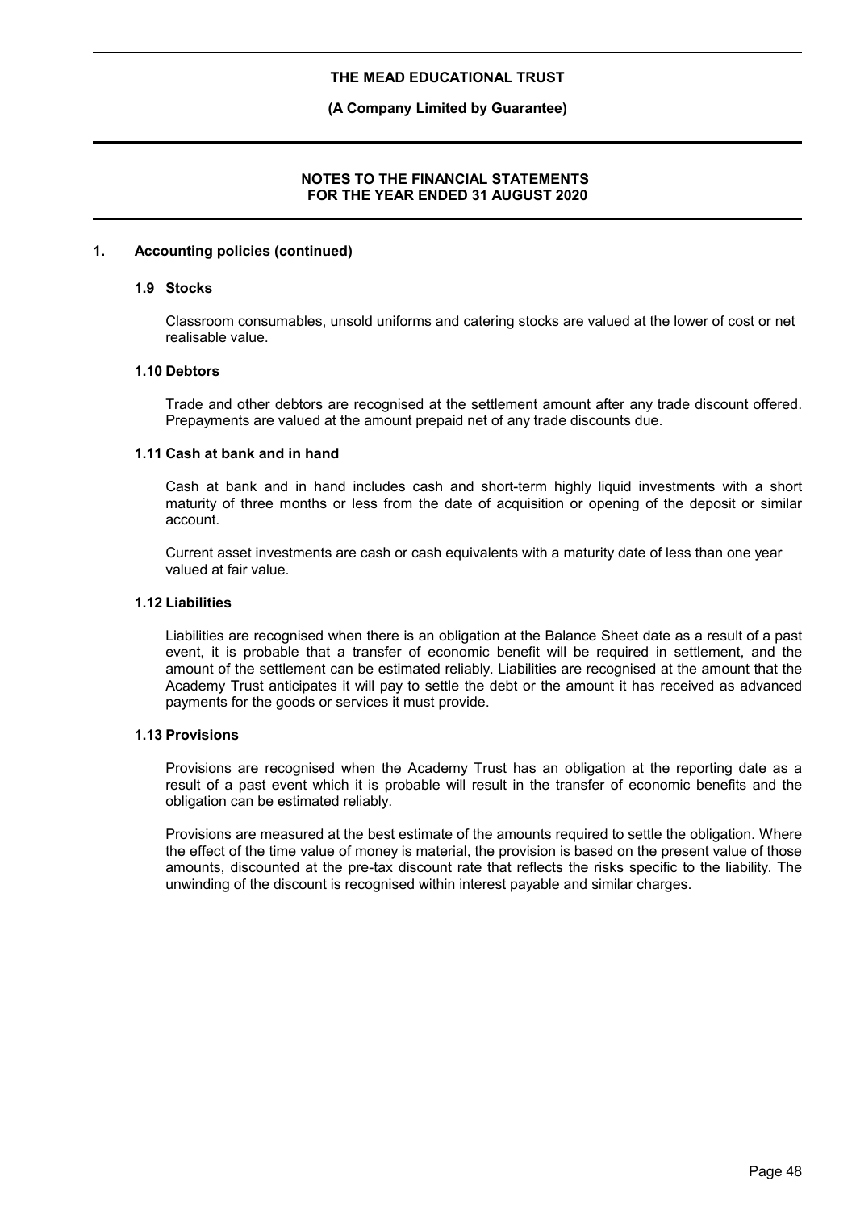## 1. Accounting policies (continued)

### 1.9 Stocks

Classroom consumables, unsold uniforms and catering stocks are valued at the lower of cost or net realisable value.

### 1.10 Debtors

Trade and other debtors are recognised at the settlement amount after any trade discount offered. Prepayments are valued at the amount prepaid net of any trade discounts due.

### 1.11 Cash at bank and in hand

Cash at bank and in hand includes cash and short-term highly liquid investments with a short maturity of three months or less from the date of acquisition or opening of the deposit or similar account.

Current asset investments are cash or cash equivalents with a maturity date of less than one year valued at fair value.

### 1.12 Liabilities

Liabilities are recognised when there is an obligation at the Balance Sheet date as a result of a past event, it is probable that a transfer of economic benefit will be required in settlement, and the amount of the settlement can be estimated reliably. Liabilities are recognised at the amount that the Academy Trust anticipates it will pay to settle the debt or the amount it has received as advanced payments for the goods or services it must provide.

### 1.13 Provisions

Provisions are recognised when the Academy Trust has an obligation at the reporting date as a result of a past event which it is probable will result in the transfer of economic benefits and the obligation can be estimated reliably.

Provisions are measured at the best estimate of the amounts required to settle the obligation. Where the effect of the time value of money is material, the provision is based on the present value of those amounts, discounted at the pre-tax discount rate that reflects the risks specific to the liability. The unwinding of the discount is recognised within interest payable and similar charges.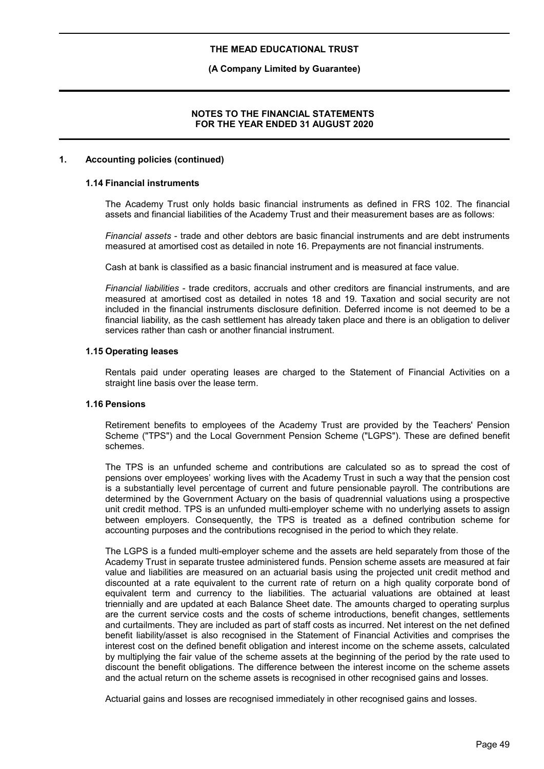## 1. Accounting policies (continued)

### 1.14 Financial instruments

The Academy Trust only holds basic financial instruments as defined in FRS 102. The financial assets and financial liabilities of the Academy Trust and their measurement bases are as follows:

*Financial assets* - trade and other debtors are basic financial instruments and are debt instruments measured at amortised cost as detailed in note 16. Prepayments are not financial instruments.

Cash at bank is classified as a basic financial instrument and is measured at face value.

*Financial liabilities* - trade creditors, accruals and other creditors are financial instruments, and are measured at amortised cost as detailed in notes 18 and 19. Taxation and social security are not included in the financial instruments disclosure definition. Deferred income is not deemed to be a financial liability, as the cash settlement has already taken place and there is an obligation to deliver services rather than cash or another financial instrument.

### 1.15 Operating leases

Rentals paid under operating leases are charged to the Statement of Financial Activities on a straight line basis over the lease term.

### 1.16 Pensions

Retirement benefits to employees of the Academy Trust are provided by the Teachers' Pension Scheme ("TPS") and the Local Government Pension Scheme ("LGPS"). These are defined benefit schemes.

The TPS is an unfunded scheme and contributions are calculated so as to spread the cost of pensions over employees' working lives with the Academy Trust in such a way that the pension cost is a substantially level percentage of current and future pensionable payroll. The contributions are determined by the Government Actuary on the basis of quadrennial valuations using a prospective unit credit method. TPS is an unfunded multi-employer scheme with no underlying assets to assign between employers. Consequently, the TPS is treated as a defined contribution scheme for accounting purposes and the contributions recognised in the period to which they relate.

The LGPS is a funded multi-employer scheme and the assets are held separately from those of the Academy Trust in separate trustee administered funds. Pension scheme assets are measured at fair value and liabilities are measured on an actuarial basis using the projected unit credit method and discounted at a rate equivalent to the current rate of return on a high quality corporate bond of equivalent term and currency to the liabilities. The actuarial valuations are obtained at least triennially and are updated at each Balance Sheet date. The amounts charged to operating surplus are the current service costs and the costs of scheme introductions, benefit changes, settlements and curtailments. They are included as part of staff costs as incurred. Net interest on the net defined benefit liability/asset is also recognised in the Statement of Financial Activities and comprises the interest cost on the defined benefit obligation and interest income on the scheme assets, calculated by multiplying the fair value of the scheme assets at the beginning of the period by the rate used to discount the benefit obligations. The difference between the interest income on the scheme assets and the actual return on the scheme assets is recognised in other recognised gains and losses.

Actuarial gains and losses are recognised immediately in other recognised gains and losses.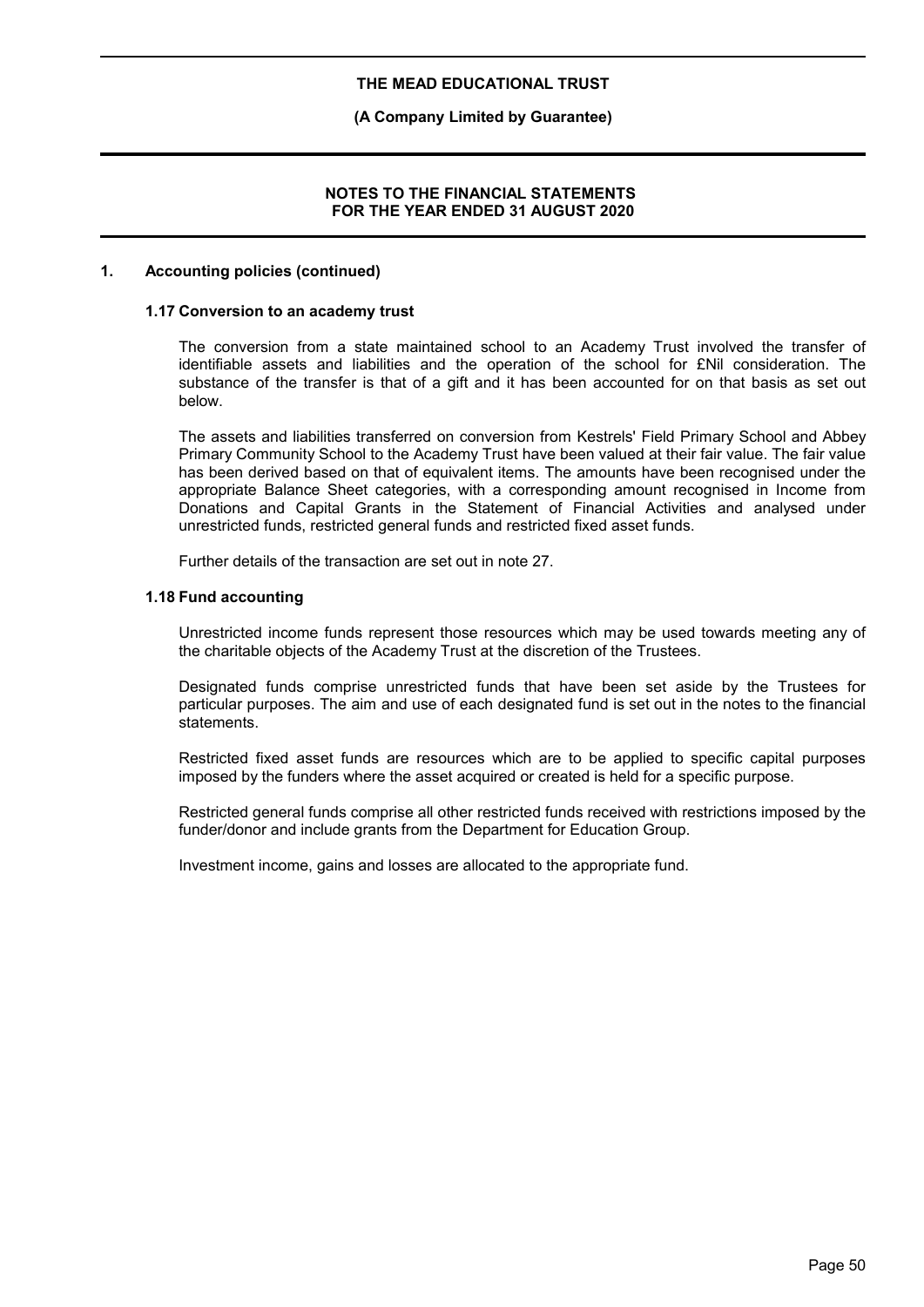## 1. Accounting policies (continued)

### 1.17 Conversion to an academy trust

The conversion from a state maintained school to an Academy Trust involved the transfer of identifiable assets and liabilities and the operation of the school for £Nil consideration. The substance of the transfer is that of a gift and it has been accounted for on that basis as set out below.

The assets and liabilities transferred on conversion from Kestrels' Field Primary School and Abbey Primary Community School to the Academy Trust have been valued at their fair value. The fair value has been derived based on that of equivalent items. The amounts have been recognised under the appropriate Balance Sheet categories, with a corresponding amount recognised in Income from Donations and Capital Grants in the Statement of Financial Activities and analysed under unrestricted funds, restricted general funds and restricted fixed asset funds.

Further details of the transaction are set out in note 27.

### 1.18 Fund accounting

Unrestricted income funds represent those resources which may be used towards meeting any of the charitable objects of the Academy Trust at the discretion of the Trustees.

Designated funds comprise unrestricted funds that have been set aside by the Trustees for particular purposes. The aim and use of each designated fund is set out in the notes to the financial statements.

Restricted fixed asset funds are resources which are to be applied to specific capital purposes imposed by the funders where the asset acquired or created is held for a specific purpose.

Restricted general funds comprise all other restricted funds received with restrictions imposed by the funder/donor and include grants from the Department for Education Group.

Investment income, gains and losses are allocated to the appropriate fund.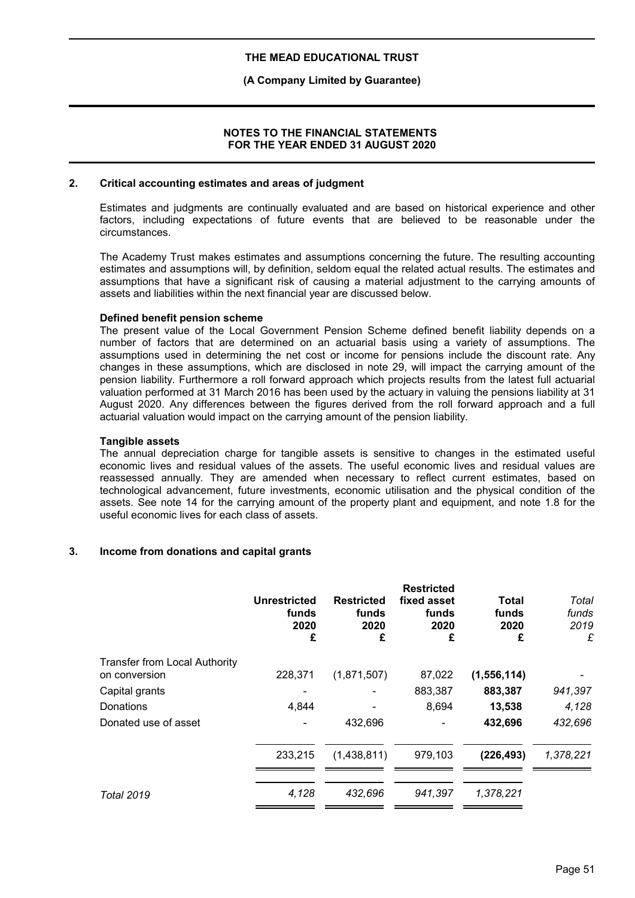## 2. Critical accounting estimates and areas of judgment

Estimates and judgments are continually evaluated and are based on historical experience and other factors, including expectations of future events that are believed to be reasonable under the circumstances.

The Academy Trust makes estimates and assumptions concerning the future. The resulting accounting estimates and assumptions will, by definition, seldom equal the related actual results. The estimates and assumptions that have a significant risk of causing a material adjustment to the carrying amounts of assets and liabilities within the next financial year are discussed below.

**Defined benefit pension scheme**

The present value of the Local Government Pension Scheme defined benefit liability depends on a number of factors that are determined on an actuarial basis using a variety of assumptions. The assumptions used in determining the net cost or income for pensions include the discount rate. Any changes in these assumptions, which are disclosed in note 29, will impact the carrying amount of the pension liability. Furthermore a roll forward approach which projects results from the latest full actuarial valuation performed at 31 March 2016 has been used by the actuary in valuing the pensions liability at 31 August 2020. Any differences between the figures derived from the roll forward approach and a full actuarial valuation would impact on the carrying amount of the pension liability.

**Tangible assets**

The annual depreciation charge for tangible assets is sensitive to changes in the estimated useful economic lives and residual values of the assets. The useful economic lives and residual values are reassessed annually. They are amended when necessary to reflect current estimates, based on technological advancement, future investments, economic utilisation and the physical condition of the assets. See note 14 for the carrying amount of the property plant and equipment, and note 1.8 for the useful economic lives for each class of assets.

## 3. Income from donations and capital grants

| | Unrestricted funds 2020 £ | Restricted funds 2020 £ | Restricted fixed asset funds 2020 £ | Total funds 2020 £ | *Total funds 2019 £* |
|---|---|---|---|---|---|
| Transfer from Local Authority on conversion | 228,371 | (1,871,507) | 87,022 | **(1,556,114)** | *-* |
| Capital grants | - | - | 883,387 | **883,387** | *941,397* |
| Donations | 4,844 | - | 8,694 | **13,538** | *4,128* |
| Donated use of asset | - | 432,696 | - | **432,696** | *432,696* |
| | 233,215 | (1,438,811) | 979,103 | **(226,493)** | *1,378,221* |
| *Total 2019* | *4,128* | *432,696* | *941,397* | *1,378,221* | |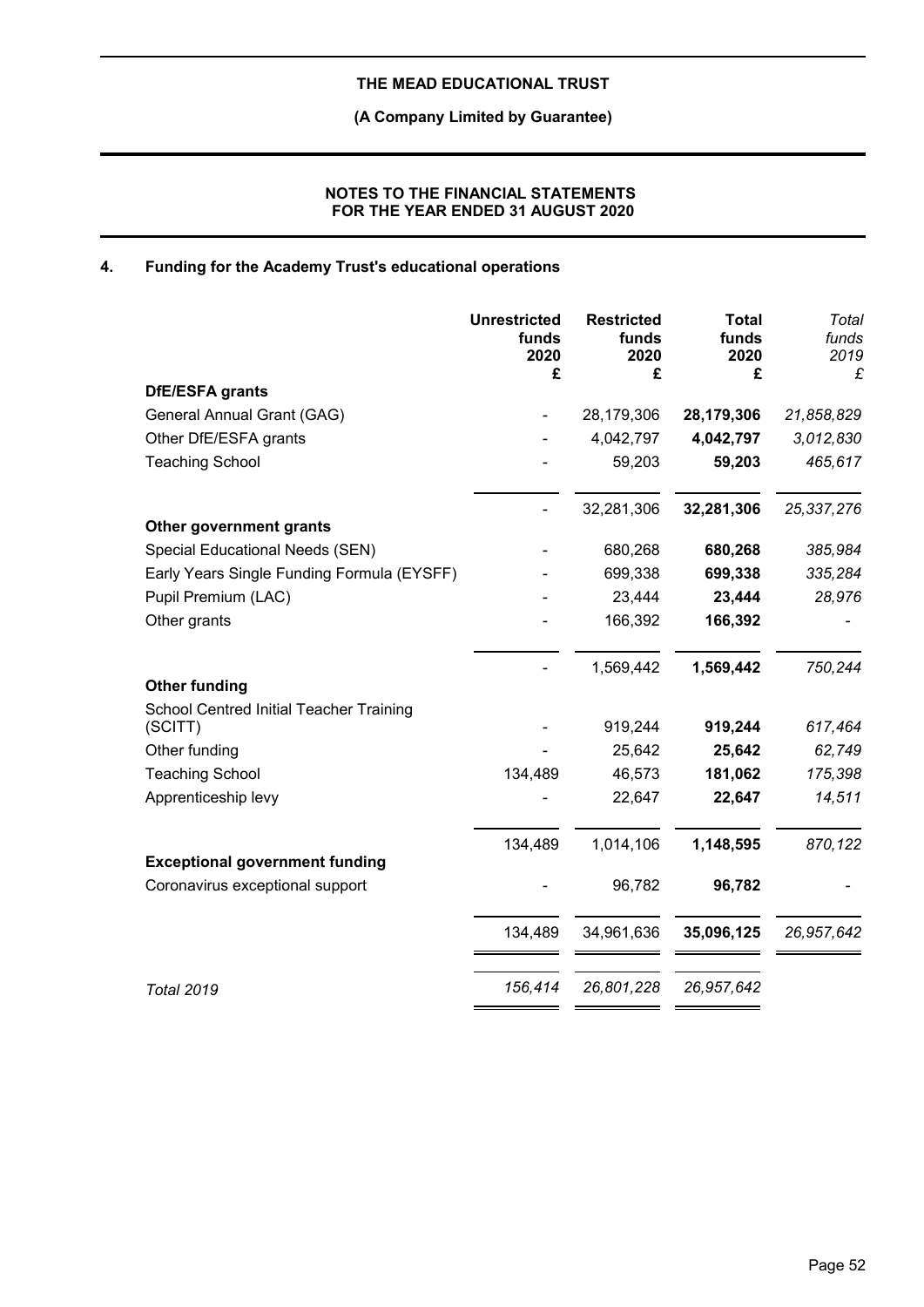**THE MEAD EDUCATIONAL TRUST**

**(A Company Limited by Guarantee)**

**NOTES TO THE FINANCIAL STATEMENTS FOR THE YEAR ENDED 31 AUGUST 2020**

## 4. Funding for the Academy Trust's educational operations

| | Unrestricted funds 2020 £ | Restricted funds 2020 £ | Total funds 2020 £ | *Total funds 2019 £* |
|---|---|---|---|---|
| **DfE/ESFA grants** | | | | |
| General Annual Grant (GAG) | - | 28,179,306 | **28,179,306** | *21,858,829* |
| Other DfE/ESFA grants | - | 4,042,797 | **4,042,797** | *3,012,830* |
| Teaching School | - | 59,203 | **59,203** | *465,617* |
| | - | 32,281,306 | **32,281,306** | *25,337,276* |
| **Other government grants** | | | | |
| Special Educational Needs (SEN) | - | 680,268 | **680,268** | *385,984* |
| Early Years Single Funding Formula (EYSFF) | - | 699,338 | **699,338** | *335,284* |
| Pupil Premium (LAC) | - | 23,444 | **23,444** | *28,976* |
| Other grants | - | 166,392 | **166,392** | *-* |
| | - | 1,569,442 | **1,569,442** | *750,244* |
| **Other funding** | | | | |
| School Centred Initial Teacher Training (SCITT) | - | 919,244 | **919,244** | *617,464* |
| Other funding | - | 25,642 | **25,642** | *62,749* |
| Teaching School | 134,489 | 46,573 | **181,062** | *175,398* |
| Apprenticeship levy | - | 22,647 | **22,647** | *14,511* |
| | 134,489 | 1,014,106 | **1,148,595** | *870,122* |
| **Exceptional government funding** | | | | |
| Coronavirus exceptional support | - | 96,782 | **96,782** | *-* |
| | 134,489 | 34,961,636 | **35,096,125** | *26,957,642* |
| *Total 2019* | *156,414* | *26,801,228* | *26,957,642* | |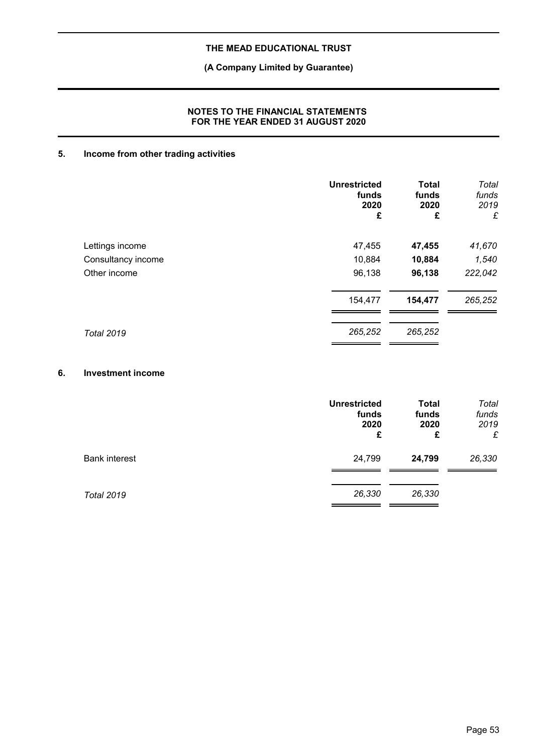THE MEAD EDUCATIONAL TRUST

(A Company Limited by Guarantee)

NOTES TO THE FINANCIAL STATEMENTS
FOR THE YEAR ENDED 31 AUGUST 2020

## 5. Income from other trading activities

| | Unrestricted funds 2020 £ | Total funds 2020 £ | *Total funds 2019 £* |
|---|---|---|---|
| Lettings income | 47,455 | **47,455** | *41,670* |
| Consultancy income | 10,884 | **10,884** | *1,540* |
| Other income | 96,138 | **96,138** | *222,042* |
| | 154,477 | **154,477** | *265,252* |
| *Total 2019* | *265,252* | *265,252* | |

## 6. Investment income

| | Unrestricted funds 2020 £ | Total funds 2020 £ | *Total funds 2019 £* |
|---|---|---|---|
| Bank interest | 24,799 | **24,799** | *26,330* |
| *Total 2019* | *26,330* | *26,330* | |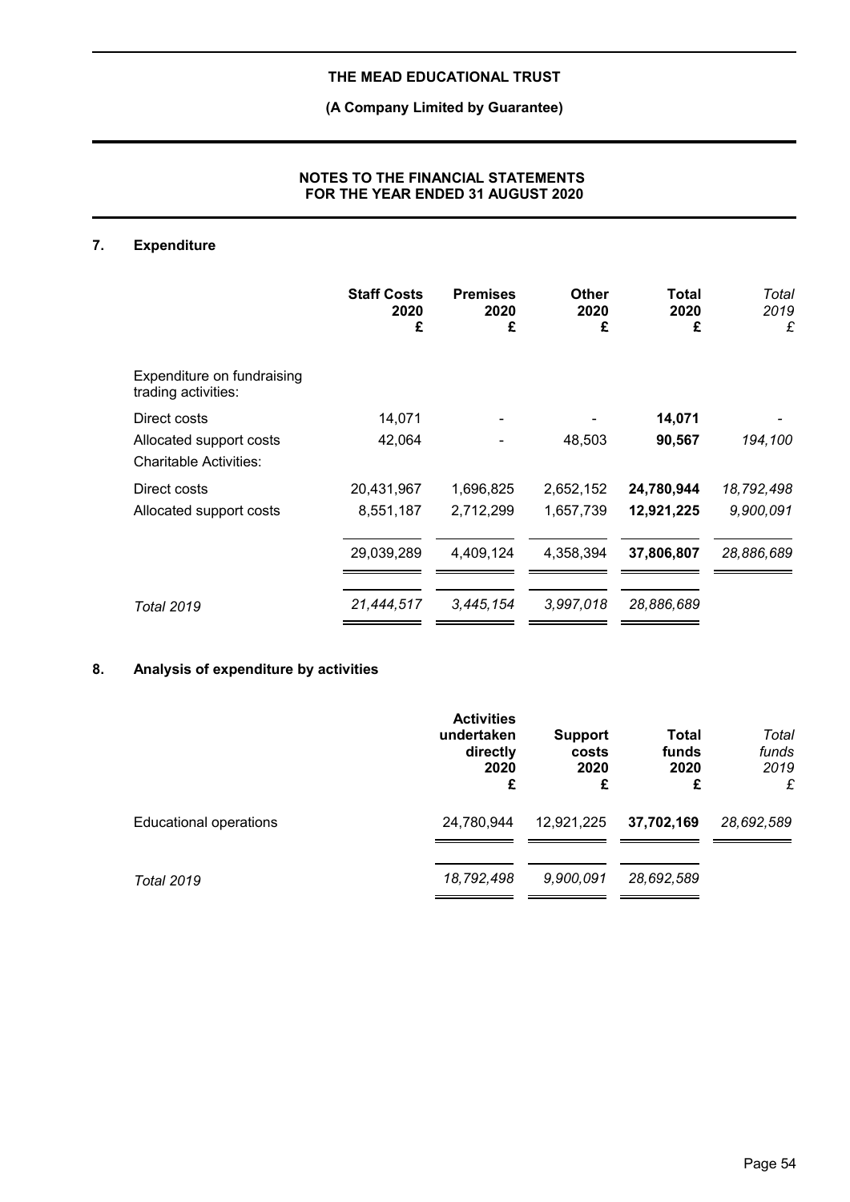# THE MEAD EDUCATIONAL TRUST

**(A Company Limited by Guarantee)**

**NOTES TO THE FINANCIAL STATEMENTS FOR THE YEAR ENDED 31 AUGUST 2020**

## 7. Expenditure

| | **Staff Costs 2020 £** | **Premises 2020 £** | **Other 2020 £** | **Total 2020 £** | *Total 2019 £* |
|---|---|---|---|---|---|
| Expenditure on fundraising trading activities: | | | | | |
| Direct costs | 14,071 | - | - | **14,071** | - |
| Allocated support costs | 42,064 | - | 48,503 | **90,567** | *194,100* |
| Charitable Activities: | | | | | |
| Direct costs | 20,431,967 | 1,696,825 | 2,652,152 | **24,780,944** | *18,792,498* |
| Allocated support costs | 8,551,187 | 2,712,299 | 1,657,739 | **12,921,225** | *9,900,091* |
| | 29,039,289 | 4,409,124 | 4,358,394 | **37,806,807** | *28,886,689* |
| *Total 2019* | *21,444,517* | *3,445,154* | *3,997,018* | *28,886,689* | |

## 8. Analysis of expenditure by activities

| | **Activities undertaken directly 2020 £** | **Support costs 2020 £** | **Total funds 2020 £** | *Total funds 2019 £* |
|---|---|---|---|---|
| Educational operations | 24,780,944 | 12,921,225 | **37,702,169** | *28,692,589* |
| *Total 2019* | *18,792,498* | *9,900,091* | *28,692,589* | |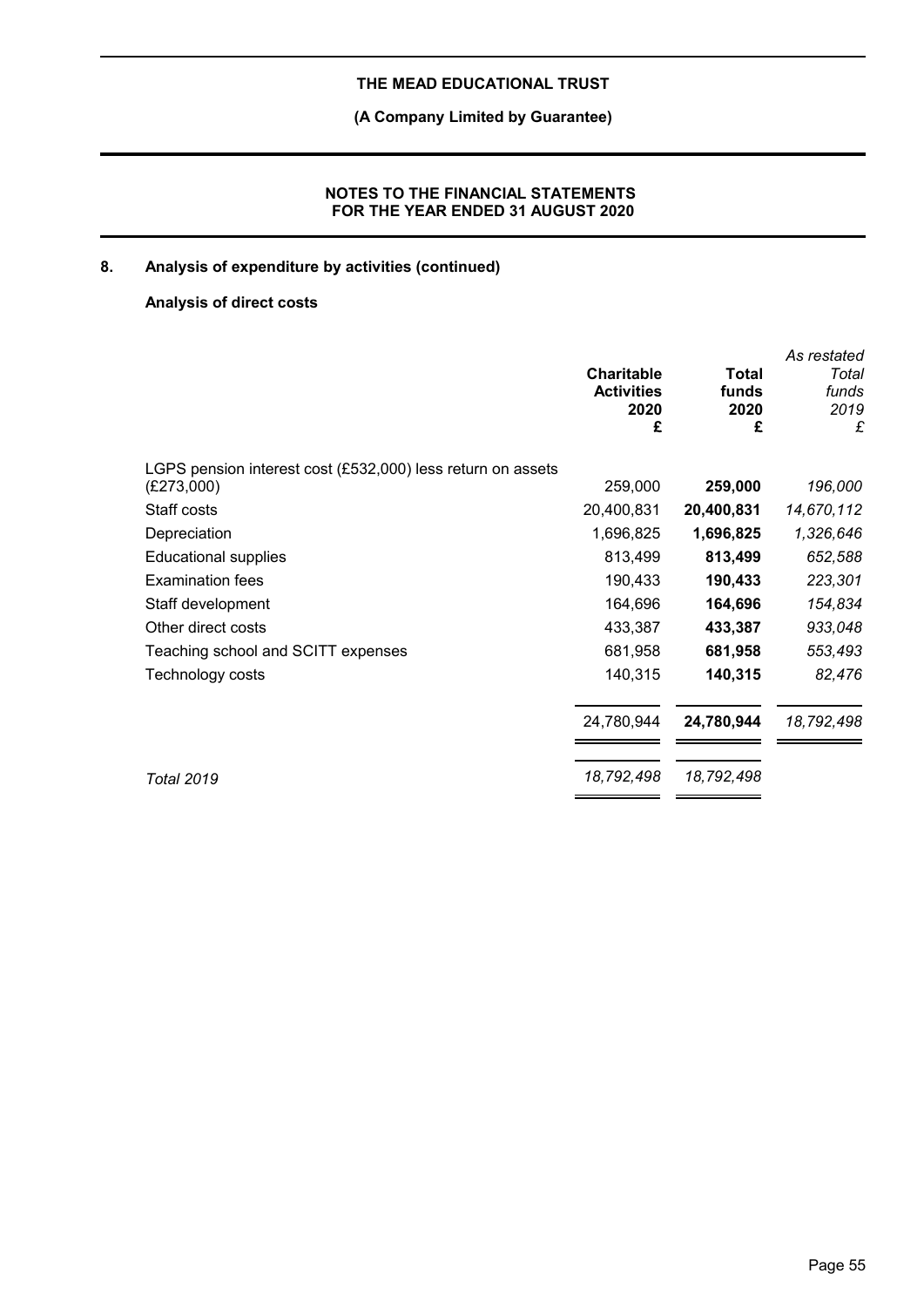## 8. Analysis of expenditure by activities (continued)

### Analysis of direct costs

| | Charitable Activities 2020 £ | Total funds 2020 £ | As restated Total funds 2019 £ |
|---|---|---|---|
| LGPS pension interest cost (£532,000) less return on assets (£273,000) | 259,000 | **259,000** | *196,000* |
| Staff costs | 20,400,831 | **20,400,831** | *14,670,112* |
| Depreciation | 1,696,825 | **1,696,825** | *1,326,646* |
| Educational supplies | 813,499 | **813,499** | *652,588* |
| Examination fees | 190,433 | **190,433** | *223,301* |
| Staff development | 164,696 | **164,696** | *154,834* |
| Other direct costs | 433,387 | **433,387** | *933,048* |
| Teaching school and SCITT expenses | 681,958 | **681,958** | *553,493* |
| Technology costs | 140,315 | **140,315** | *82,476* |
| | 24,780,944 | **24,780,944** | *18,792,498* |
| *Total 2019* | *18,792,498* | *18,792,498* | |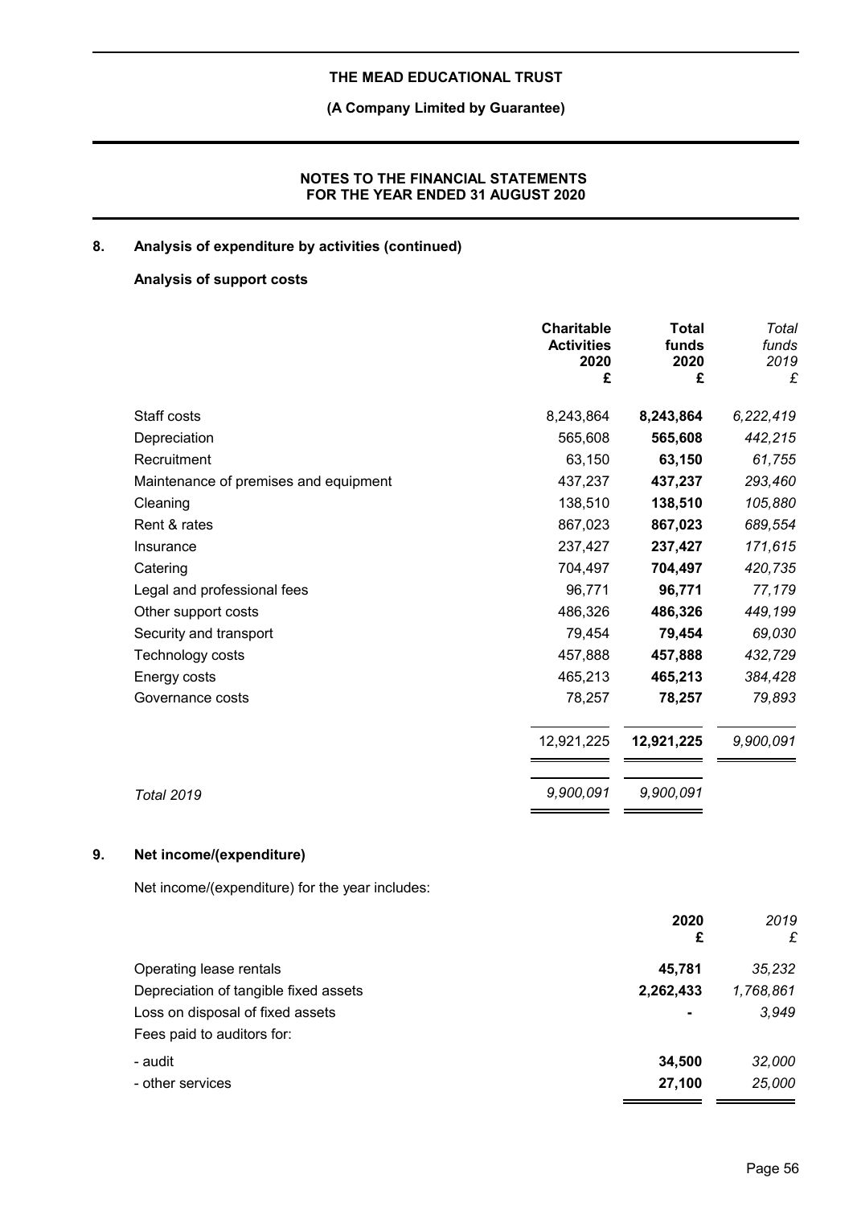## 8. Analysis of expenditure by activities (continued)

### Analysis of support costs

| | Charitable Activities 2020 £ | Total funds 2020 £ | *Total funds 2019 £* |
|---|---|---|---|
| Staff costs | 8,243,864 | **8,243,864** | *6,222,419* |
| Depreciation | 565,608 | **565,608** | *442,215* |
| Recruitment | 63,150 | **63,150** | *61,755* |
| Maintenance of premises and equipment | 437,237 | **437,237** | *293,460* |
| Cleaning | 138,510 | **138,510** | *105,880* |
| Rent & rates | 867,023 | **867,023** | *689,554* |
| Insurance | 237,427 | **237,427** | *171,615* |
| Catering | 704,497 | **704,497** | *420,735* |
| Legal and professional fees | 96,771 | **96,771** | *77,179* |
| Other support costs | 486,326 | **486,326** | *449,199* |
| Security and transport | 79,454 | **79,454** | *69,030* |
| Technology costs | 457,888 | **457,888** | *432,729* |
| Energy costs | 465,213 | **465,213** | *384,428* |
| Governance costs | 78,257 | **78,257** | *79,893* |
| | 12,921,225 | **12,921,225** | *9,900,091* |
| *Total 2019* | *9,900,091* | *9,900,091* | |

## 9. Net income/(expenditure)

Net income/(expenditure) for the year includes:

| | 2020 £ | *2019 £* |
|---|---|---|
| Operating lease rentals | **45,781** | *35,232* |
| Depreciation of tangible fixed assets | **2,262,433** | *1,768,861* |
| Loss on disposal of fixed assets | **-** | *3,949* |
| Fees paid to auditors for: | | |
| - audit | **34,500** | *32,000* |
| - other services | **27,100** | *25,000* |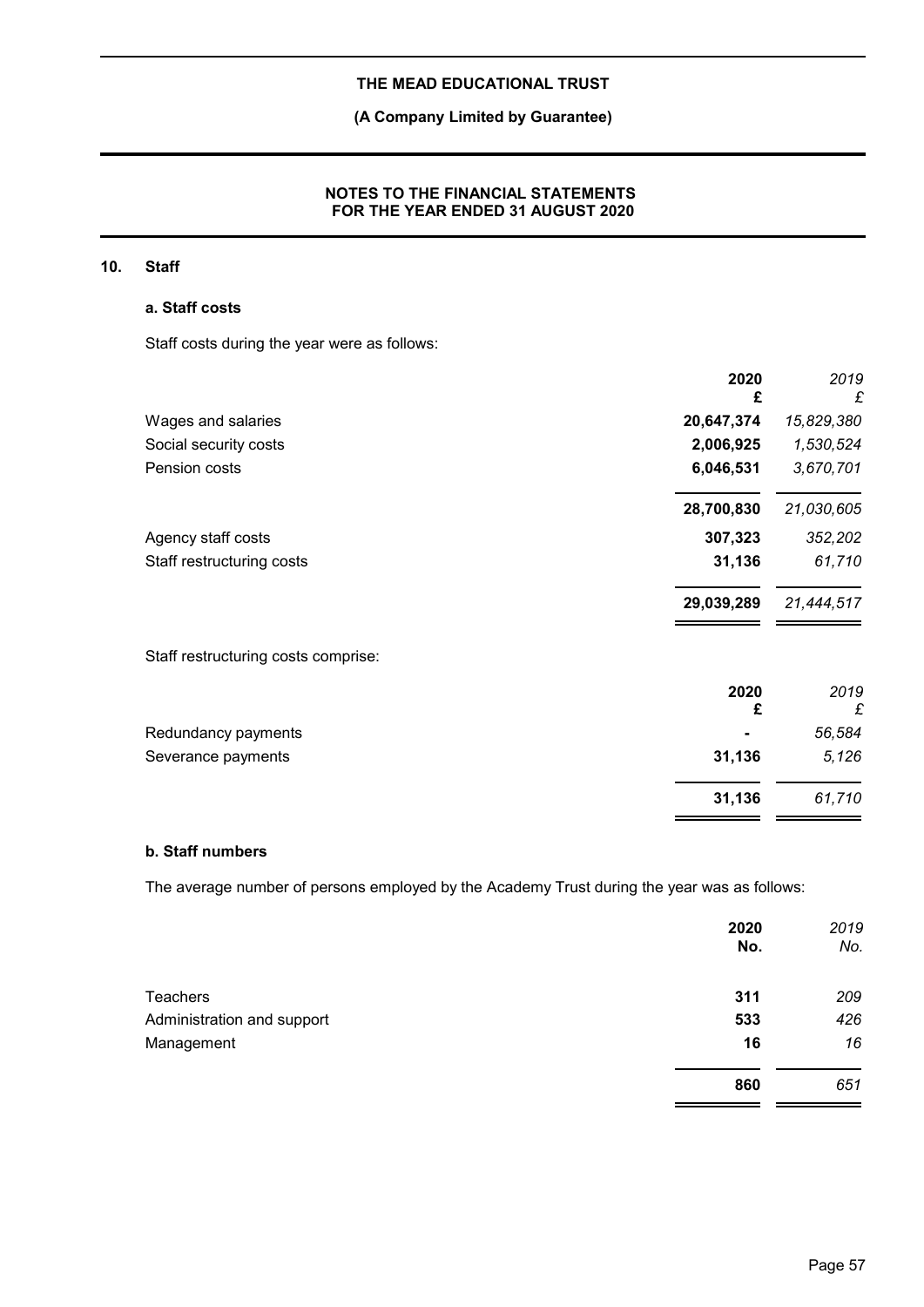## 10. Staff

### a. Staff costs

Staff costs during the year were as follows:

| | 2020<br>£ | 2019<br>£ |
|---|---|---|
| Wages and salaries | 20,647,374 | 15,829,380 |
| Social security costs | 2,006,925 | 1,530,524 |
| Pension costs | 6,046,531 | 3,670,701 |
| | 28,700,830 | 21,030,605 |
| Agency staff costs | 307,323 | 352,202 |
| Staff restructuring costs | 31,136 | 61,710 |
| | 29,039,289 | 21,444,517 |

Staff restructuring costs comprise:

| | 2020<br>£ | 2019<br>£ |
|---|---|---|
| Redundancy payments | - | 56,584 |
| Severance payments | 31,136 | 5,126 |
| | 31,136 | 61,710 |

### b. Staff numbers

The average number of persons employed by the Academy Trust during the year was as follows:

| | 2020<br>No. | 2019<br>No. |
|---|---|---|
| Teachers | 311 | 209 |
| Administration and support | 533 | 426 |
| Management | 16 | 16 |
| | 860 | 651 |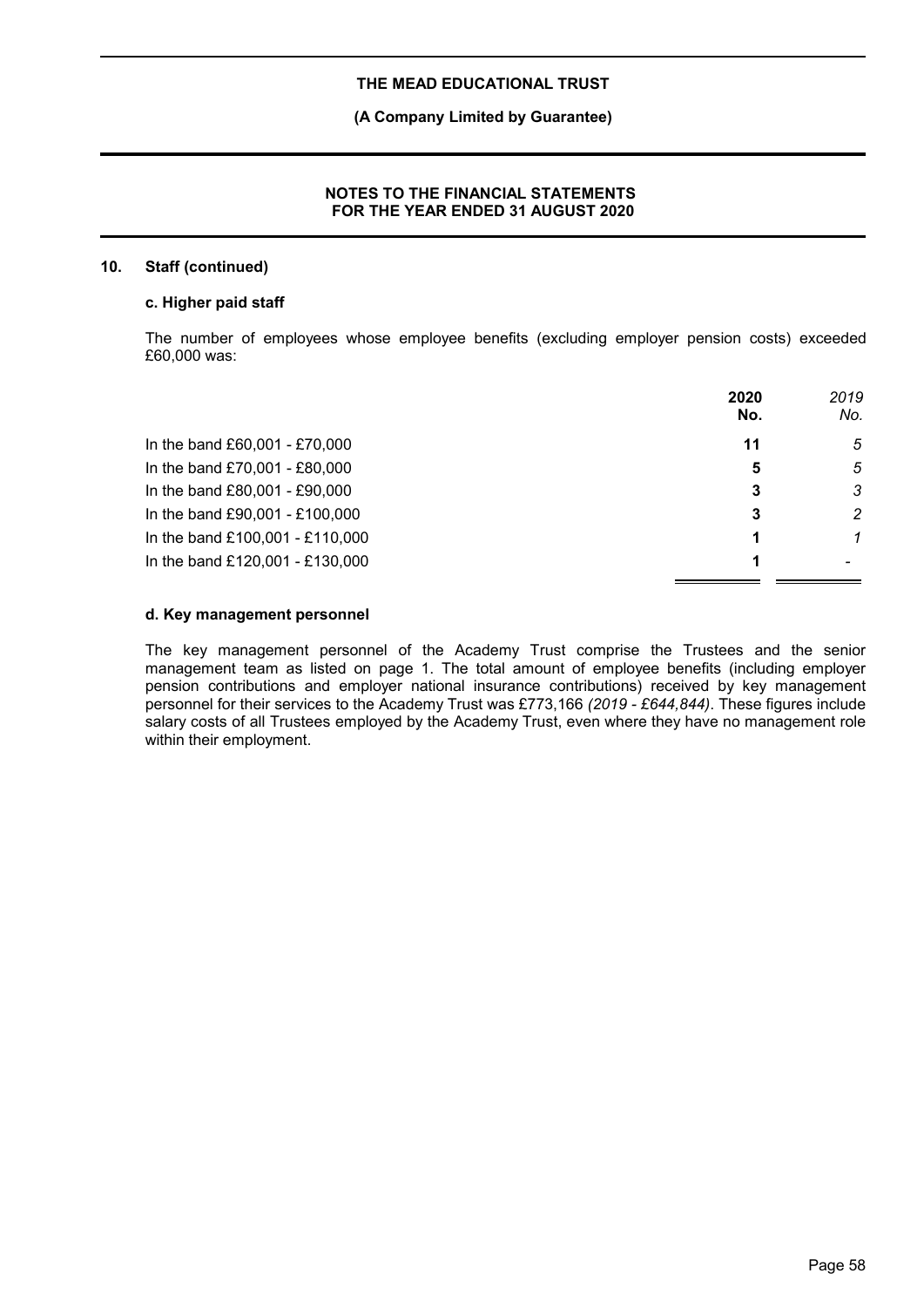## 10. Staff (continued)

### c. Higher paid staff

The number of employees whose employee benefits (excluding employer pension costs) exceeded £60,000 was:

| | 2020 No. | *2019 No.* |
|---|---|---|
| In the band £60,001 - £70,000 | **11** | *5* |
| In the band £70,001 - £80,000 | **5** | *5* |
| In the band £80,001 - £90,000 | **3** | *3* |
| In the band £90,001 - £100,000 | **3** | *2* |
| In the band £100,001 - £110,000 | **1** | *1* |
| In the band £120,001 - £130,000 | **1** | *-* |

### d. Key management personnel

The key management personnel of the Academy Trust comprise the Trustees and the senior management team as listed on page 1. The total amount of employee benefits (including employer pension contributions and employer national insurance contributions) received by key management personnel for their services to the Academy Trust was £773,166 *(2019 - £644,844)*. These figures include salary costs of all Trustees employed by the Academy Trust, even where they have no management role within their employment.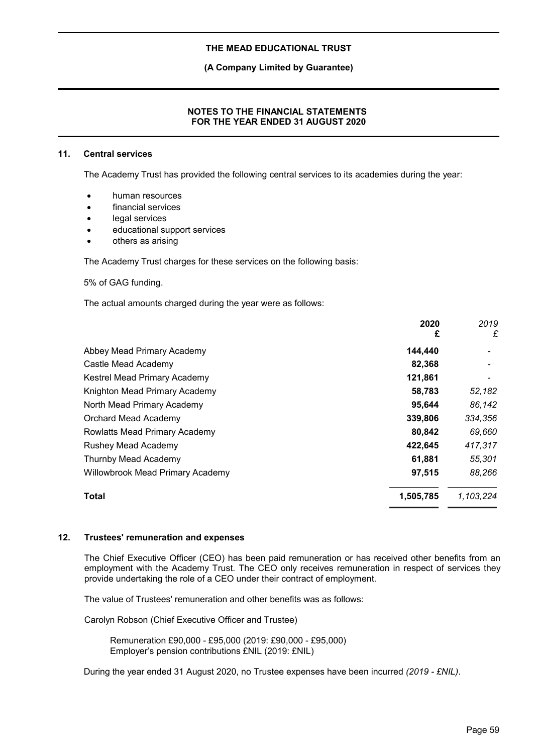## 11. Central services

The Academy Trust has provided the following central services to its academies during the year:

- human resources
- financial services
- legal services
- educational support services
- others as arising

The Academy Trust charges for these services on the following basis:

5% of GAG funding.

The actual amounts charged during the year were as follows:

| | **2020** **£** | *2019* *£* |
|---|---|---|
| Abbey Mead Primary Academy | **144,440** | - |
| Castle Mead Academy | **82,368** | - |
| Kestrel Mead Primary Academy | **121,861** | - |
| Knighton Mead Primary Academy | **58,783** | *52,182* |
| North Mead Primary Academy | **95,644** | *86,142* |
| Orchard Mead Academy | **339,806** | *334,356* |
| Rowlatts Mead Primary Academy | **80,842** | *69,660* |
| Rushey Mead Academy | **422,645** | *417,317* |
| Thurnby Mead Academy | **61,881** | *55,301* |
| Willowbrook Mead Primary Academy | **97,515** | *88,266* |
| **Total** | **1,505,785** | *1,103,224* |

## 12. Trustees' remuneration and expenses

The Chief Executive Officer (CEO) has been paid remuneration or has received other benefits from an employment with the Academy Trust. The CEO only receives remuneration in respect of services they provide undertaking the role of a CEO under their contract of employment.

The value of Trustees' remuneration and other benefits was as follows:

Carolyn Robson (Chief Executive Officer and Trustee)

Remuneration £90,000 - £95,000 (2019: £90,000 - £95,000)
Employer's pension contributions £NIL (2019: £NIL)

During the year ended 31 August 2020, no Trustee expenses have been incurred *(2019 - £NIL)*.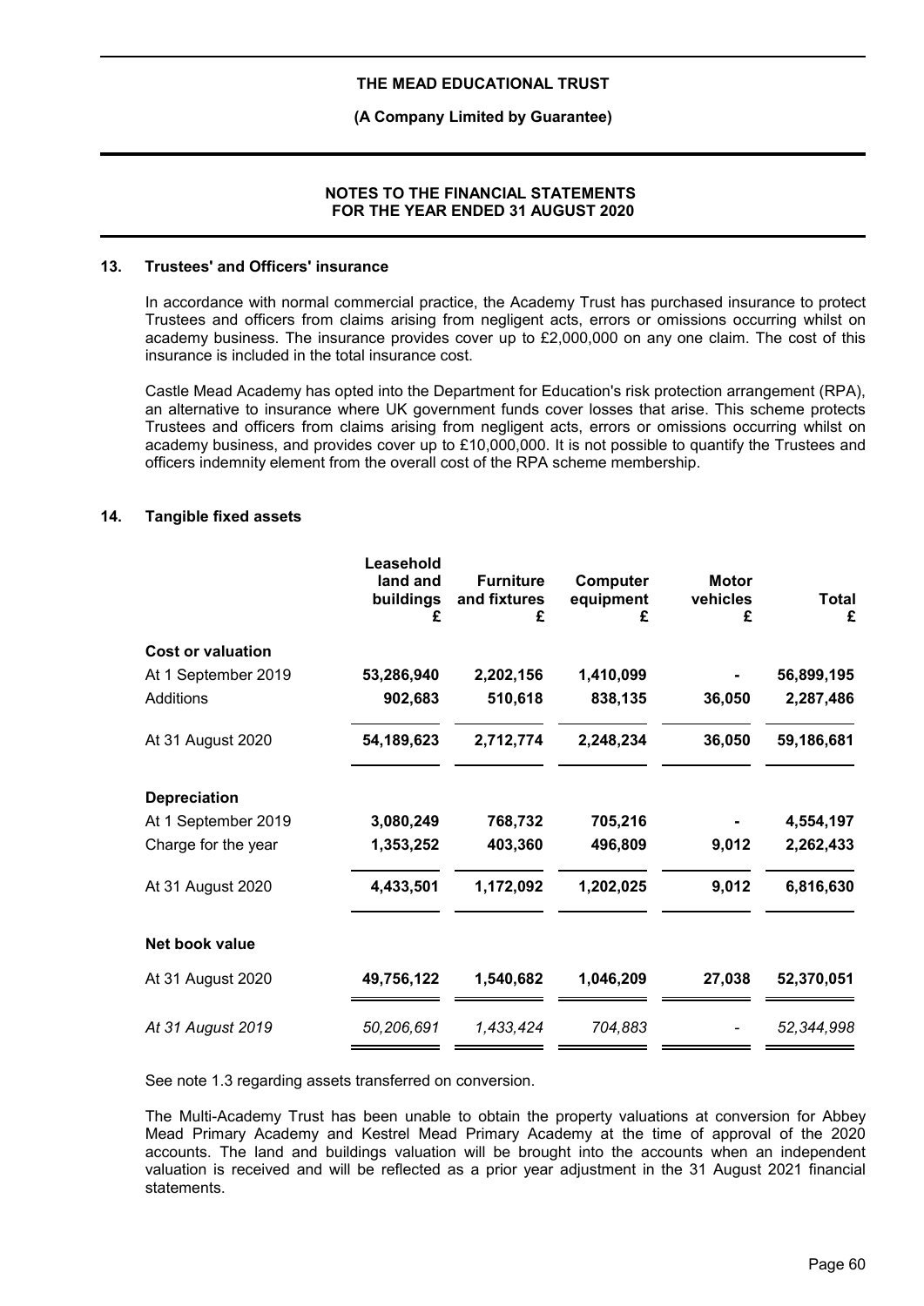## 13. Trustees' and Officers' insurance

In accordance with normal commercial practice, the Academy Trust has purchased insurance to protect Trustees and officers from claims arising from negligent acts, errors or omissions occurring whilst on academy business. The insurance provides cover up to £2,000,000 on any one claim. The cost of this insurance is included in the total insurance cost.

Castle Mead Academy has opted into the Department for Education's risk protection arrangement (RPA), an alternative to insurance where UK government funds cover losses that arise. This scheme protects Trustees and officers from claims arising from negligent acts, errors or omissions occurring whilst on academy business, and provides cover up to £10,000,000. It is not possible to quantify the Trustees and officers indemnity element from the overall cost of the RPA scheme membership.

## 14. Tangible fixed assets

| | Leasehold land and buildings £ | Furniture and fixtures £ | Computer equipment £ | Motor vehicles £ | Total £ |
|---|---|---|---|---|---|
| **Cost or valuation** | | | | | |
| At 1 September 2019 | **53,286,940** | **2,202,156** | **1,410,099** | **-** | **56,899,195** |
| Additions | **902,683** | **510,618** | **838,135** | **36,050** | **2,287,486** |
| At 31 August 2020 | **54,189,623** | **2,712,774** | **2,248,234** | **36,050** | **59,186,681** |
| **Depreciation** | | | | | |
| At 1 September 2019 | **3,080,249** | **768,732** | **705,216** | **-** | **4,554,197** |
| Charge for the year | **1,353,252** | **403,360** | **496,809** | **9,012** | **2,262,433** |
| At 31 August 2020 | **4,433,501** | **1,172,092** | **1,202,025** | **9,012** | **6,816,630** |
| **Net book value** | | | | | |
| At 31 August 2020 | **49,756,122** | **1,540,682** | **1,046,209** | **27,038** | **52,370,051** |
| *At 31 August 2019* | *50,206,691* | *1,433,424* | *704,883* | *-* | *52,344,998* |

See note 1.3 regarding assets transferred on conversion.

The Multi-Academy Trust has been unable to obtain the property valuations at conversion for Abbey Mead Primary Academy and Kestrel Mead Primary Academy at the time of approval of the 2020 accounts. The land and buildings valuation will be brought into the accounts when an independent valuation is received and will be reflected as a prior year adjustment in the 31 August 2021 financial statements.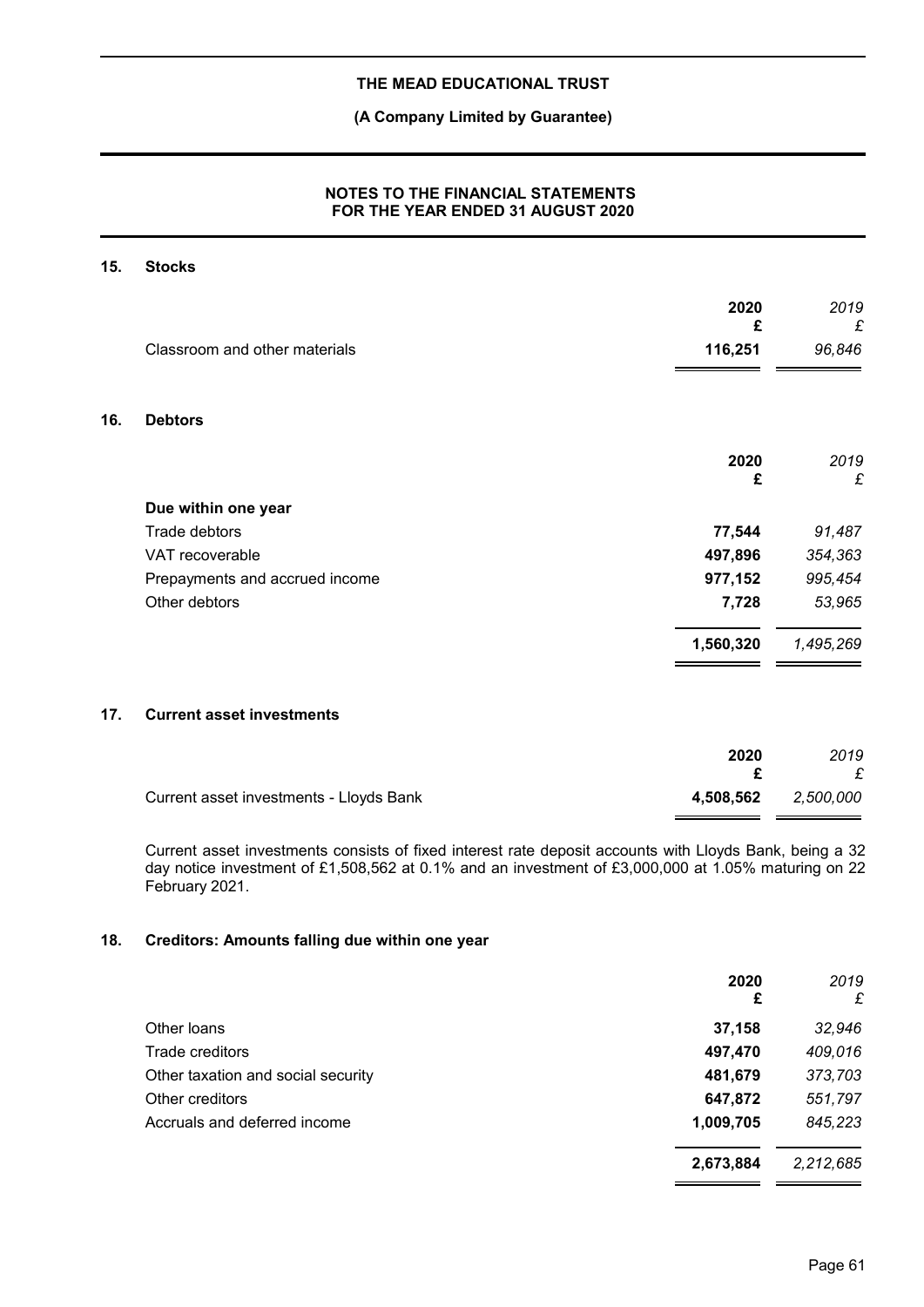## 15. Stocks

| | 2020 £ | 2019 £ |
|---|---|---|
| Classroom and other materials | **116,251** | *96,846* |

## 16. Debtors

| | 2020 £ | 2019 £ |
|---|---|---|
| **Due within one year** | | |
| Trade debtors | **77,544** | *91,487* |
| VAT recoverable | **497,896** | *354,363* |
| Prepayments and accrued income | **977,152** | *995,454* |
| Other debtors | **7,728** | *53,965* |
| | **1,560,320** | *1,495,269* |

## 17. Current asset investments

| | 2020 £ | 2019 £ |
|---|---|---|
| Current asset investments - Lloyds Bank | **4,508,562** | *2,500,000* |

Current asset investments consists of fixed interest rate deposit accounts with Lloyds Bank, being a 32 day notice investment of £1,508,562 at 0.1% and an investment of £3,000,000 at 1.05% maturing on 22 February 2021.

## 18. Creditors: Amounts falling due within one year

| | 2020 £ | 2019 £ |
|---|---|---|
| Other loans | **37,158** | *32,946* |
| Trade creditors | **497,470** | *409,016* |
| Other taxation and social security | **481,679** | *373,703* |
| Other creditors | **647,872** | *551,797* |
| Accruals and deferred income | **1,009,705** | *845,223* |
| | **2,673,884** | *2,212,685* |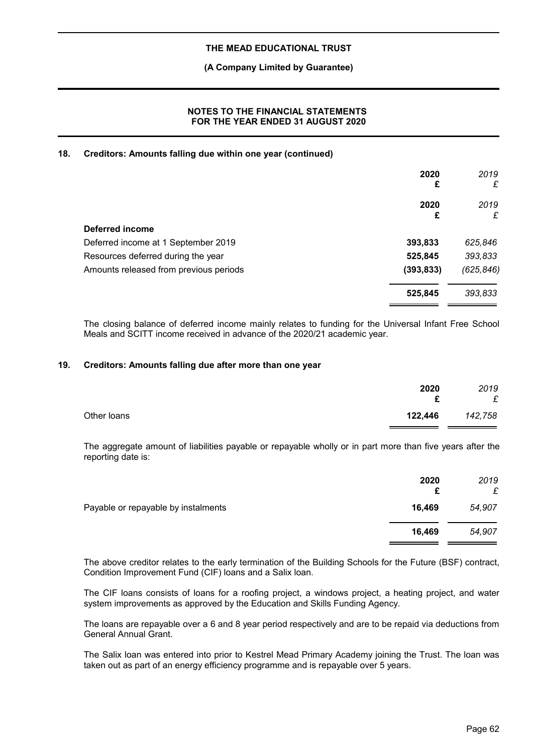## 18. Creditors: Amounts falling due within one year (continued)

| | 2020 £ | *2019 £* |
|---|---|---|
| | **2020 £** | *2019 £* |
| **Deferred income** | | |
| Deferred income at 1 September 2019 | **393,833** | *625,846* |
| Resources deferred during the year | **525,845** | *393,833* |
| Amounts released from previous periods | **(393,833)** | *(625,846)* |
| | **525,845** | *393,833* |

The closing balance of deferred income mainly relates to funding for the Universal Infant Free School Meals and SCITT income received in advance of the 2020/21 academic year.

## 19. Creditors: Amounts falling due after more than one year

| | 2020 £ | *2019 £* |
|---|---|---|
| Other loans | **122,446** | *142,758* |

The aggregate amount of liabilities payable or repayable wholly or in part more than five years after the reporting date is:

| | 2020 £ | *2019 £* |
|---|---|---|
| Payable or repayable by instalments | **16,469** | *54,907* |
| | **16,469** | *54,907* |

The above creditor relates to the early termination of the Building Schools for the Future (BSF) contract, Condition Improvement Fund (CIF) loans and a Salix loan.

The CIF loans consists of loans for a roofing project, a windows project, a heating project, and water system improvements as approved by the Education and Skills Funding Agency.

The loans are repayable over a 6 and 8 year period respectively and are to be repaid via deductions from General Annual Grant.

The Salix loan was entered into prior to Kestrel Mead Primary Academy joining the Trust. The loan was taken out as part of an energy efficiency programme and is repayable over 5 years.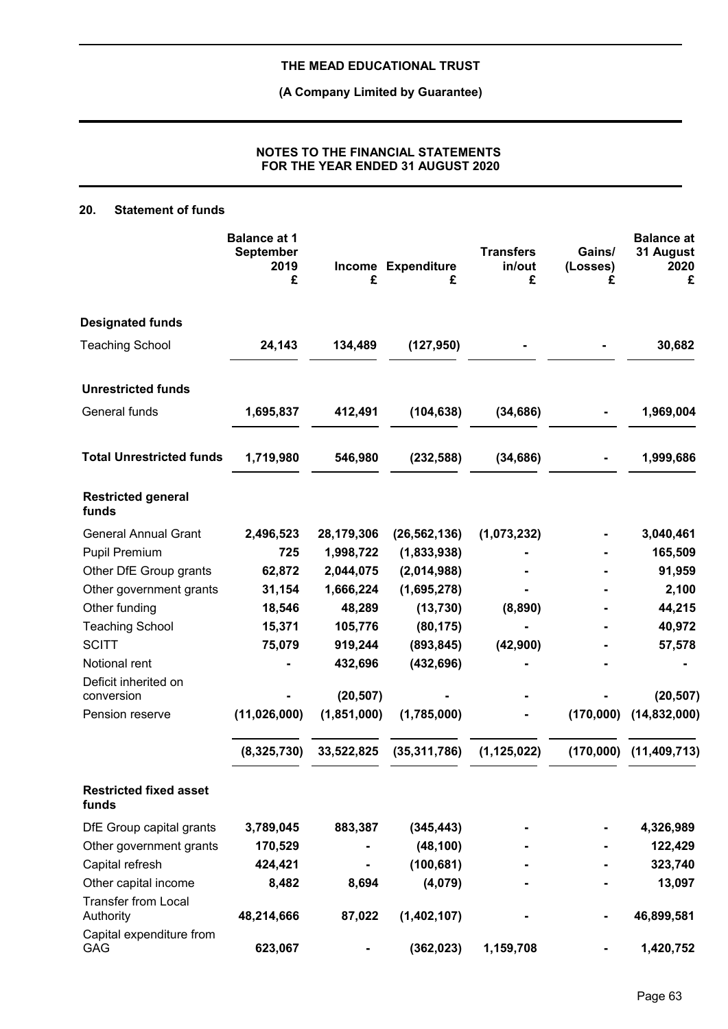## 20. Statement of funds

| | Balance at 1 September 2019 £ | Income £ | Expenditure £ | Transfers in/out £ | Gains/ (Losses) £ | Balance at 31 August 2020 £ |
|---|---|---|---|---|---|---|
| **Designated funds** | | | | | | |
| Teaching School | 24,143 | 134,489 | (127,950) | - | - | 30,682 |
| **Unrestricted funds** | | | | | | |
| General funds | 1,695,837 | 412,491 | (104,638) | (34,686) | - | 1,969,004 |
| **Total Unrestricted funds** | 1,719,980 | 546,980 | (232,588) | (34,686) | - | 1,999,686 |
| **Restricted general funds** | | | | | | |
| General Annual Grant | 2,496,523 | 28,179,306 | (26,562,136) | (1,073,232) | - | 3,040,461 |
| Pupil Premium | 725 | 1,998,722 | (1,833,938) | - | - | 165,509 |
| Other DfE Group grants | 62,872 | 2,044,075 | (2,014,988) | - | - | 91,959 |
| Other government grants | 31,154 | 1,666,224 | (1,695,278) | - | - | 2,100 |
| Other funding | 18,546 | 48,289 | (13,730) | (8,890) | - | 44,215 |
| Teaching School | 15,371 | 105,776 | (80,175) | - | - | 40,972 |
| SCITT | 75,079 | 919,244 | (893,845) | (42,900) | - | 57,578 |
| Notional rent | - | 432,696 | (432,696) | - | - | - |
| Deficit inherited on conversion | - | (20,507) | - | - | - | (20,507) |
| Pension reserve | (11,026,000) | (1,851,000) | (1,785,000) | - | (170,000) | (14,832,000) |
| | (8,325,730) | 33,522,825 | (35,311,786) | (1,125,022) | (170,000) | (11,409,713) |
| **Restricted fixed asset funds** | | | | | | |
| DfE Group capital grants | 3,789,045 | 883,387 | (345,443) | - | - | 4,326,989 |
| Other government grants | 170,529 | - | (48,100) | - | - | 122,429 |
| Capital refresh | 424,421 | - | (100,681) | - | - | 323,740 |
| Other capital income | 8,482 | 8,694 | (4,079) | - | - | 13,097 |
| Transfer from Local Authority | 48,214,666 | 87,022 | (1,402,107) | - | - | 46,899,581 |
| Capital expenditure from GAG | 623,067 | - | (362,023) | 1,159,708 | - | 1,420,752 |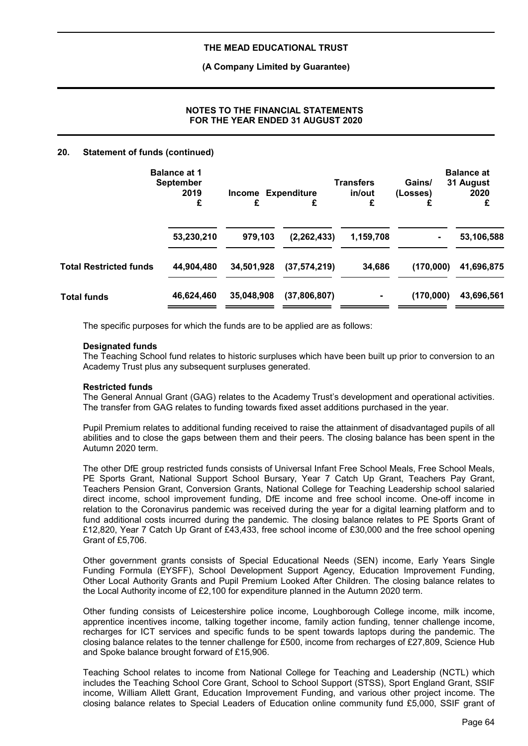## 20. Statement of funds (continued)

| | Balance at 1 September 2019 £ | Income £ | Expenditure £ | Transfers in/out £ | Gains/ (Losses) £ | Balance at 31 August 2020 £ |
|---|---|---|---|---|---|---|
| | 53,230,210 | 979,103 | (2,262,433) | 1,159,708 | - | 53,106,588 |
| **Total Restricted funds** | 44,904,480 | 34,501,928 | (37,574,219) | 34,686 | (170,000) | 41,696,875 |
| **Total funds** | 46,624,460 | 35,048,908 | (37,806,807) | - | (170,000) | 43,696,561 |

The specific purposes for which the funds are to be applied are as follows:

**Designated funds**

The Teaching School fund relates to historic surpluses which have been built up prior to conversion to an Academy Trust plus any subsequent surpluses generated.

**Restricted funds**

The General Annual Grant (GAG) relates to the Academy Trust's development and operational activities. The transfer from GAG relates to funding towards fixed asset additions purchased in the year.

Pupil Premium relates to additional funding received to raise the attainment of disadvantaged pupils of all abilities and to close the gaps between them and their peers. The closing balance has been spent in the Autumn 2020 term.

The other DfE group restricted funds consists of Universal Infant Free School Meals, Free School Meals, PE Sports Grant, National Support School Bursary, Year 7 Catch Up Grant, Teachers Pay Grant, Teachers Pension Grant, Conversion Grants, National College for Teaching Leadership school salaried direct income, school improvement funding, DfE income and free school income. One-off income in relation to the Coronavirus pandemic was received during the year for a digital learning platform and to fund additional costs incurred during the pandemic. The closing balance relates to PE Sports Grant of £12,820, Year 7 Catch Up Grant of £43,433, free school income of £30,000 and the free school opening Grant of £5,706.

Other government grants consists of Special Educational Needs (SEN) income, Early Years Single Funding Formula (EYSFF), School Development Support Agency, Education Improvement Funding, Other Local Authority Grants and Pupil Premium Looked After Children. The closing balance relates to the Local Authority income of £2,100 for expenditure planned in the Autumn 2020 term.

Other funding consists of Leicestershire police income, Loughborough College income, milk income, apprentice incentives income, talking together income, family action funding, tenner challenge income, recharges for ICT services and specific funds to be spent towards laptops during the pandemic. The closing balance relates to the tenner challenge for £500, income from recharges of £27,809, Science Hub and Spoke balance brought forward of £15,906.

Teaching School relates to income from National College for Teaching and Leadership (NCTL) which includes the Teaching School Core Grant, School to School Support (STSS), Sport England Grant, SSIF income, William Allett Grant, Education Improvement Funding, and various other project income. The closing balance relates to Special Leaders of Education online community fund £5,000, SSIF grant of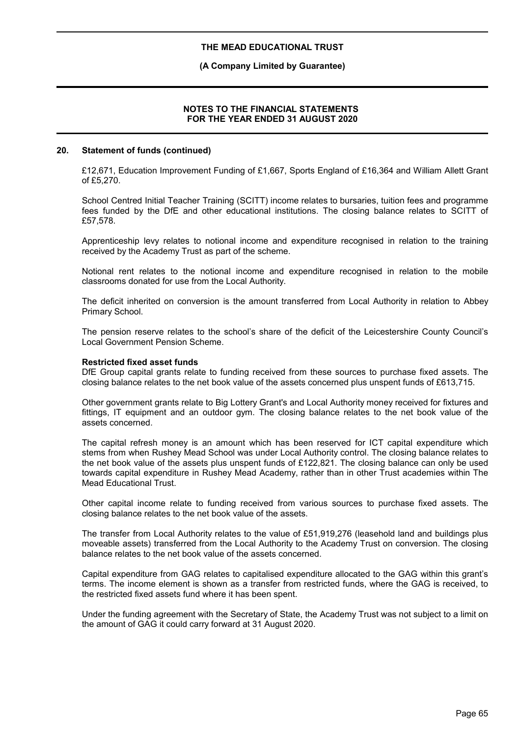## 20. Statement of funds (continued)

£12,671, Education Improvement Funding of £1,667, Sports England of £16,364 and William Allett Grant of £5,270.

School Centred Initial Teacher Training (SCITT) income relates to bursaries, tuition fees and programme fees funded by the DfE and other educational institutions. The closing balance relates to SCITT of £57,578.

Apprenticeship levy relates to notional income and expenditure recognised in relation to the training received by the Academy Trust as part of the scheme.

Notional rent relates to the notional income and expenditure recognised in relation to the mobile classrooms donated for use from the Local Authority.

The deficit inherited on conversion is the amount transferred from Local Authority in relation to Abbey Primary School.

The pension reserve relates to the school's share of the deficit of the Leicestershire County Council's Local Government Pension Scheme.

**Restricted fixed asset funds**

DfE Group capital grants relate to funding received from these sources to purchase fixed assets. The closing balance relates to the net book value of the assets concerned plus unspent funds of £613,715.

Other government grants relate to Big Lottery Grant's and Local Authority money received for fixtures and fittings, IT equipment and an outdoor gym. The closing balance relates to the net book value of the assets concerned.

The capital refresh money is an amount which has been reserved for ICT capital expenditure which stems from when Rushey Mead School was under Local Authority control. The closing balance relates to the net book value of the assets plus unspent funds of £122,821. The closing balance can only be used towards capital expenditure in Rushey Mead Academy, rather than in other Trust academies within The Mead Educational Trust.

Other capital income relate to funding received from various sources to purchase fixed assets. The closing balance relates to the net book value of the assets.

The transfer from Local Authority relates to the value of £51,919,276 (leasehold land and buildings plus moveable assets) transferred from the Local Authority to the Academy Trust on conversion. The closing balance relates to the net book value of the assets concerned.

Capital expenditure from GAG relates to capitalised expenditure allocated to the GAG within this grant's terms. The income element is shown as a transfer from restricted funds, where the GAG is received, to the restricted fixed assets fund where it has been spent.

Under the funding agreement with the Secretary of State, the Academy Trust was not subject to a limit on the amount of GAG it could carry forward at 31 August 2020.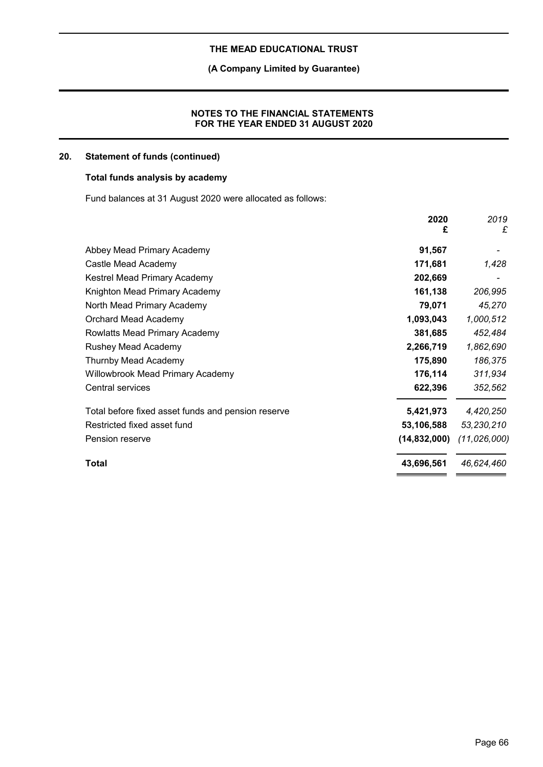## 20. Statement of funds (continued)

### Total funds analysis by academy

Fund balances at 31 August 2020 were allocated as follows:

| | 2020 £ | *2019 £* |
|---|---|---|
| Abbey Mead Primary Academy | 91,567 | *-* |
| Castle Mead Academy | 171,681 | *1,428* |
| Kestrel Mead Primary Academy | 202,669 | *-* |
| Knighton Mead Primary Academy | 161,138 | *206,995* |
| North Mead Primary Academy | 79,071 | *45,270* |
| Orchard Mead Academy | 1,093,043 | *1,000,512* |
| Rowlatts Mead Primary Academy | 381,685 | *452,484* |
| Rushey Mead Academy | 2,266,719 | *1,862,690* |
| Thurnby Mead Academy | 175,890 | *186,375* |
| Willowbrook Mead Primary Academy | 176,114 | *311,934* |
| Central services | 622,396 | *352,562* |
| Total before fixed asset funds and pension reserve | 5,421,973 | *4,420,250* |
| Restricted fixed asset fund | 53,106,588 | *53,230,210* |
| Pension reserve | (14,832,000) | *(11,026,000)* |
| **Total** | 43,696,561 | *46,624,460* |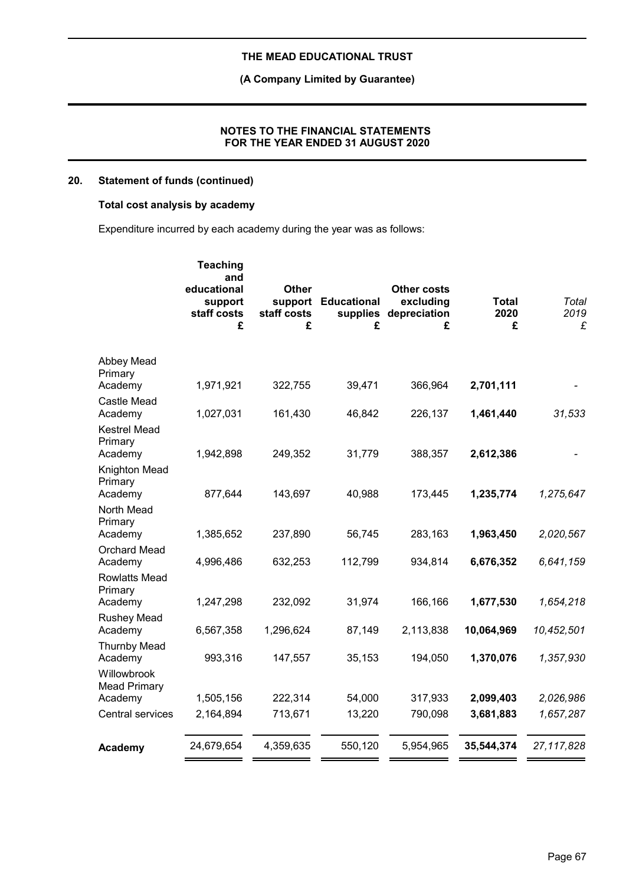## 20. Statement of funds (continued)

### Total cost analysis by academy

Expenditure incurred by each academy during the year was as follows:

| | Teaching and educational support staff costs £ | Other support staff costs £ | Educational supplies £ | Other costs excluding depreciation £ | Total 2020 £ | *Total 2019 £* |
|---|---|---|---|---|---|---|
| Abbey Mead Primary Academy | 1,971,921 | 322,755 | 39,471 | 366,964 | **2,701,111** | *-* |
| Castle Mead Academy | 1,027,031 | 161,430 | 46,842 | 226,137 | **1,461,440** | *31,533* |
| Kestrel Mead Primary Academy | 1,942,898 | 249,352 | 31,779 | 388,357 | **2,612,386** | *-* |
| Knighton Mead Primary Academy | 877,644 | 143,697 | 40,988 | 173,445 | **1,235,774** | *1,275,647* |
| North Mead Primary Academy | 1,385,652 | 237,890 | 56,745 | 283,163 | **1,963,450** | *2,020,567* |
| Orchard Mead Academy | 4,996,486 | 632,253 | 112,799 | 934,814 | **6,676,352** | *6,641,159* |
| Rowlatts Mead Primary Academy | 1,247,298 | 232,092 | 31,974 | 166,166 | **1,677,530** | *1,654,218* |
| Rushey Mead Academy | 6,567,358 | 1,296,624 | 87,149 | 2,113,838 | **10,064,969** | *10,452,501* |
| Thurnby Mead Academy | 993,316 | 147,557 | 35,153 | 194,050 | **1,370,076** | *1,357,930* |
| Willowbrook Mead Primary Academy | 1,505,156 | 222,314 | 54,000 | 317,933 | **2,099,403** | *2,026,986* |
| Central services | 2,164,894 | 713,671 | 13,220 | 790,098 | **3,681,883** | *1,657,287* |
| **Academy** | 24,679,654 | 4,359,635 | 550,120 | 5,954,965 | **35,544,374** | *27,117,828* |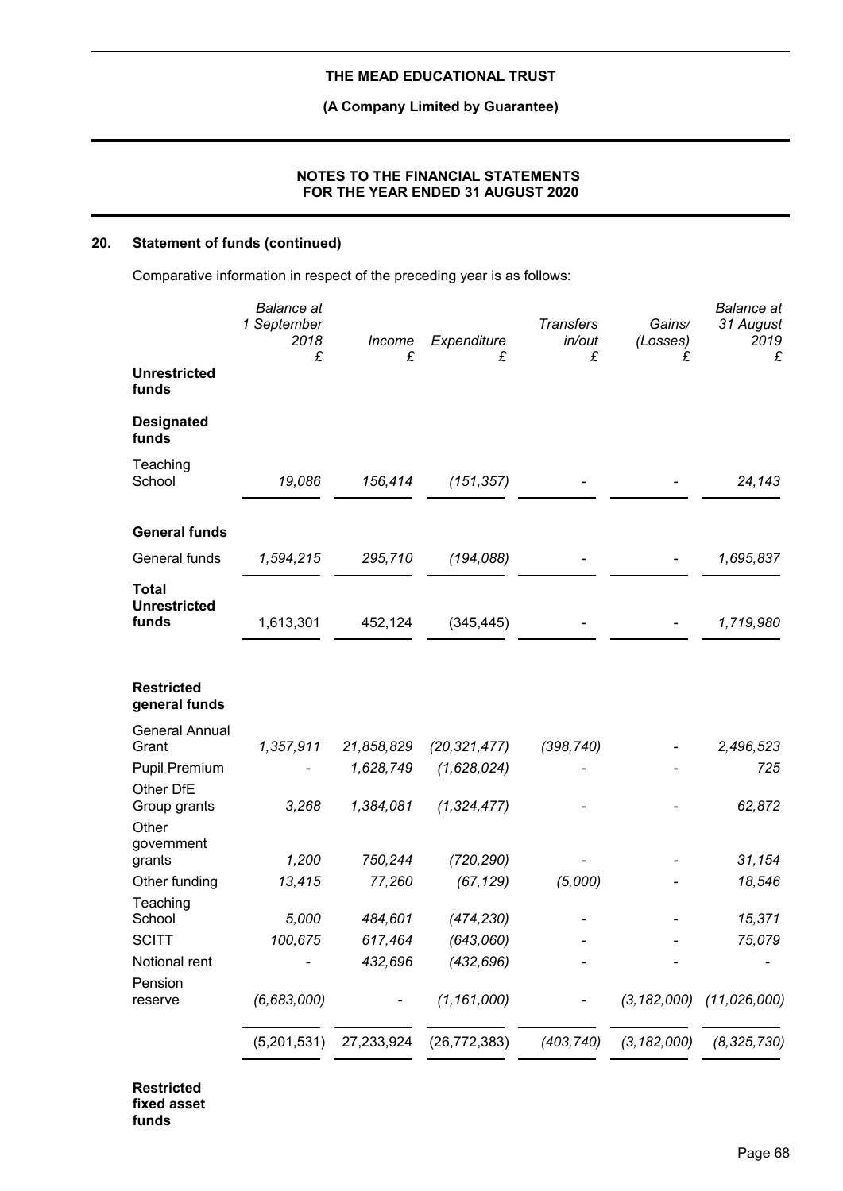## 20. Statement of funds (continued)

Comparative information in respect of the preceding year is as follows:

| | Balance at 1 September 2018 £ | Income £ | Expenditure £ | Transfers in/out £ | Gains/ (Losses) £ | Balance at 31 August 2019 £ |
|---|---|---|---|---|---|---|
| **Unrestricted funds** | | | | | | |
| **Designated funds** | | | | | | |
| Teaching School | 19,086 | 156,414 | (151,357) | - | - | 24,143 |
| **General funds** | | | | | | |
| General funds | 1,594,215 | 295,710 | (194,088) | - | - | 1,695,837 |
| **Total Unrestricted funds** | 1,613,301 | 452,124 | (345,445) | - | - | 1,719,980 |
| **Restricted general funds** | | | | | | |
| General Annual Grant | 1,357,911 | 21,858,829 | (20,321,477) | (398,740) | - | 2,496,523 |
| Pupil Premium | - | 1,628,749 | (1,628,024) | - | - | 725 |
| Other DfE Group grants | 3,268 | 1,384,081 | (1,324,477) | - | - | 62,872 |
| Other government grants | 1,200 | 750,244 | (720,290) | - | - | 31,154 |
| Other funding | 13,415 | 77,260 | (67,129) | (5,000) | - | 18,546 |
| Teaching School | 5,000 | 484,601 | (474,230) | - | - | 15,371 |
| SCITT | 100,675 | 617,464 | (643,060) | - | - | 75,079 |
| Notional rent | - | 432,696 | (432,696) | - | - | - |
| Pension reserve | (6,683,000) | - | (1,161,000) | - | (3,182,000) | (11,026,000) |
| | (5,201,531) | 27,233,924 | (26,772,383) | (403,740) | (3,182,000) | (8,325,730) |

**Restricted fixed asset funds**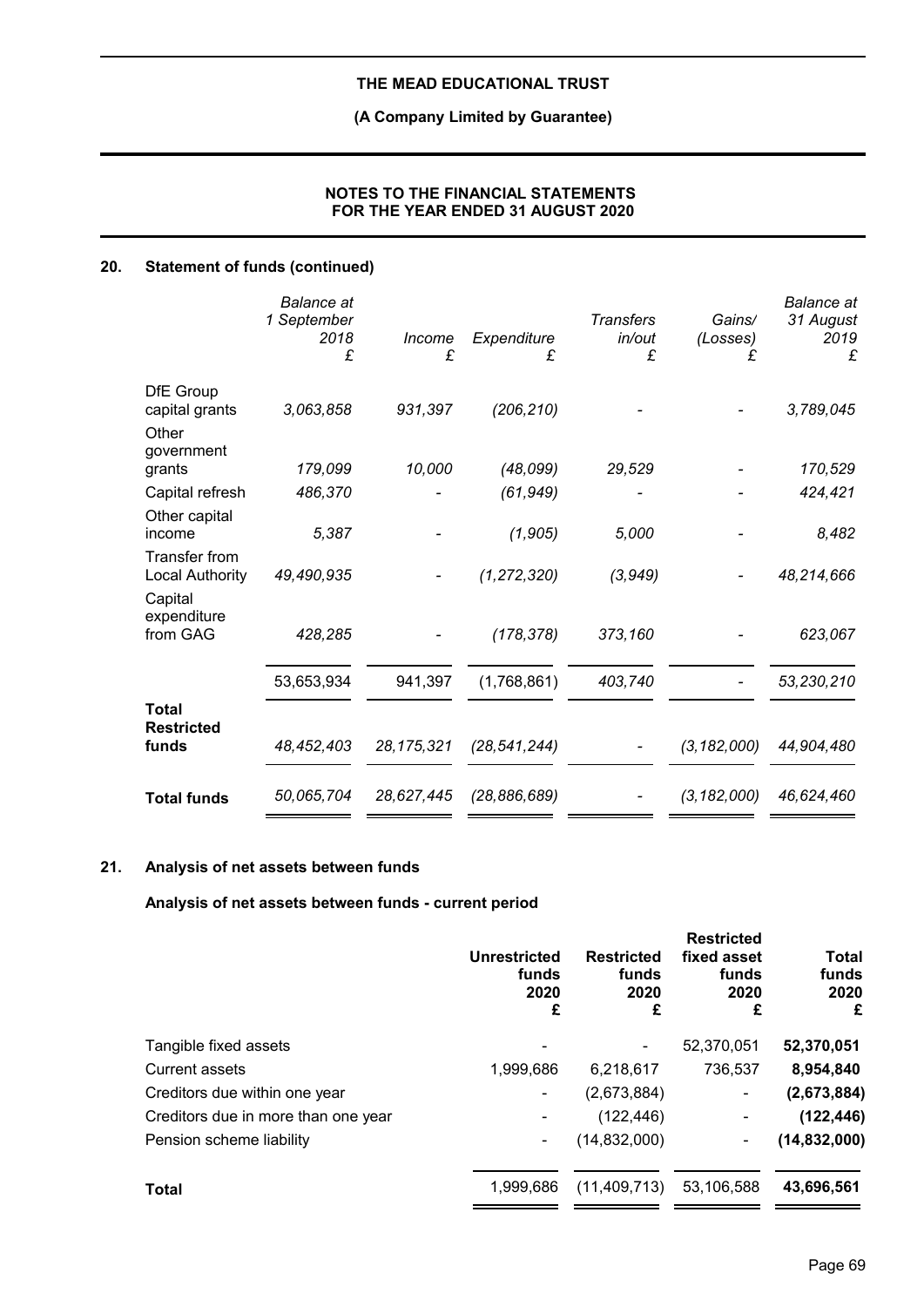## 20. Statement of funds (continued)

| | *Balance at 1 September 2018* £ | *Income* £ | *Expenditure* £ | *Transfers in/out* £ | *Gains/ (Losses)* £ | *Balance at 31 August 2019* £ |
|---|---|---|---|---|---|---|
| DfE Group capital grants | *3,063,858* | *931,397* | *(206,210)* | - | - | *3,789,045* |
| Other government grants | *179,099* | *10,000* | *(48,099)* | *29,529* | - | *170,529* |
| Capital refresh | *486,370* | - | *(61,949)* | - | - | *424,421* |
| Other capital income | *5,387* | - | *(1,905)* | *5,000* | - | *8,482* |
| Transfer from Local Authority | *49,490,935* | - | *(1,272,320)* | *(3,949)* | - | *48,214,666* |
| Capital expenditure from GAG | *428,285* | - | *(178,378)* | *373,160* | - | *623,067* |
| | 53,653,934 | 941,397 | (1,768,861) | *403,740* | - | *53,230,210* |
| **Total Restricted funds** | *48,452,403* | *28,175,321* | *(28,541,244)* | - | *(3,182,000)* | *44,904,480* |
| **Total funds** | *50,065,704* | *28,627,445* | *(28,886,689)* | - | *(3,182,000)* | *46,624,460* |

## 21. Analysis of net assets between funds

### Analysis of net assets between funds - current period

| | **Unrestricted funds 2020** £ | **Restricted funds 2020** £ | **Restricted fixed asset funds 2020** £ | **Total funds 2020** £ |
|---|---|---|---|---|
| Tangible fixed assets | - | - | 52,370,051 | **52,370,051** |
| Current assets | 1,999,686 | 6,218,617 | 736,537 | **8,954,840** |
| Creditors due within one year | - | (2,673,884) | - | **(2,673,884)** |
| Creditors due in more than one year | - | (122,446) | - | **(122,446)** |
| Pension scheme liability | - | (14,832,000) | - | **(14,832,000)** |
| **Total** | 1,999,686 | (11,409,713) | 53,106,588 | **43,696,561** |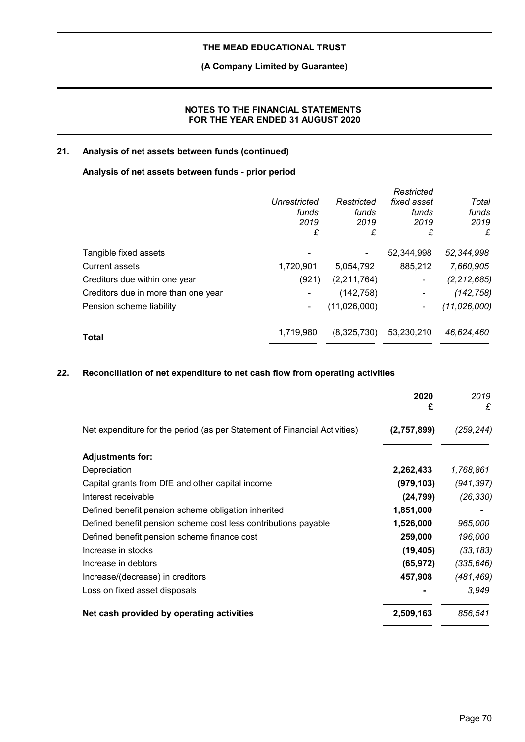## 21. Analysis of net assets between funds (continued)

### Analysis of net assets between funds - prior period

| | *Unrestricted funds 2019 £* | *Restricted funds 2019 £* | *Restricted fixed asset funds 2019 £* | *Total funds 2019 £* |
|---|---|---|---|---|
| Tangible fixed assets | - | - | 52,344,998 | *52,344,998* |
| Current assets | 1,720,901 | 5,054,792 | 885,212 | *7,660,905* |
| Creditors due within one year | (921) | (2,211,764) | - | *(2,212,685)* |
| Creditors due in more than one year | - | (142,758) | - | *(142,758)* |
| Pension scheme liability | - | (11,026,000) | - | *(11,026,000)* |
| **Total** | 1,719,980 | (8,325,730) | 53,230,210 | *46,624,460* |

## 22. Reconciliation of net expenditure to net cash flow from operating activities

| | **2020 £** | *2019 £* |
|---|---|---|
| Net expenditure for the period (as per Statement of Financial Activities) | **(2,757,899)** | *(259,244)* |
| **Adjustments for:** | | |
| Depreciation | **2,262,433** | *1,768,861* |
| Capital grants from DfE and other capital income | **(979,103)** | *(941,397)* |
| Interest receivable | **(24,799)** | *(26,330)* |
| Defined benefit pension scheme obligation inherited | **1,851,000** | *-* |
| Defined benefit pension scheme cost less contributions payable | **1,526,000** | *965,000* |
| Defined benefit pension scheme finance cost | **259,000** | *196,000* |
| Increase in stocks | **(19,405)** | *(33,183)* |
| Increase in debtors | **(65,972)** | *(335,646)* |
| Increase/(decrease) in creditors | **457,908** | *(481,469)* |
| Loss on fixed asset disposals | **-** | *3,949* |
| **Net cash provided by operating activities** | **2,509,163** | *856,541* |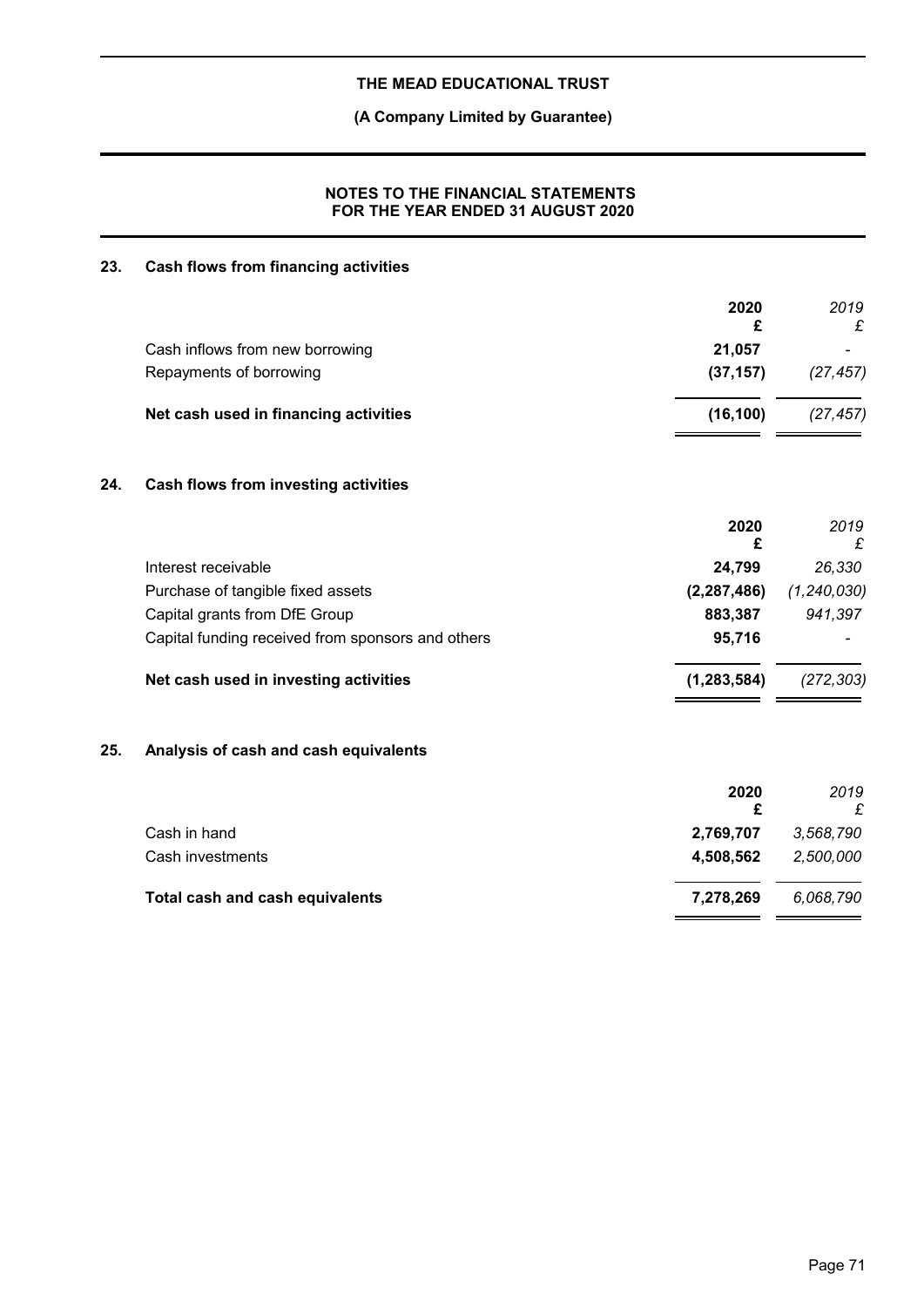# THE MEAD EDUCATIONAL TRUST

**(A Company Limited by Guarantee)**

**NOTES TO THE FINANCIAL STATEMENTS FOR THE YEAR ENDED 31 AUGUST 2020**

## 23. Cash flows from financing activities

| | 2020 £ | *2019 £* |
|---|---|---|
| Cash inflows from new borrowing | **21,057** | *-* |
| Repayments of borrowing | **(37,157)** | *(27,457)* |
| **Net cash used in financing activities** | **(16,100)** | *(27,457)* |

## 24. Cash flows from investing activities

| | 2020 £ | *2019 £* |
|---|---|---|
| Interest receivable | **24,799** | *26,330* |
| Purchase of tangible fixed assets | **(2,287,486)** | *(1,240,030)* |
| Capital grants from DfE Group | **883,387** | *941,397* |
| Capital funding received from sponsors and others | **95,716** | *-* |
| **Net cash used in investing activities** | **(1,283,584)** | *(272,303)* |

## 25. Analysis of cash and cash equivalents

| | 2020 £ | *2019 £* |
|---|---|---|
| Cash in hand | **2,769,707** | *3,568,790* |
| Cash investments | **4,508,562** | *2,500,000* |
| **Total cash and cash equivalents** | **7,278,269** | *6,068,790* |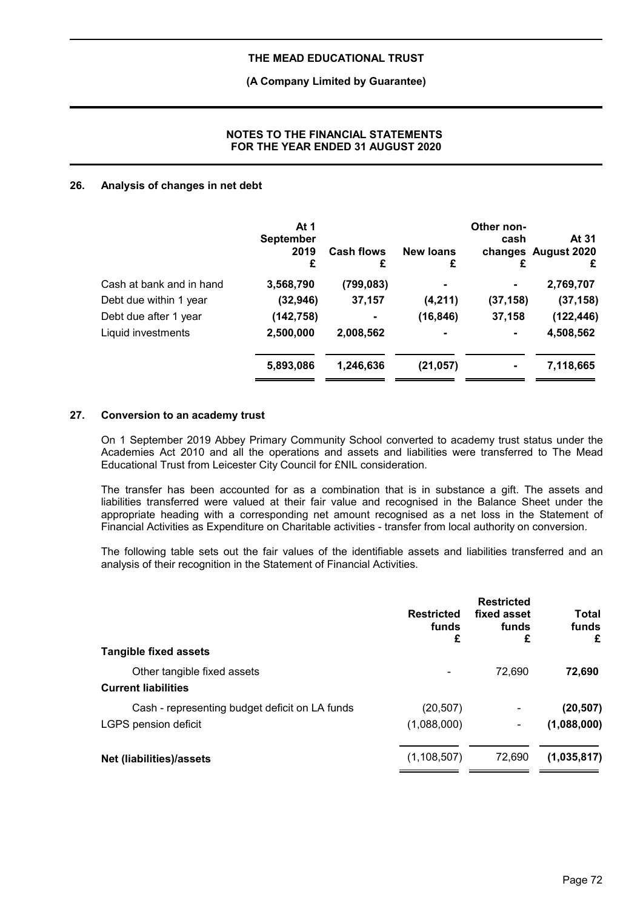## 26. Analysis of changes in net debt

| | At 1 September 2019 £ | Cash flows £ | New loans £ | Other non-cash changes £ | At 31 August 2020 £ |
|---|---|---|---|---|---|
| Cash at bank and in hand | **3,568,790** | **(799,083)** | **-** | **-** | **2,769,707** |
| Debt due within 1 year | **(32,946)** | **37,157** | **(4,211)** | **(37,158)** | **(37,158)** |
| Debt due after 1 year | **(142,758)** | **-** | **(16,846)** | **37,158** | **(122,446)** |
| Liquid investments | **2,500,000** | **2,008,562** | **-** | **-** | **4,508,562** |
| | **5,893,086** | **1,246,636** | **(21,057)** | **-** | **7,118,665** |

## 27. Conversion to an academy trust

On 1 September 2019 Abbey Primary Community School converted to academy trust status under the Academies Act 2010 and all the operations and assets and liabilities were transferred to The Mead Educational Trust from Leicester City Council for £NIL consideration.

The transfer has been accounted for as a combination that is in substance a gift. The assets and liabilities transferred were valued at their fair value and recognised in the Balance Sheet under the appropriate heading with a corresponding net amount recognised as a net loss in the Statement of Financial Activities as Expenditure on Charitable activities - transfer from local authority on conversion.

The following table sets out the fair values of the identifiable assets and liabilities transferred and an analysis of their recognition in the Statement of Financial Activities.

| | Restricted funds £ | Restricted fixed asset funds £ | Total funds £ |
|---|---|---|---|
| **Tangible fixed assets** | | | |
| Other tangible fixed assets | - | 72,690 | **72,690** |
| **Current liabilities** | | | |
| Cash - representing budget deficit on LA funds | (20,507) | - | **(20,507)** |
| LGPS pension deficit | (1,088,000) | - | **(1,088,000)** |
| **Net (liabilities)/assets** | (1,108,507) | 72,690 | **(1,035,817)** |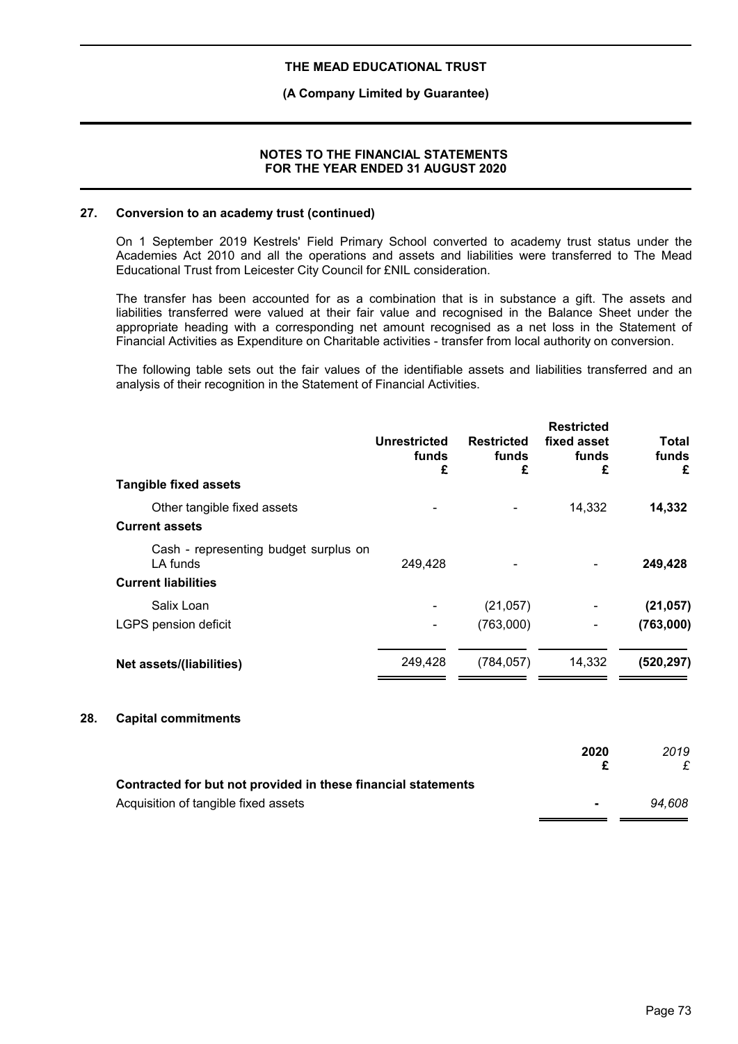## 27. Conversion to an academy trust (continued)

On 1 September 2019 Kestrels' Field Primary School converted to academy trust status under the Academies Act 2010 and all the operations and assets and liabilities were transferred to The Mead Educational Trust from Leicester City Council for £NIL consideration.

The transfer has been accounted for as a combination that is in substance a gift. The assets and liabilities transferred were valued at their fair value and recognised in the Balance Sheet under the appropriate heading with a corresponding net amount recognised as a net loss in the Statement of Financial Activities as Expenditure on Charitable activities - transfer from local authority on conversion.

The following table sets out the fair values of the identifiable assets and liabilities transferred and an analysis of their recognition in the Statement of Financial Activities.

| | Unrestricted funds £ | Restricted funds £ | Restricted fixed asset funds £ | Total funds £ |
|---|---|---|---|---|
| **Tangible fixed assets** | | | | |
| Other tangible fixed assets | - | - | 14,332 | **14,332** |
| **Current assets** | | | | |
| Cash - representing budget surplus on LA funds | 249,428 | - | - | **249,428** |
| **Current liabilities** | | | | |
| Salix Loan | - | (21,057) | - | **(21,057)** |
| LGPS pension deficit | - | (763,000) | - | **(763,000)** |
| **Net assets/(liabilities)** | 249,428 | (784,057) | 14,332 | **(520,297)** |

## 28. Capital commitments

| | 2020 £ | *2019 £* |
|---|---|---|
| **Contracted for but not provided in these financial statements** | | |
| Acquisition of tangible fixed assets | - | *94,608* |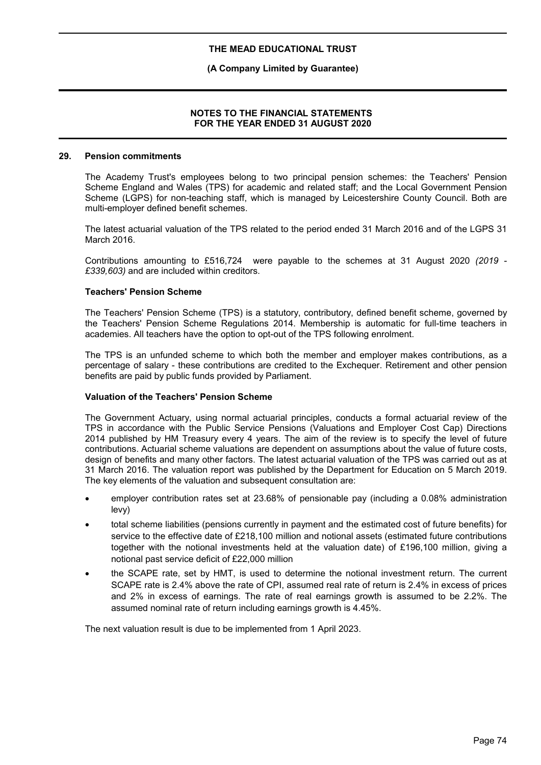## 29. Pension commitments

The Academy Trust's employees belong to two principal pension schemes: the Teachers' Pension Scheme England and Wales (TPS) for academic and related staff; and the Local Government Pension Scheme (LGPS) for non-teaching staff, which is managed by Leicestershire County Council. Both are multi-employer defined benefit schemes.

The latest actuarial valuation of the TPS related to the period ended 31 March 2016 and of the LGPS 31 March 2016.

Contributions amounting to £516,724 were payable to the schemes at 31 August 2020 *(2019 - £339,603)* and are included within creditors.

### Teachers' Pension Scheme

The Teachers' Pension Scheme (TPS) is a statutory, contributory, defined benefit scheme, governed by the Teachers' Pension Scheme Regulations 2014. Membership is automatic for full-time teachers in academies. All teachers have the option to opt-out of the TPS following enrolment.

The TPS is an unfunded scheme to which both the member and employer makes contributions, as a percentage of salary - these contributions are credited to the Exchequer. Retirement and other pension benefits are paid by public funds provided by Parliament.

### Valuation of the Teachers' Pension Scheme

The Government Actuary, using normal actuarial principles, conducts a formal actuarial review of the TPS in accordance with the Public Service Pensions (Valuations and Employer Cost Cap) Directions 2014 published by HM Treasury every 4 years. The aim of the review is to specify the level of future contributions. Actuarial scheme valuations are dependent on assumptions about the value of future costs, design of benefits and many other factors. The latest actuarial valuation of the TPS was carried out as at 31 March 2016. The valuation report was published by the Department for Education on 5 March 2019. The key elements of the valuation and subsequent consultation are:

- employer contribution rates set at 23.68% of pensionable pay (including a 0.08% administration levy)
- total scheme liabilities (pensions currently in payment and the estimated cost of future benefits) for service to the effective date of £218,100 million and notional assets (estimated future contributions together with the notional investments held at the valuation date) of £196,100 million, giving a notional past service deficit of £22,000 million
- the SCAPE rate, set by HMT, is used to determine the notional investment return. The current SCAPE rate is 2.4% above the rate of CPI, assumed real rate of return is 2.4% in excess of prices and 2% in excess of earnings. The rate of real earnings growth is assumed to be 2.2%. The assumed nominal rate of return including earnings growth is 4.45%.

The next valuation result is due to be implemented from 1 April 2023.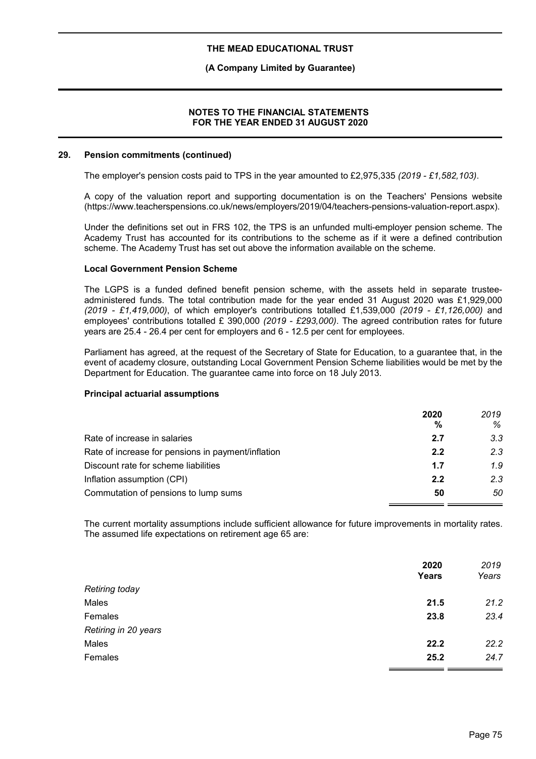## 29. Pension commitments (continued)

The employer's pension costs paid to TPS in the year amounted to £2,975,335 *(2019 - £1,582,103)*.

A copy of the valuation report and supporting documentation is on the Teachers' Pensions website (https://www.teacherspensions.co.uk/news/employers/2019/04/teachers-pensions-valuation-report.aspx).

Under the definitions set out in FRS 102, the TPS is an unfunded multi-employer pension scheme. The Academy Trust has accounted for its contributions to the scheme as if it were a defined contribution scheme. The Academy Trust has set out above the information available on the scheme.

### Local Government Pension Scheme

The LGPS is a funded defined benefit pension scheme, with the assets held in separate trustee-administered funds. The total contribution made for the year ended 31 August 2020 was £1,929,000 *(2019 - £1,419,000)*, of which employer's contributions totalled £1,539,000 *(2019 - £1,126,000)* and employees' contributions totalled £ 390,000 *(2019 - £293,000)*. The agreed contribution rates for future years are 25.4 - 26.4 per cent for employers and 6 - 12.5 per cent for employees.

Parliament has agreed, at the request of the Secretary of State for Education, to a guarantee that, in the event of academy closure, outstanding Local Government Pension Scheme liabilities would be met by the Department for Education. The guarantee came into force on 18 July 2013.

### Principal actuarial assumptions

| | **2020** | *2019* |
|---|---|---|
| | **%** | *%* |
| Rate of increase in salaries | **2.7** | *3.3* |
| Rate of increase for pensions in payment/inflation | **2.2** | *2.3* |
| Discount rate for scheme liabilities | **1.7** | *1.9* |
| Inflation assumption (CPI) | **2.2** | *2.3* |
| Commutation of pensions to lump sums | **50** | *50* |

The current mortality assumptions include sufficient allowance for future improvements in mortality rates. The assumed life expectations on retirement age 65 are:

| | **2020** | *2019* |
|---|---|---|
| | **Years** | *Years* |
| *Retiring today* | | |
| Males | **21.5** | *21.2* |
| Females | **23.8** | *23.4* |
| *Retiring in 20 years* | | |
| Males | **22.2** | *22.2* |
| Females | **25.2** | *24.7* |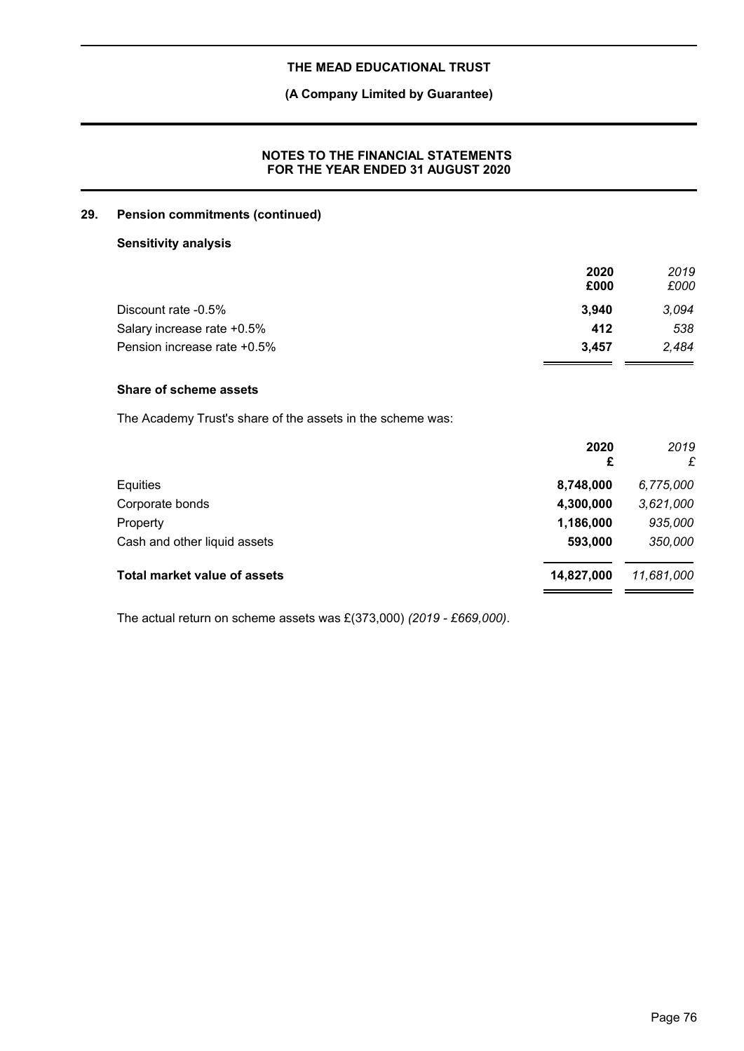## 29. Pension commitments (continued)

### Sensitivity analysis

| | 2020 £000 | *2019 £000* |
|---|---|---|
| Discount rate -0.5% | **3,940** | *3,094* |
| Salary increase rate +0.5% | **412** | *538* |
| Pension increase rate +0.5% | **3,457** | *2,484* |

### Share of scheme assets

The Academy Trust's share of the assets in the scheme was:

| | 2020 £ | *2019 £* |
|---|---|---|
| Equities | **8,748,000** | *6,775,000* |
| Corporate bonds | **4,300,000** | *3,621,000* |
| Property | **1,186,000** | *935,000* |
| Cash and other liquid assets | **593,000** | *350,000* |
| **Total market value of assets** | **14,827,000** | *11,681,000* |

The actual return on scheme assets was £(373,000) *(2019 - £669,000)*.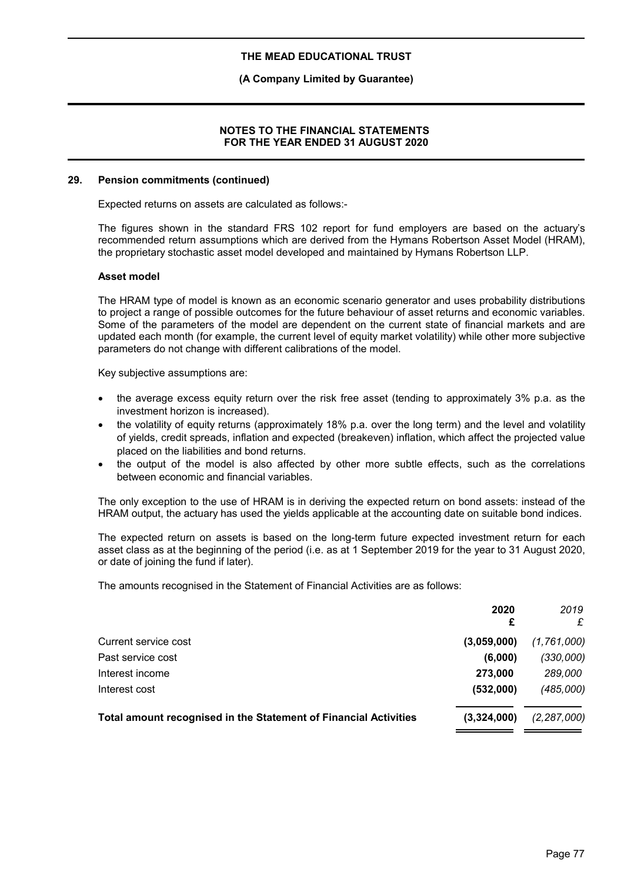## 29. Pension commitments (continued)

Expected returns on assets are calculated as follows:-

The figures shown in the standard FRS 102 report for fund employers are based on the actuary's recommended return assumptions which are derived from the Hymans Robertson Asset Model (HRAM), the proprietary stochastic asset model developed and maintained by Hymans Robertson LLP.

### Asset model

The HRAM type of model is known as an economic scenario generator and uses probability distributions to project a range of possible outcomes for the future behaviour of asset returns and economic variables. Some of the parameters of the model are dependent on the current state of financial markets and are updated each month (for example, the current level of equity market volatility) while other more subjective parameters do not change with different calibrations of the model.

Key subjective assumptions are:

- the average excess equity return over the risk free asset (tending to approximately 3% p.a. as the investment horizon is increased).
- the volatility of equity returns (approximately 18% p.a. over the long term) and the level and volatility of yields, credit spreads, inflation and expected (breakeven) inflation, which affect the projected value placed on the liabilities and bond returns.
- the output of the model is also affected by other more subtle effects, such as the correlations between economic and financial variables.

The only exception to the use of HRAM is in deriving the expected return on bond assets: instead of the HRAM output, the actuary has used the yields applicable at the accounting date on suitable bond indices.

The expected return on assets is based on the long-term future expected investment return for each asset class as at the beginning of the period (i.e. as at 1 September 2019 for the year to 31 August 2020, or date of joining the fund if later).

The amounts recognised in the Statement of Financial Activities are as follows:

| | 2020 £ | *2019 £* |
|---|---|---|
| Current service cost | **(3,059,000)** | *(1,761,000)* |
| Past service cost | **(6,000)** | *(330,000)* |
| Interest income | **273,000** | *289,000* |
| Interest cost | **(532,000)** | *(485,000)* |
| **Total amount recognised in the Statement of Financial Activities** | **(3,324,000)** | *(2,287,000)* |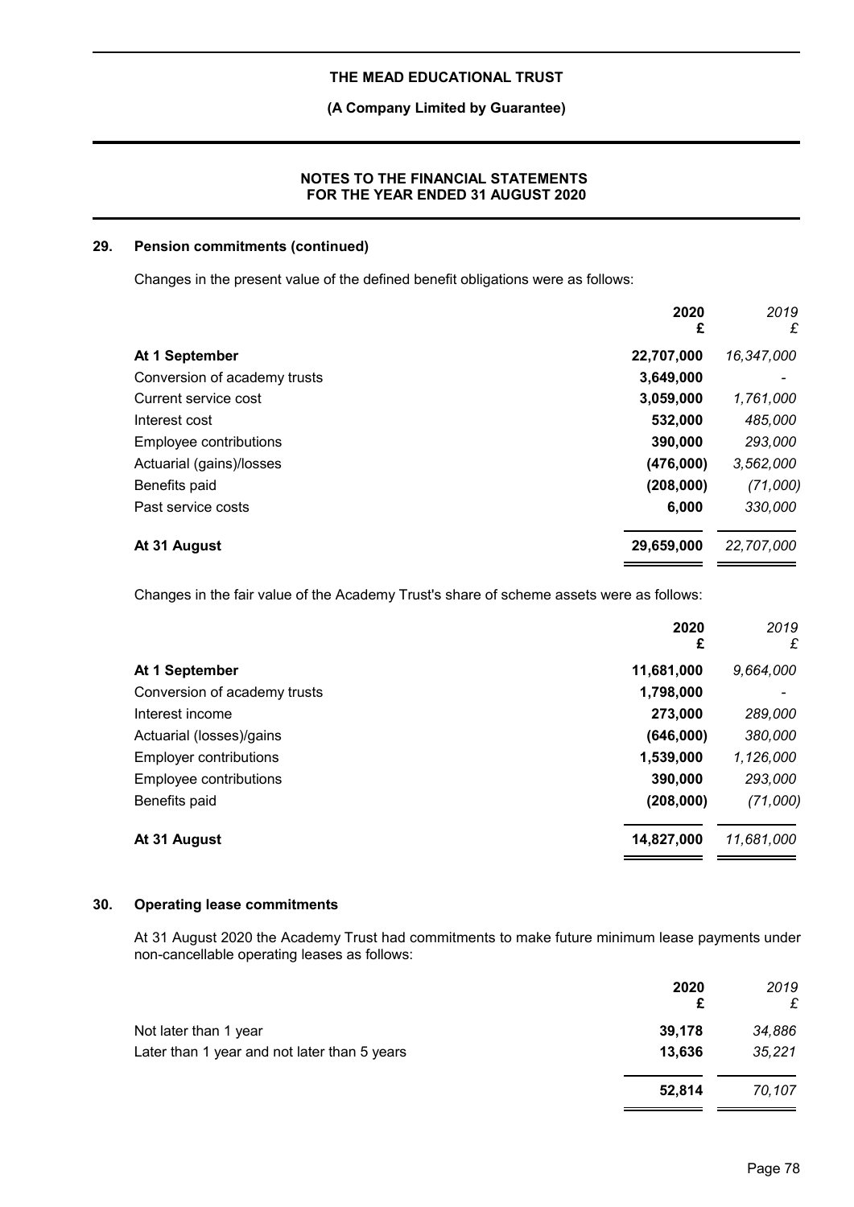## 29. Pension commitments (continued)

Changes in the present value of the defined benefit obligations were as follows:

| | 2020<br>£ | *2019*<br>*£* |
|---|---|---|
| **At 1 September** | **22,707,000** | *16,347,000* |
| Conversion of academy trusts | **3,649,000** | *-* |
| Current service cost | **3,059,000** | *1,761,000* |
| Interest cost | **532,000** | *485,000* |
| Employee contributions | **390,000** | *293,000* |
| Actuarial (gains)/losses | **(476,000)** | *3,562,000* |
| Benefits paid | **(208,000)** | *(71,000)* |
| Past service costs | **6,000** | *330,000* |
| **At 31 August** | **29,659,000** | *22,707,000* |

Changes in the fair value of the Academy Trust's share of scheme assets were as follows:

| | 2020<br>£ | *2019*<br>*£* |
|---|---|---|
| **At 1 September** | **11,681,000** | *9,664,000* |
| Conversion of academy trusts | **1,798,000** | *-* |
| Interest income | **273,000** | *289,000* |
| Actuarial (losses)/gains | **(646,000)** | *380,000* |
| Employer contributions | **1,539,000** | *1,126,000* |
| Employee contributions | **390,000** | *293,000* |
| Benefits paid | **(208,000)** | *(71,000)* |
| **At 31 August** | **14,827,000** | *11,681,000* |

## 30. Operating lease commitments

At 31 August 2020 the Academy Trust had commitments to make future minimum lease payments under non-cancellable operating leases as follows:

| | 2020<br>£ | *2019*<br>*£* |
|---|---|---|
| Not later than 1 year | **39,178** | *34,886* |
| Later than 1 year and not later than 5 years | **13,636** | *35,221* |
| | **52,814** | *70,107* |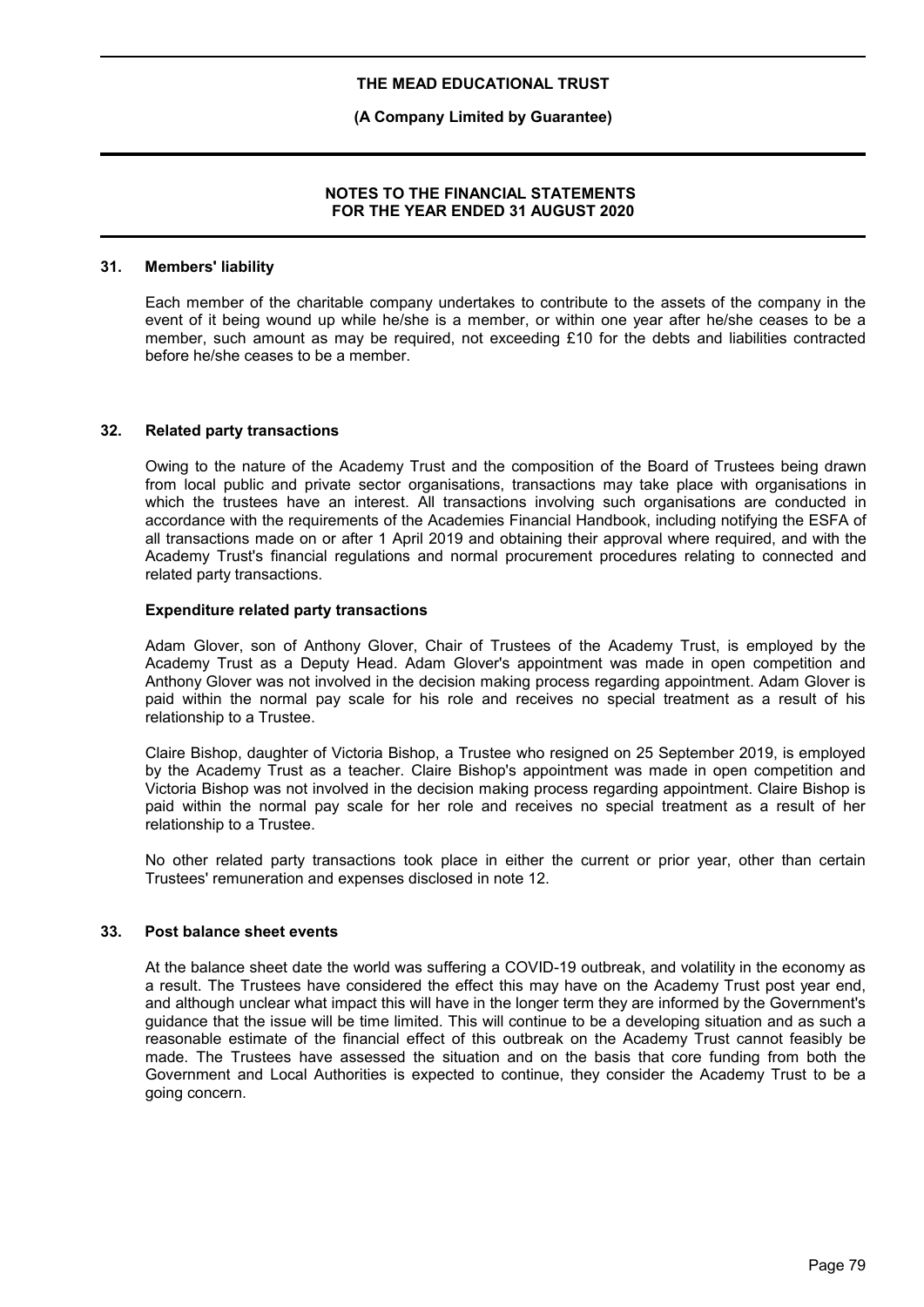## 31. Members' liability

Each member of the charitable company undertakes to contribute to the assets of the company in the event of it being wound up while he/she is a member, or within one year after he/she ceases to be a member, such amount as may be required, not exceeding £10 for the debts and liabilities contracted before he/she ceases to be a member.

## 32. Related party transactions

Owing to the nature of the Academy Trust and the composition of the Board of Trustees being drawn from local public and private sector organisations, transactions may take place with organisations in which the trustees have an interest. All transactions involving such organisations are conducted in accordance with the requirements of the Academies Financial Handbook, including notifying the ESFA of all transactions made on or after 1 April 2019 and obtaining their approval where required, and with the Academy Trust's financial regulations and normal procurement procedures relating to connected and related party transactions.

### Expenditure related party transactions

Adam Glover, son of Anthony Glover, Chair of Trustees of the Academy Trust, is employed by the Academy Trust as a Deputy Head. Adam Glover's appointment was made in open competition and Anthony Glover was not involved in the decision making process regarding appointment. Adam Glover is paid within the normal pay scale for his role and receives no special treatment as a result of his relationship to a Trustee.

Claire Bishop, daughter of Victoria Bishop, a Trustee who resigned on 25 September 2019, is employed by the Academy Trust as a teacher. Claire Bishop's appointment was made in open competition and Victoria Bishop was not involved in the decision making process regarding appointment. Claire Bishop is paid within the normal pay scale for her role and receives no special treatment as a result of her relationship to a Trustee.

No other related party transactions took place in either the current or prior year, other than certain Trustees' remuneration and expenses disclosed in note 12.

## 33. Post balance sheet events

At the balance sheet date the world was suffering a COVID-19 outbreak, and volatility in the economy as a result. The Trustees have considered the effect this may have on the Academy Trust post year end, and although unclear what impact this will have in the longer term they are informed by the Government's guidance that the issue will be time limited. This will continue to be a developing situation and as such a reasonable estimate of the financial effect of this outbreak on the Academy Trust cannot feasibly be made. The Trustees have assessed the situation and on the basis that core funding from both the Government and Local Authorities is expected to continue, they consider the Academy Trust to be a going concern.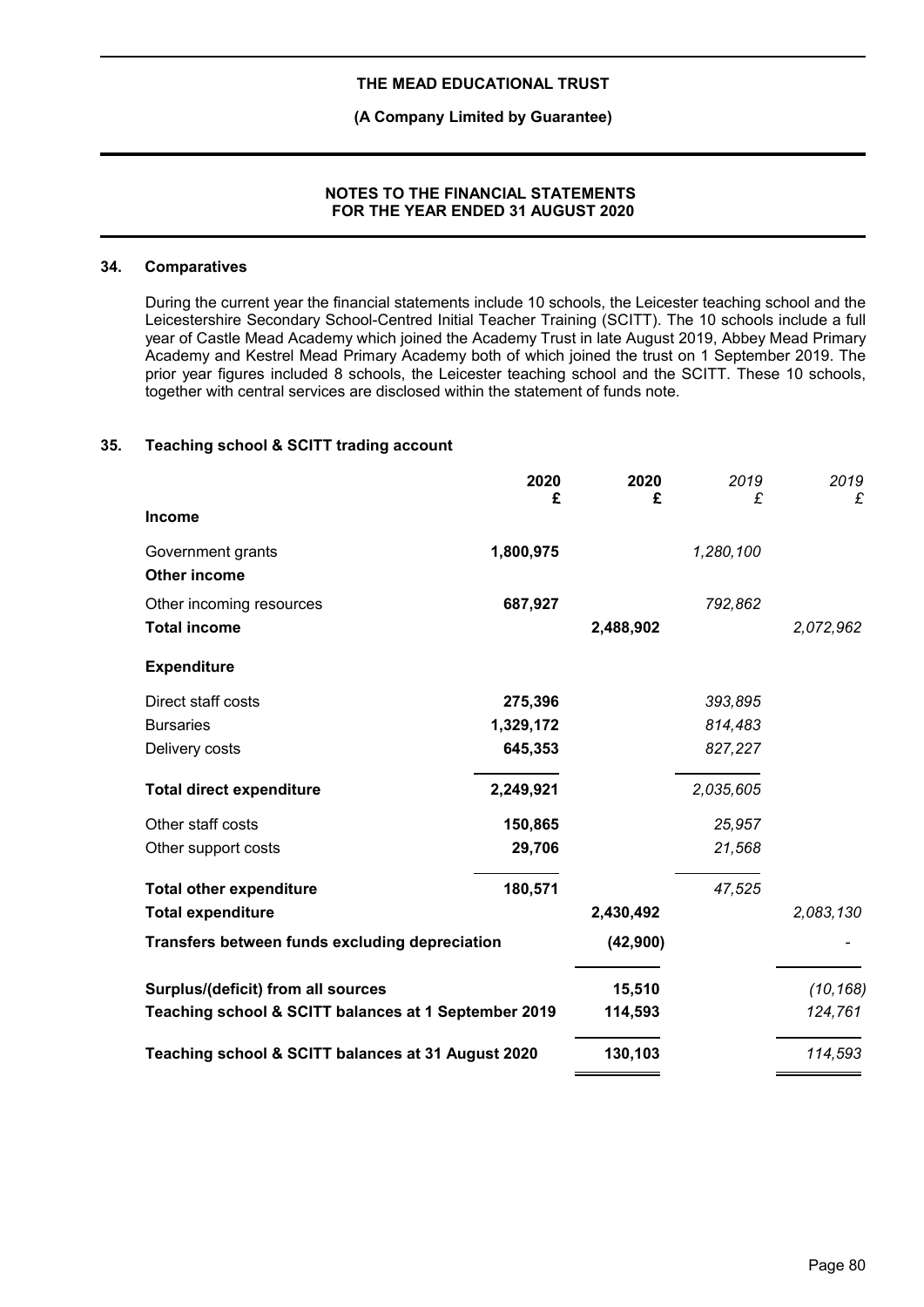## 34. Comparatives

During the current year the financial statements include 10 schools, the Leicester teaching school and the Leicestershire Secondary School-Centred Initial Teacher Training (SCITT). The 10 schools include a full year of Castle Mead Academy which joined the Academy Trust in late August 2019, Abbey Mead Primary Academy and Kestrel Mead Primary Academy both of which joined the trust on 1 September 2019. The prior year figures included 8 schools, the Leicester teaching school and the SCITT. These 10 schools, together with central services are disclosed within the statement of funds note.

## 35. Teaching school & SCITT trading account

| | 2020<br>£ | 2020<br>£ | *2019*<br>*£* | *2019*<br>*£* |
|---|---|---|---|---|
| **Income** | | | | |
| Government grants | **1,800,975** | | *1,280,100* | |
| **Other income** | | | | |
| Other incoming resources | **687,927** | | *792,862* | |
| **Total income** | | **2,488,902** | | *2,072,962* |
| **Expenditure** | | | | |
| Direct staff costs | **275,396** | | *393,895* | |
| Bursaries | **1,329,172** | | *814,483* | |
| Delivery costs | **645,353** | | *827,227* | |
| **Total direct expenditure** | **2,249,921** | | *2,035,605* | |
| Other staff costs | **150,865** | | *25,957* | |
| Other support costs | **29,706** | | *21,568* | |
| **Total other expenditure** | **180,571** | | *47,525* | |
| **Total expenditure** | | **2,430,492** | | *2,083,130* |
| **Transfers between funds excluding depreciation** | | **(42,900)** | | *-* |
| **Surplus/(deficit) from all sources** | | **15,510** | | *(10,168)* |
| **Teaching school & SCITT balances at 1 September 2019** | | **114,593** | | *124,761* |
| **Teaching school & SCITT balances at 31 August 2020** | | **130,103** | | *114,593* |